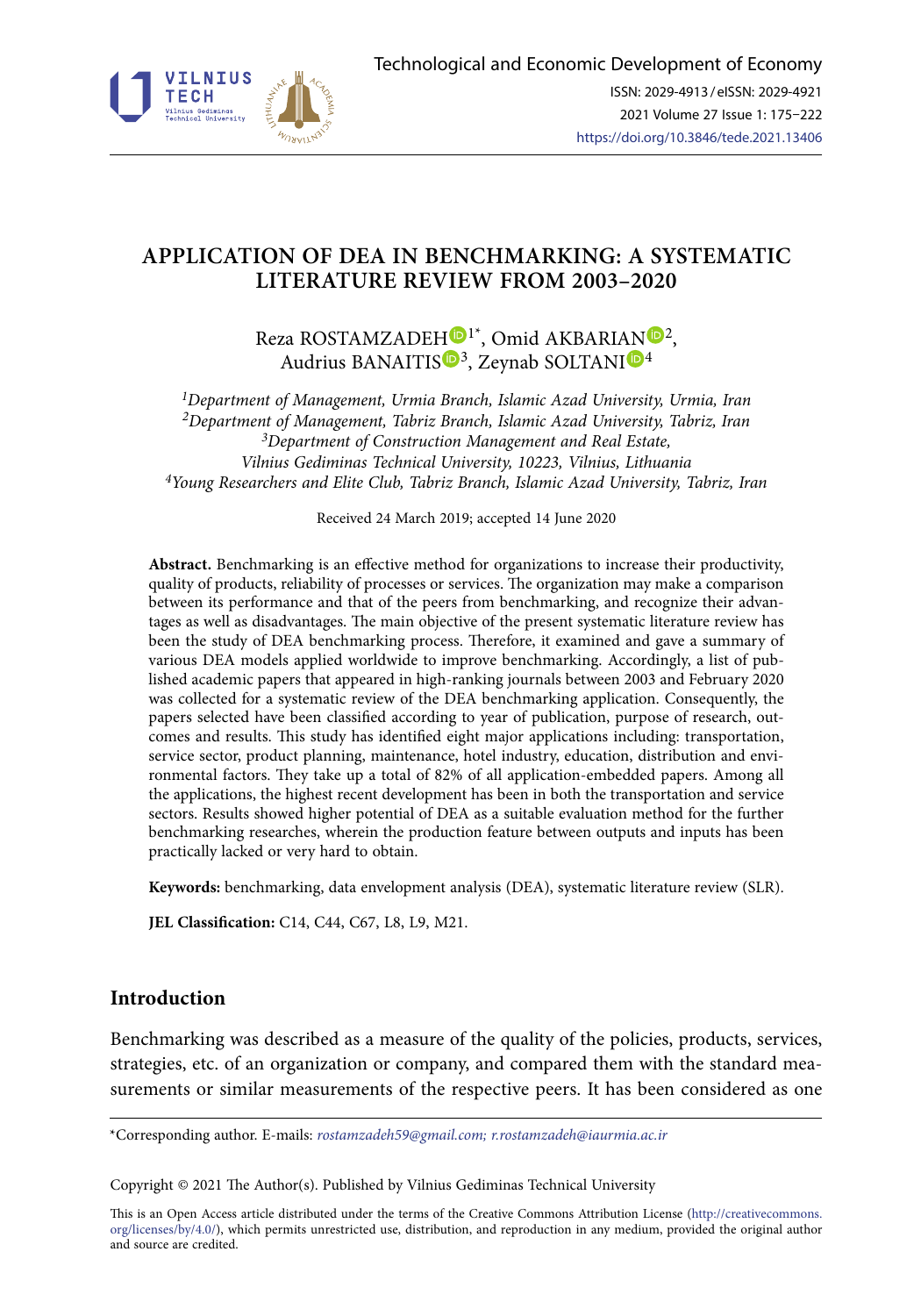# APPLICATION OF DEA IN BENCHMARKING: A SYSTEMATIC LITERATURE REVIEW FROM 2003–2020

Reza ROSTAMZADEH[1*], Omid AKBARIAN[2], Audrius BANAITIS[3], Zeynab SOLTANI[4]

[1]*Department of Management, Urmia Branch, Islamic Azad University, Urmia, Iran*
[2]*Department of Management, Tabriz Branch, Islamic Azad University, Tabriz, Iran*
[3]*Department of Construction Management and Real Estate, Vilnius Gediminas Technical University, 10223, Vilnius, Lithuania*
[4]*Young Researchers and Elite Club, Tabriz Branch, Islamic Azad University, Tabriz, Iran*

Received 24 March 2019; accepted 14 June 2020

**Abstract.** Benchmarking is an effective method for organizations to increase their productivity, quality of products, reliability of processes or services. The organization may make a comparison between its performance and that of the peers from benchmarking, and recognize their advantages as well as disadvantages. The main objective of the present systematic literature review has been the study of DEA benchmarking process. Therefore, it examined and gave a summary of various DEA models applied worldwide to improve benchmarking. Accordingly, a list of published academic papers that appeared in high-ranking journals between 2003 and February 2020 was collected for a systematic review of the DEA benchmarking application. Consequently, the papers selected have been classified according to year of publication, purpose of research, outcomes and results. This study has identified eight major applications including: transportation, service sector, product planning, maintenance, hotel industry, education, distribution and environmental factors. They take up a total of 82% of all application-embedded papers. Among all the applications, the highest recent development has been in both the transportation and service sectors. Results showed higher potential of DEA as a suitable evaluation method for the further benchmarking researches, wherein the production feature between outputs and inputs has been practically lacked or very hard to obtain.

**Keywords:** benchmarking, data envelopment analysis (DEA), systematic literature review (SLR).

**JEL Classification:** C14, C44, C67, L8, L9, M21.

## Introduction

Benchmarking was described as a measure of the quality of the policies, products, services, strategies, etc. of an organization or company, and compared them with the standard measurements or similar measurements of the respective peers. It has been considered as one

---

*Corresponding author. E-mails: *rostamzadeh59@gmail.com; r.rostamzadeh@iaurmia.ac.ir*

Copyright © 2021 The Author(s). Published by Vilnius Gediminas Technical University

This is an Open Access article distributed under the terms of the Creative Commons Attribution License (http://creativecommons.org/licenses/by/4.0/), which permits unrestricted use, distribution, and reproduction in any medium, provided the original author and source are credited.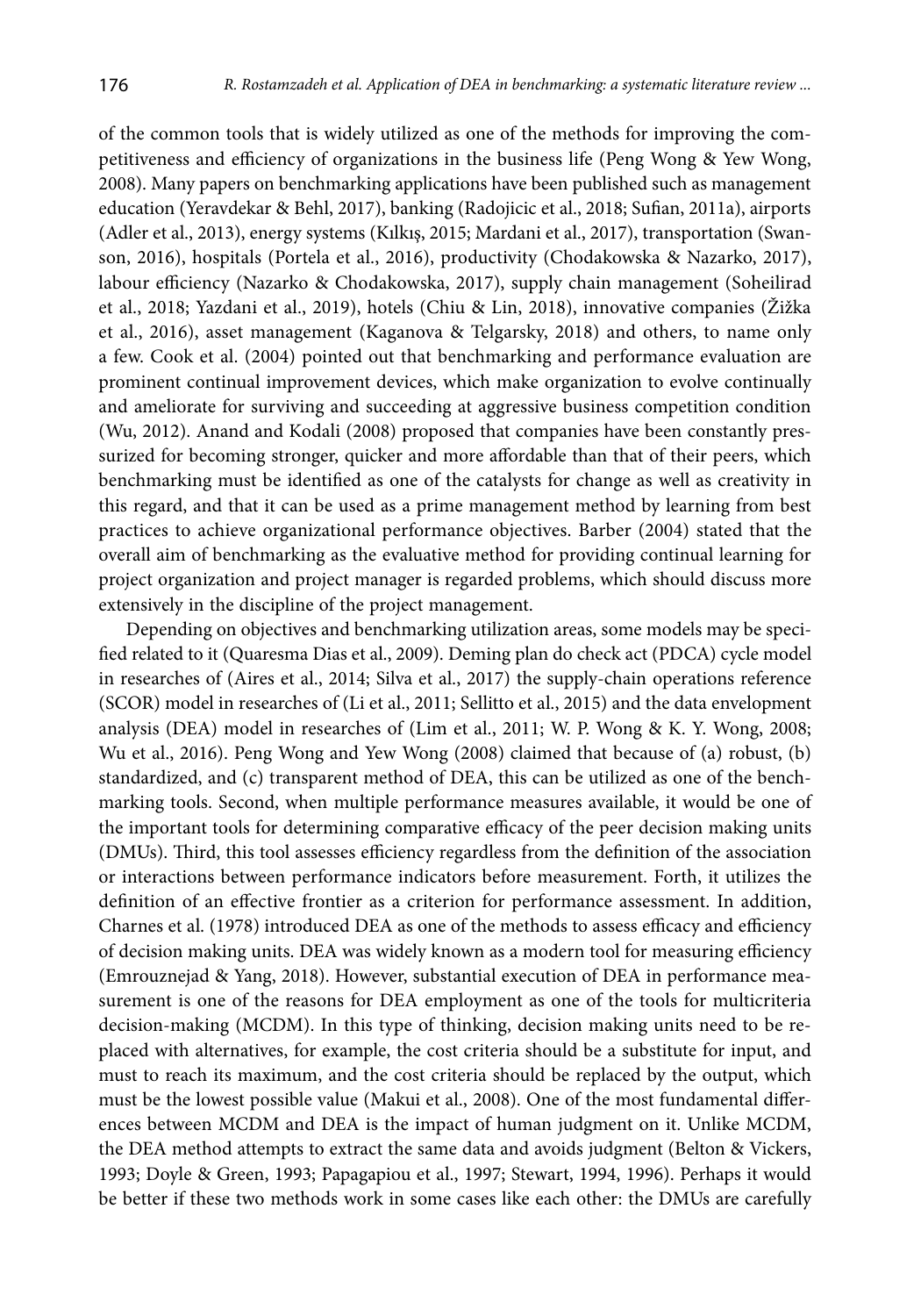of the common tools that is widely utilized as one of the methods for improving the competitiveness and efficiency of organizations in the business life (Peng Wong & Yew Wong, 2008). Many papers on benchmarking applications have been published such as management education (Yeravdekar & Behl, 2017), banking (Radojicic et al., 2018; Sufian, 2011a), airports (Adler et al., 2013), energy systems (Kılkış, 2015; Mardani et al., 2017), transportation (Swanson, 2016), hospitals (Portela et al., 2016), productivity (Chodakowska & Nazarko, 2017), labour efficiency (Nazarko & Chodakowska, 2017), supply chain management (Soheilirad et al., 2018; Yazdani et al., 2019), hotels (Chiu & Lin, 2018), innovative companies (Žižka et al., 2016), asset management (Kaganova & Telgarsky, 2018) and others, to name only a few. Cook et al. (2004) pointed out that benchmarking and performance evaluation are prominent continual improvement devices, which make organization to evolve continually and ameliorate for surviving and succeeding at aggressive business competition condition (Wu, 2012). Anand and Kodali (2008) proposed that companies have been constantly pressurized for becoming stronger, quicker and more affordable than that of their peers, which benchmarking must be identified as one of the catalysts for change as well as creativity in this regard, and that it can be used as a prime management method by learning from best practices to achieve organizational performance objectives. Barber (2004) stated that the overall aim of benchmarking as the evaluative method for providing continual learning for project organization and project manager is regarded problems, which should discuss more extensively in the discipline of the project management.

Depending on objectives and benchmarking utilization areas, some models may be specified related to it (Quaresma Dias et al., 2009). Deming plan do check act (PDCA) cycle model in researches of (Aires et al., 2014; Silva et al., 2017) the supply-chain operations reference (SCOR) model in researches of (Li et al., 2011; Sellitto et al., 2015) and the data envelopment analysis (DEA) model in researches of (Lim et al., 2011; W. P. Wong & K. Y. Wong, 2008; Wu et al., 2016). Peng Wong and Yew Wong (2008) claimed that because of (a) robust, (b) standardized, and (c) transparent method of DEA, this can be utilized as one of the benchmarking tools. Second, when multiple performance measures available, it would be one of the important tools for determining comparative efficacy of the peer decision making units (DMUs). Third, this tool assesses efficiency regardless from the definition of the association or interactions between performance indicators before measurement. Forth, it utilizes the definition of an effective frontier as a criterion for performance assessment. In addition, Charnes et al. (1978) introduced DEA as one of the methods to assess efficacy and efficiency of decision making units. DEA was widely known as a modern tool for measuring efficiency (Emrouznejad & Yang, 2018). However, substantial execution of DEA in performance measurement is one of the reasons for DEA employment as one of the tools for multicriteria decision-making (MCDM). In this type of thinking, decision making units need to be replaced with alternatives, for example, the cost criteria should be a substitute for input, and must to reach its maximum, and the cost criteria should be replaced by the output, which must be the lowest possible value (Makui et al., 2008). One of the most fundamental differences between MCDM and DEA is the impact of human judgment on it. Unlike MCDM, the DEA method attempts to extract the same data and avoids judgment (Belton & Vickers, 1993; Doyle & Green, 1993; Papagapiou et al., 1997; Stewart, 1994, 1996). Perhaps it would be better if these two methods work in some cases like each other: the DMUs are carefully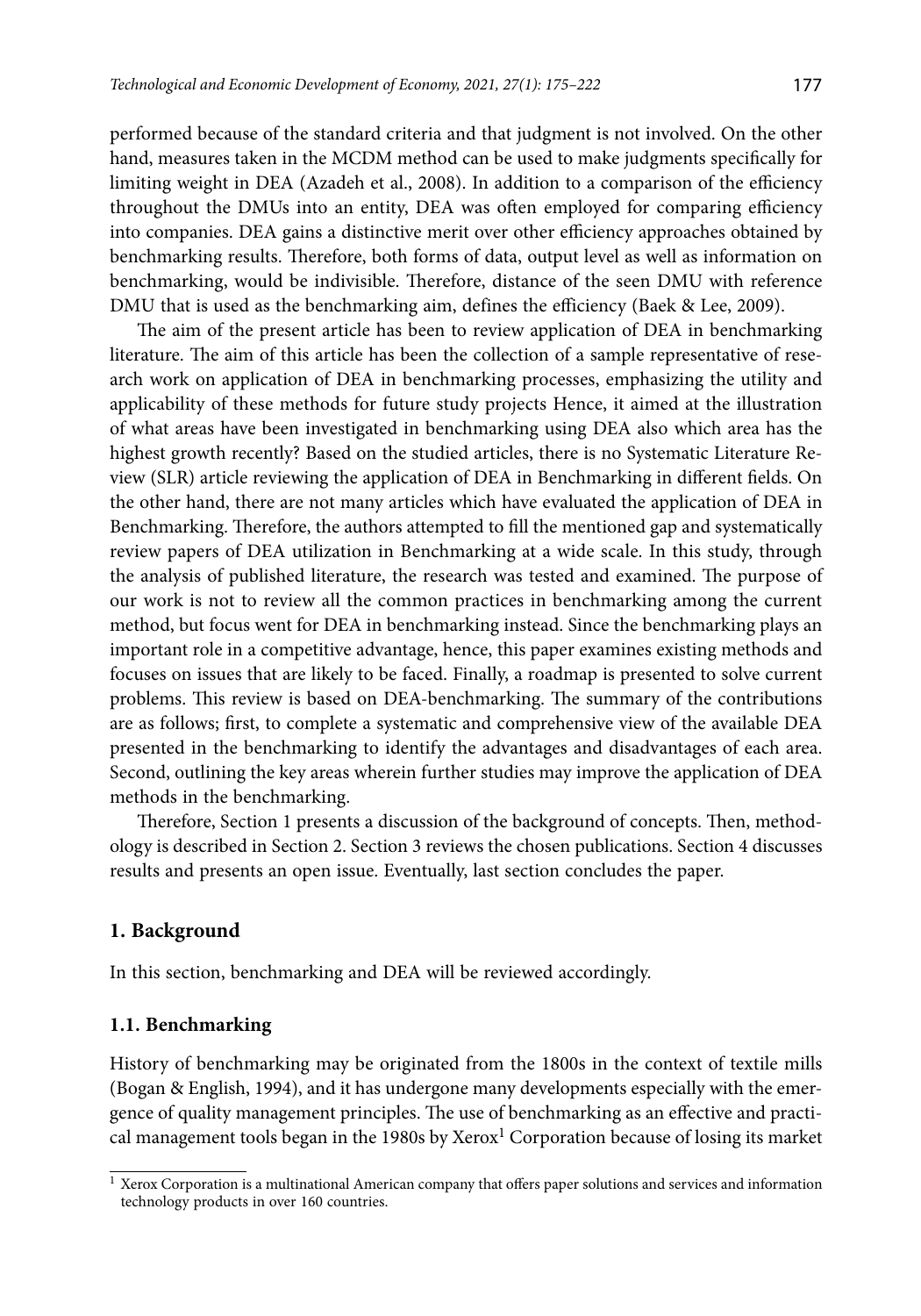performed because of the standard criteria and that judgment is not involved. On the other hand, measures taken in the MCDM method can be used to make judgments specifically for limiting weight in DEA (Azadeh et al., 2008). In addition to a comparison of the efficiency throughout the DMUs into an entity, DEA was often employed for comparing efficiency into companies. DEA gains a distinctive merit over other efficiency approaches obtained by benchmarking results. Therefore, both forms of data, output level as well as information on benchmarking, would be indivisible. Therefore, distance of the seen DMU with reference DMU that is used as the benchmarking aim, defines the efficiency (Baek & Lee, 2009).

The aim of the present article has been to review application of DEA in benchmarking literature. The aim of this article has been the collection of a sample representative of research work on application of DEA in benchmarking processes, emphasizing the utility and applicability of these methods for future study projects Hence, it aimed at the illustration of what areas have been investigated in benchmarking using DEA also which area has the highest growth recently? Based on the studied articles, there is no Systematic Literature Review (SLR) article reviewing the application of DEA in Benchmarking in different fields. On the other hand, there are not many articles which have evaluated the application of DEA in Benchmarking. Therefore, the authors attempted to fill the mentioned gap and systematically review papers of DEA utilization in Benchmarking at a wide scale. In this study, through the analysis of published literature, the research was tested and examined. The purpose of our work is not to review all the common practices in benchmarking among the current method, but focus went for DEA in benchmarking instead. Since the benchmarking plays an important role in a competitive advantage, hence, this paper examines existing methods and focuses on issues that are likely to be faced. Finally, a roadmap is presented to solve current problems. This review is based on DEA-benchmarking. The summary of the contributions are as follows; first, to complete a systematic and comprehensive view of the available DEA presented in the benchmarking to identify the advantages and disadvantages of each area. Second, outlining the key areas wherein further studies may improve the application of DEA methods in the benchmarking.

Therefore, Section 1 presents a discussion of the background of concepts. Then, methodology is described in Section 2. Section 3 reviews the chosen publications. Section 4 discusses results and presents an open issue. Eventually, last section concludes the paper.

## 1. Background

In this section, benchmarking and DEA will be reviewed accordingly.

### 1.1. Benchmarking

History of benchmarking may be originated from the 1800s in the context of textile mills (Bogan & English, 1994), and it has undergone many developments especially with the emergence of quality management principles. The use of benchmarking as an effective and practical management tools began in the 1980s by Xerox[1] Corporation because of losing its market

[1] Xerox Corporation is a multinational American company that offers paper solutions and services and information technology products in over 160 countries.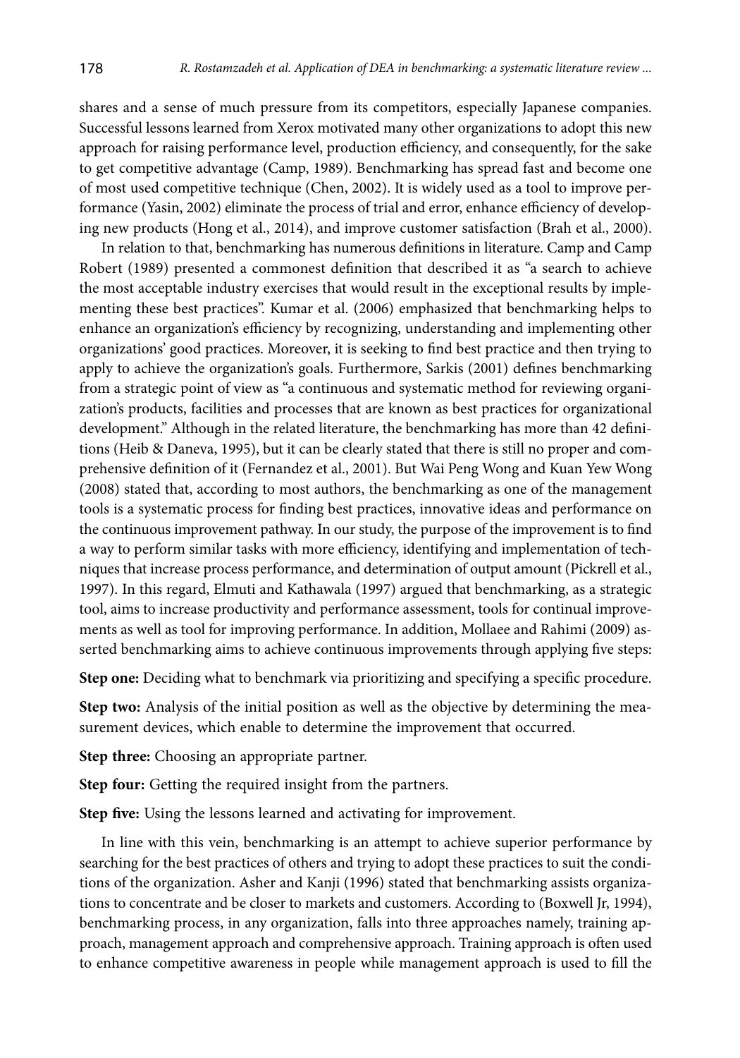shares and a sense of much pressure from its competitors, especially Japanese companies. Successful lessons learned from Xerox motivated many other organizations to adopt this new approach for raising performance level, production efficiency, and consequently, for the sake to get competitive advantage (Camp, 1989). Benchmarking has spread fast and become one of most used competitive technique (Chen, 2002). It is widely used as a tool to improve performance (Yasin, 2002) eliminate the process of trial and error, enhance efficiency of developing new products (Hong et al., 2014), and improve customer satisfaction (Brah et al., 2000).

In relation to that, benchmarking has numerous definitions in literature. Camp and Camp Robert (1989) presented a commonest definition that described it as "a search to achieve the most acceptable industry exercises that would result in the exceptional results by implementing these best practices". Kumar et al. (2006) emphasized that benchmarking helps to enhance an organization's efficiency by recognizing, understanding and implementing other organizations' good practices. Moreover, it is seeking to find best practice and then trying to apply to achieve the organization's goals. Furthermore, Sarkis (2001) defines benchmarking from a strategic point of view as "a continuous and systematic method for reviewing organization's products, facilities and processes that are known as best practices for organizational development." Although in the related literature, the benchmarking has more than 42 definitions (Heib & Daneva, 1995), but it can be clearly stated that there is still no proper and comprehensive definition of it (Fernandez et al., 2001). But Wai Peng Wong and Kuan Yew Wong (2008) stated that, according to most authors, the benchmarking as one of the management tools is a systematic process for finding best practices, innovative ideas and performance on the continuous improvement pathway. In our study, the purpose of the improvement is to find a way to perform similar tasks with more efficiency, identifying and implementation of techniques that increase process performance, and determination of output amount (Pickrell et al., 1997). In this regard, Elmuti and Kathawala (1997) argued that benchmarking, as a strategic tool, aims to increase productivity and performance assessment, tools for continual improvements as well as tool for improving performance. In addition, Mollaee and Rahimi (2009) asserted benchmarking aims to achieve continuous improvements through applying five steps:

**Step one:** Deciding what to benchmark via prioritizing and specifying a specific procedure.

**Step two:** Analysis of the initial position as well as the objective by determining the measurement devices, which enable to determine the improvement that occurred.

**Step three:** Choosing an appropriate partner.

**Step four:** Getting the required insight from the partners.

**Step five:** Using the lessons learned and activating for improvement.

In line with this vein, benchmarking is an attempt to achieve superior performance by searching for the best practices of others and trying to adopt these practices to suit the conditions of the organization. Asher and Kanji (1996) stated that benchmarking assists organizations to concentrate and be closer to markets and customers. According to (Boxwell Jr, 1994), benchmarking process, in any organization, falls into three approaches namely, training approach, management approach and comprehensive approach. Training approach is often used to enhance competitive awareness in people while management approach is used to fill the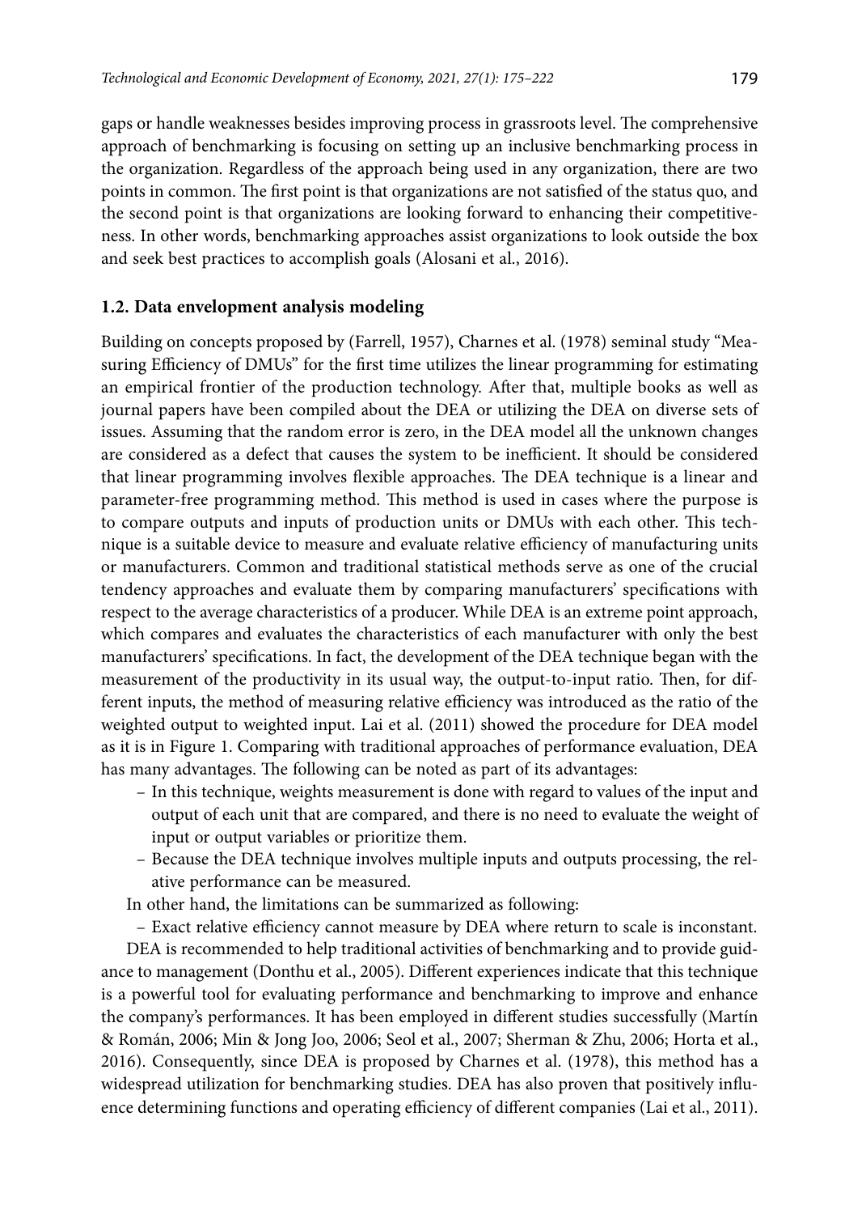gaps or handle weaknesses besides improving process in grassroots level. The comprehensive approach of benchmarking is focusing on setting up an inclusive benchmarking process in the organization. Regardless of the approach being used in any organization, there are two points in common. The first point is that organizations are not satisfied of the status quo, and the second point is that organizations are looking forward to enhancing their competitiveness. In other words, benchmarking approaches assist organizations to look outside the box and seek best practices to accomplish goals (Alosani et al., 2016).

### 1.2. Data envelopment analysis modeling

Building on concepts proposed by (Farrell, 1957), Charnes et al. (1978) seminal study "Measuring Efficiency of DMUs" for the first time utilizes the linear programming for estimating an empirical frontier of the production technology. After that, multiple books as well as journal papers have been compiled about the DEA or utilizing the DEA on diverse sets of issues. Assuming that the random error is zero, in the DEA model all the unknown changes are considered as a defect that causes the system to be inefficient. It should be considered that linear programming involves flexible approaches. The DEA technique is a linear and parameter-free programming method. This method is used in cases where the purpose is to compare outputs and inputs of production units or DMUs with each other. This technique is a suitable device to measure and evaluate relative efficiency of manufacturing units or manufacturers. Common and traditional statistical methods serve as one of the crucial tendency approaches and evaluate them by comparing manufacturers' specifications with respect to the average characteristics of a producer. While DEA is an extreme point approach, which compares and evaluates the characteristics of each manufacturer with only the best manufacturers' specifications. In fact, the development of the DEA technique began with the measurement of the productivity in its usual way, the output-to-input ratio. Then, for different inputs, the method of measuring relative efficiency was introduced as the ratio of the weighted output to weighted input. Lai et al. (2011) showed the procedure for DEA model as it is in Figure 1. Comparing with traditional approaches of performance evaluation, DEA has many advantages. The following can be noted as part of its advantages:

- In this technique, weights measurement is done with regard to values of the input and output of each unit that are compared, and there is no need to evaluate the weight of input or output variables or prioritize them.
- Because the DEA technique involves multiple inputs and outputs processing, the relative performance can be measured.

In other hand, the limitations can be summarized as following:

- Exact relative efficiency cannot measure by DEA where return to scale is inconstant.

DEA is recommended to help traditional activities of benchmarking and to provide guidance to management (Donthu et al., 2005). Different experiences indicate that this technique is a powerful tool for evaluating performance and benchmarking to improve and enhance the company's performances. It has been employed in different studies successfully (Martín & Román, 2006; Min & Jong Joo, 2006; Seol et al., 2007; Sherman & Zhu, 2006; Horta et al., 2016). Consequently, since DEA is proposed by Charnes et al. (1978), this method has a widespread utilization for benchmarking studies. DEA has also proven that positively influence determining functions and operating efficiency of different companies (Lai et al., 2011).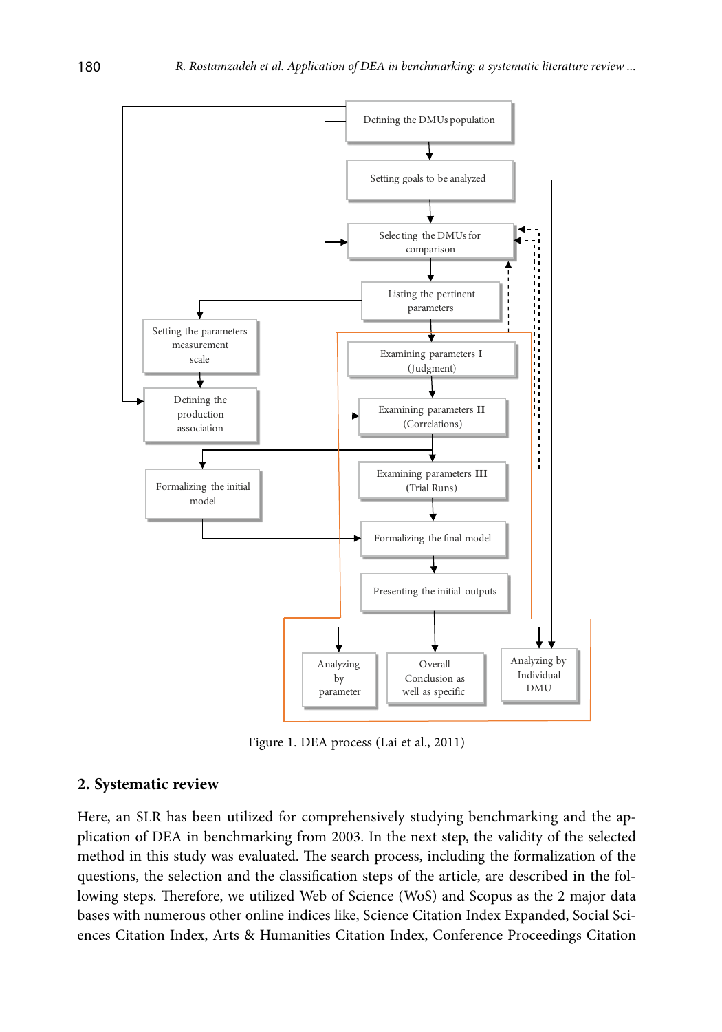Figure 1. DEA process (Lai et al., 2011)

## 2. Systematic review

Here, an SLR has been utilized for comprehensively studying benchmarking and the application of DEA in benchmarking from 2003. In the next step, the validity of the selected method in this study was evaluated. The search process, including the formalization of the questions, the selection and the classification steps of the article, are described in the following steps. Therefore, we utilized Web of Science (WoS) and Scopus as the 2 major data bases with numerous other online indices like, Science Citation Index Expanded, Social Sciences Citation Index, Arts & Humanities Citation Index, Conference Proceedings Citation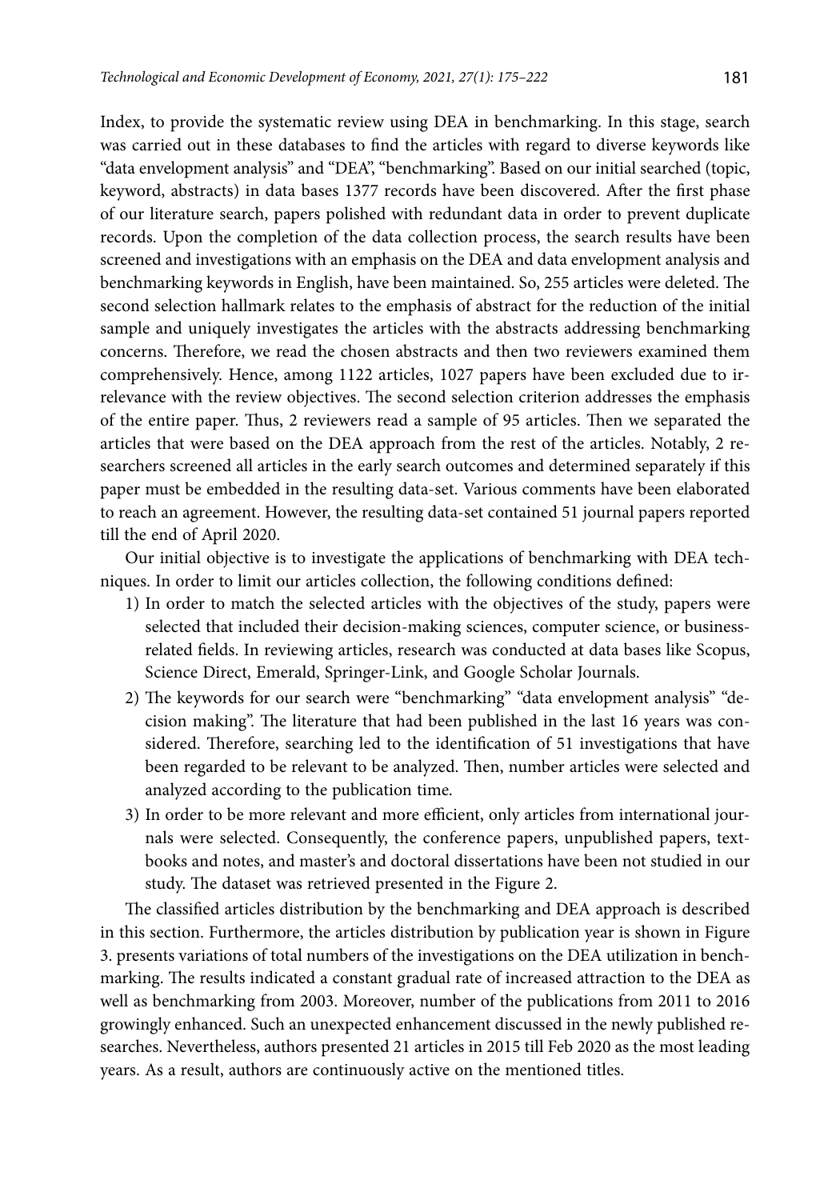Index, to provide the systematic review using DEA in benchmarking. In this stage, search was carried out in these databases to find the articles with regard to diverse keywords like "data envelopment analysis" and "DEA", "benchmarking". Based on our initial searched (topic, keyword, abstracts) in data bases 1377 records have been discovered. After the first phase of our literature search, papers polished with redundant data in order to prevent duplicate records. Upon the completion of the data collection process, the search results have been screened and investigations with an emphasis on the DEA and data envelopment analysis and benchmarking keywords in English, have been maintained. So, 255 articles were deleted. The second selection hallmark relates to the emphasis of abstract for the reduction of the initial sample and uniquely investigates the articles with the abstracts addressing benchmarking concerns. Therefore, we read the chosen abstracts and then two reviewers examined them comprehensively. Hence, among 1122 articles, 1027 papers have been excluded due to irrelevance with the review objectives. The second selection criterion addresses the emphasis of the entire paper. Thus, 2 reviewers read a sample of 95 articles. Then we separated the articles that were based on the DEA approach from the rest of the articles. Notably, 2 researchers screened all articles in the early search outcomes and determined separately if this paper must be embedded in the resulting data-set. Various comments have been elaborated to reach an agreement. However, the resulting data-set contained 51 journal papers reported till the end of April 2020.

Our initial objective is to investigate the applications of benchmarking with DEA techniques. In order to limit our articles collection, the following conditions defined:

1) In order to match the selected articles with the objectives of the study, papers were selected that included their decision-making sciences, computer science, or business-related fields. In reviewing articles, research was conducted at data bases like Scopus, Science Direct, Emerald, Springer-Link, and Google Scholar Journals.
2) The keywords for our search were "benchmarking" "data envelopment analysis" "decision making". The literature that had been published in the last 16 years was considered. Therefore, searching led to the identification of 51 investigations that have been regarded to be relevant to be analyzed. Then, number articles were selected and analyzed according to the publication time.
3) In order to be more relevant and more efficient, only articles from international journals were selected. Consequently, the conference papers, unpublished papers, textbooks and notes, and master's and doctoral dissertations have been not studied in our study. The dataset was retrieved presented in the Figure 2.

The classified articles distribution by the benchmarking and DEA approach is described in this section. Furthermore, the articles distribution by publication year is shown in Figure 3. presents variations of total numbers of the investigations on the DEA utilization in benchmarking. The results indicated a constant gradual rate of increased attraction to the DEA as well as benchmarking from 2003. Moreover, number of the publications from 2011 to 2016 growingly enhanced. Such an unexpected enhancement discussed in the newly published researches. Nevertheless, authors presented 21 articles in 2015 till Feb 2020 as the most leading years. As a result, authors are continuously active on the mentioned titles.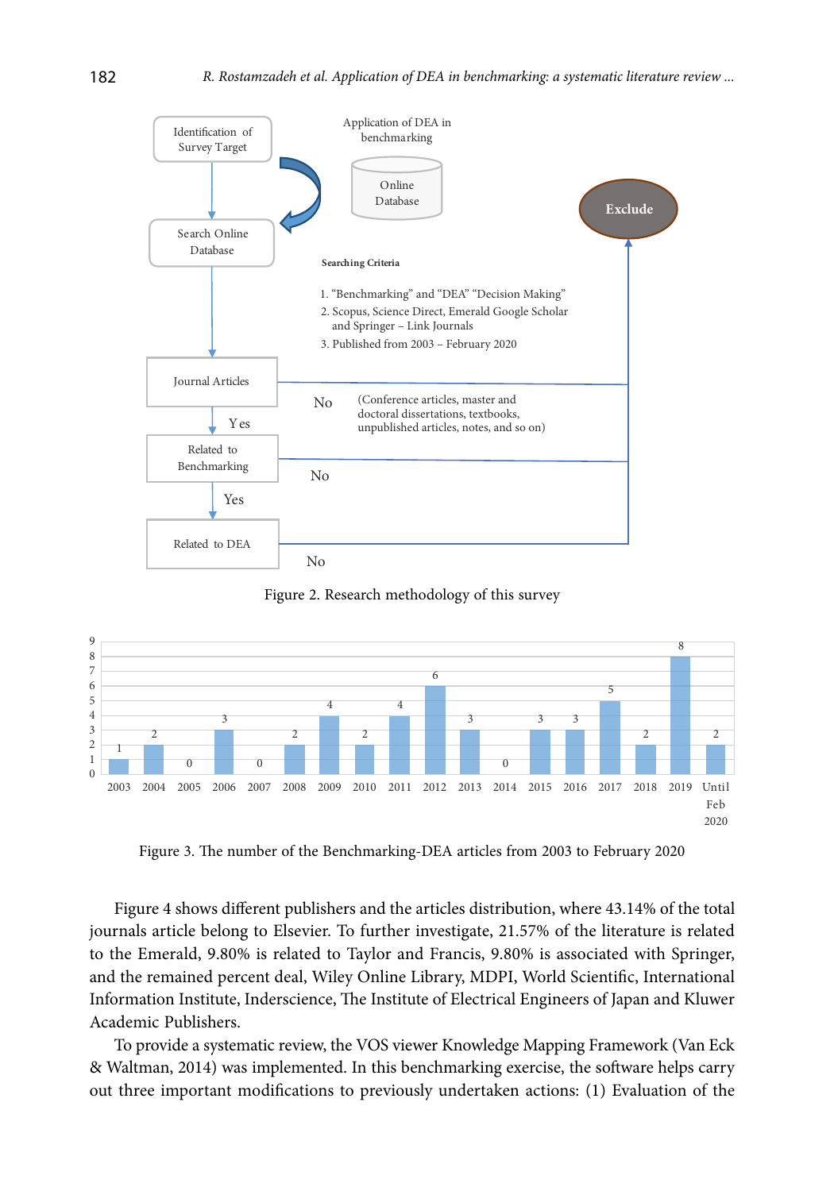Identification of Survey Target

Search Online Database

Application of DEA in benchmarking

Online Database

Exclude

Searching Criteria

1. "Benchmarking" and "DEA" "Decision Making"
2. Scopus, Science Direct, Emerald Google Scholar and Springer – Link Journals
3. Published from 2003 – February 2020

Journal Articles

No (Conference articles, master and doctoral dissertations, textbooks, unpublished articles, notes, and so on)

Yes

Related to Benchmarking

No

Yes

Related to DEA

No

Figure 2. Research methodology of this survey

| Year | 2003 | 2004 | 2005 | 2006 | 2007 | 2008 | 2009 | 2010 | 2011 | 2012 | 2013 | 2014 | 2015 | 2016 | 2017 | 2018 | 2019 | Until Feb 2020 |
|---|---|---|---|---|---|---|---|---|---|---|---|---|---|---|---|---|---|---|
| Articles | 1 | 2 | 0 | 3 | 0 | 2 | 4 | 2 | 4 | 6 | 3 | 0 | 3 | 3 | 5 | 2 | 8 | 2 |

Figure 3. The number of the Benchmarking-DEA articles from 2003 to February 2020

Figure 4 shows different publishers and the articles distribution, where 43.14% of the total journals article belong to Elsevier. To further investigate, 21.57% of the literature is related to the Emerald, 9.80% is related to Taylor and Francis, 9.80% is associated with Springer, and the remained percent deal, Wiley Online Library, MDPI, World Scientific, International Information Institute, Inderscience, The Institute of Electrical Engineers of Japan and Kluwer Academic Publishers.

To provide a systematic review, the VOS viewer Knowledge Mapping Framework (Van Eck & Waltman, 2014) was implemented. In this benchmarking exercise, the software helps carry out three important modifications to previously undertaken actions: (1) Evaluation of the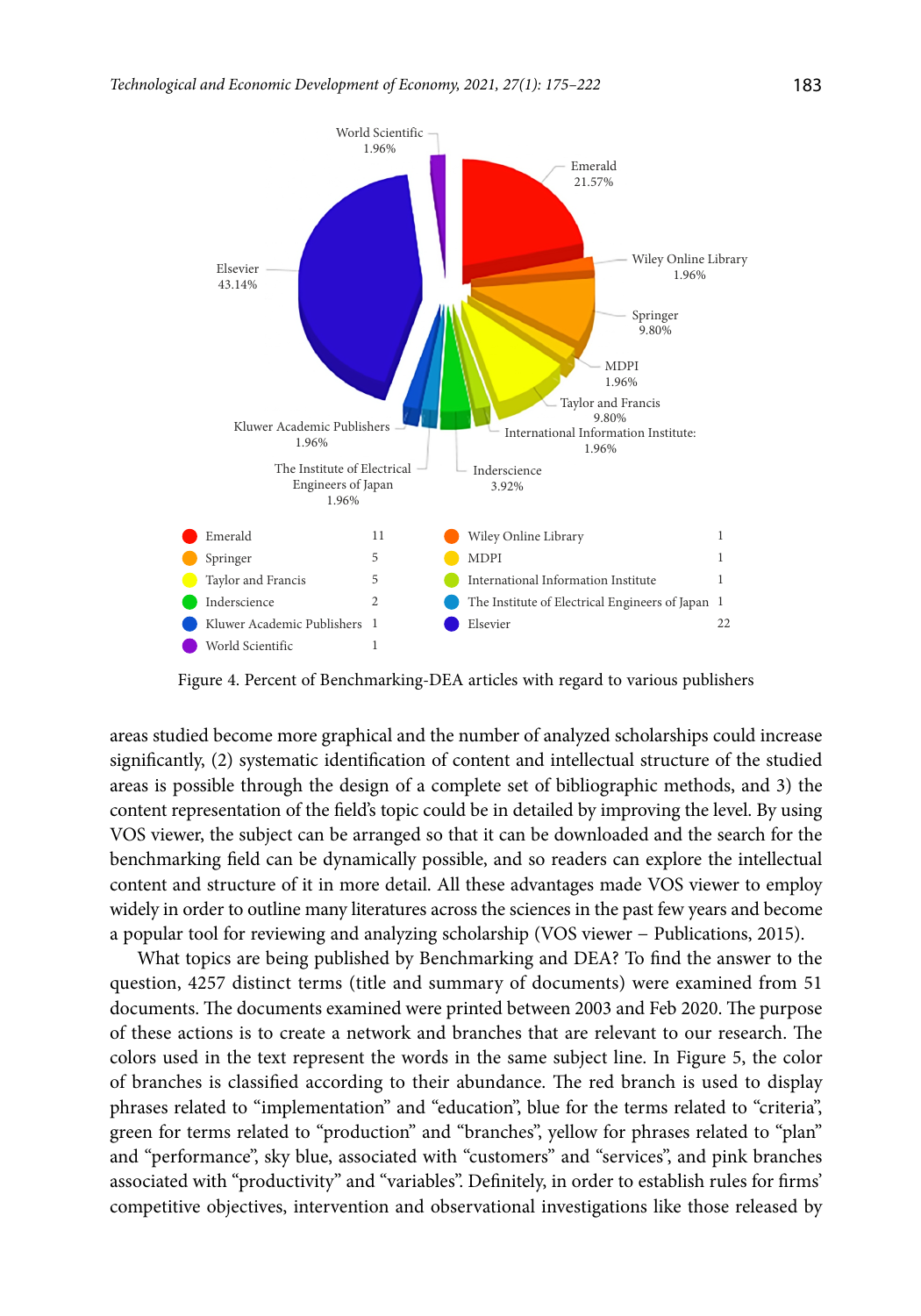Figure 4. Percent of Benchmarking-DEA articles with regard to various publishers

areas studied become more graphical and the number of analyzed scholarships could increase significantly, (2) systematic identification of content and intellectual structure of the studied areas is possible through the design of a complete set of bibliographic methods, and 3) the content representation of the field's topic could be in detailed by improving the level. By using VOS viewer, the subject can be arranged so that it can be downloaded and the search for the benchmarking field can be dynamically possible, and so readers can explore the intellectual content and structure of it in more detail. All these advantages made VOS viewer to employ widely in order to outline many literatures across the sciences in the past few years and become a popular tool for reviewing and analyzing scholarship (VOS viewer – Publications, 2015).

What topics are being published by Benchmarking and DEA? To find the answer to the question, 4257 distinct terms (title and summary of documents) were examined from 51 documents. The documents examined were printed between 2003 and Feb 2020. The purpose of these actions is to create a network and branches that are relevant to our research. The colors used in the text represent the words in the same subject line. In Figure 5, the color of branches is classified according to their abundance. The red branch is used to display phrases related to "implementation" and "education", blue for the terms related to "criteria", green for terms related to "production" and "branches", yellow for phrases related to "plan" and "performance", sky blue, associated with "customers" and "services", and pink branches associated with "productivity" and "variables". Definitely, in order to establish rules for firms' competitive objectives, intervention and observational investigations like those released by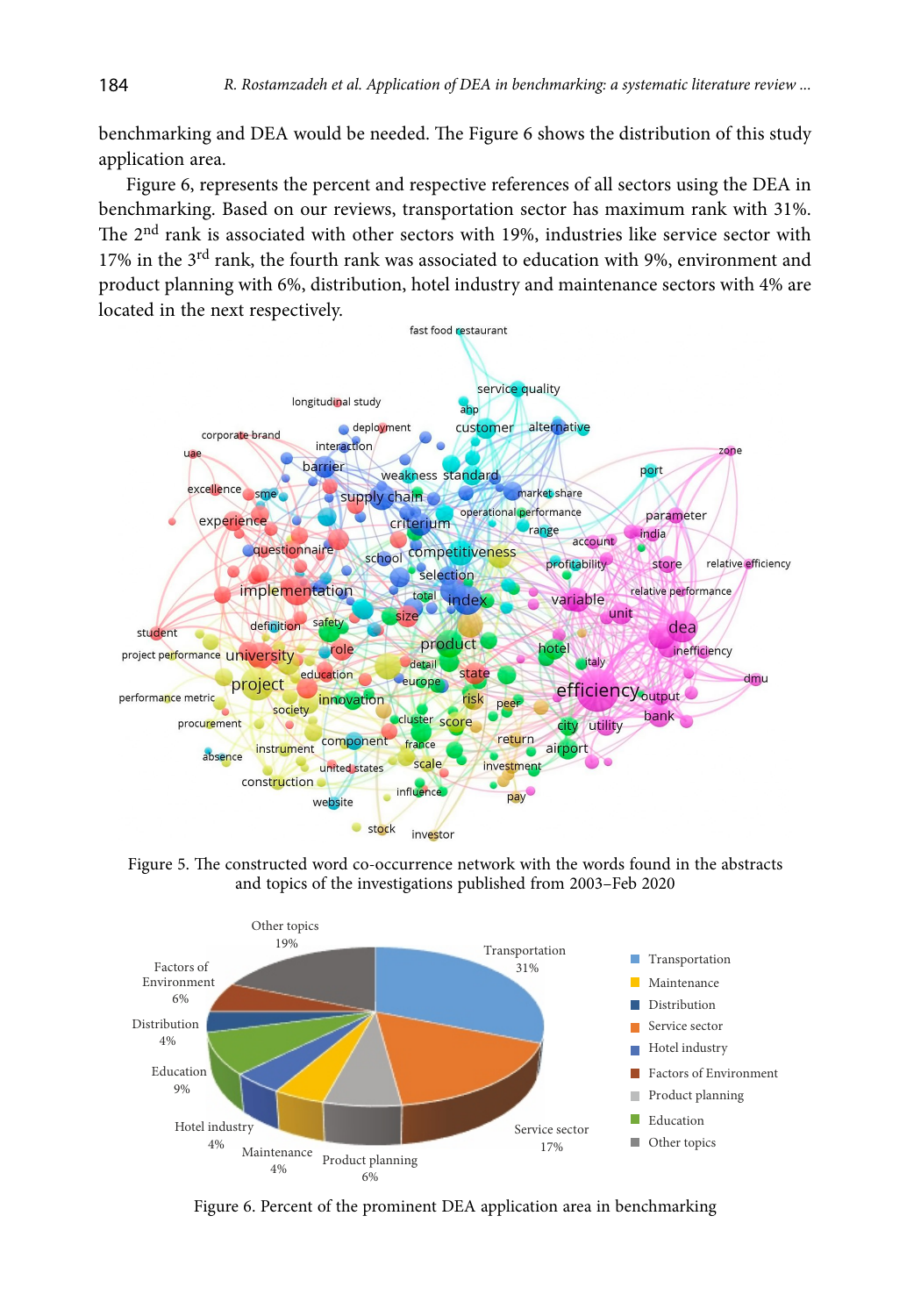benchmarking and DEA would be needed. The Figure 6 shows the distribution of this study application area.

Figure 6, represents the percent and respective references of all sectors using the DEA in benchmarking. Based on our reviews, transportation sector has maximum rank with 31%. The 2nd rank is associated with other sectors with 19%, industries like service sector with 17% in the 3rd rank, the fourth rank was associated to education with 9%, environment and product planning with 6%, distribution, hotel industry and maintenance sectors with 4% are located in the next respectively.

Figure 5. The constructed word co-occurrence network with the words found in the abstracts and topics of the investigations published from 2003–Feb 2020

Figure 6. Percent of the prominent DEA application area in benchmarking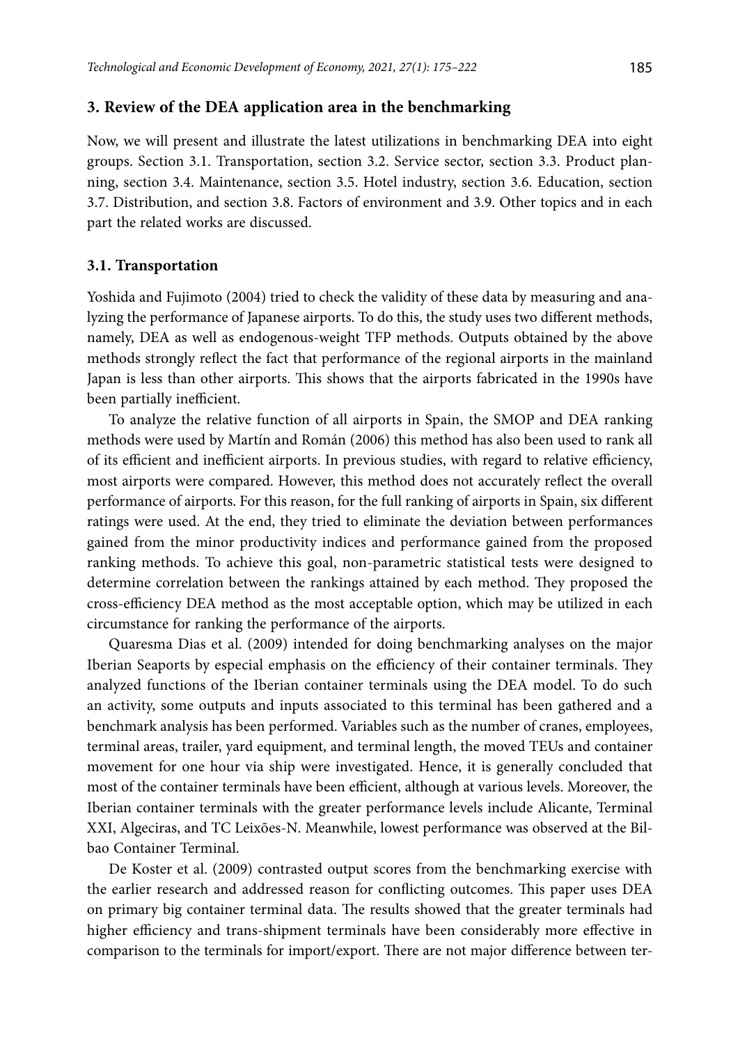## 3. Review of the DEA application area in the benchmarking

Now, we will present and illustrate the latest utilizations in benchmarking DEA into eight groups. Section 3.1. Transportation, section 3.2. Service sector, section 3.3. Product planning, section 3.4. Maintenance, section 3.5. Hotel industry, section 3.6. Education, section 3.7. Distribution, and section 3.8. Factors of environment and 3.9. Other topics and in each part the related works are discussed.

### 3.1. Transportation

Yoshida and Fujimoto (2004) tried to check the validity of these data by measuring and analyzing the performance of Japanese airports. To do this, the study uses two different methods, namely, DEA as well as endogenous-weight TFP methods. Outputs obtained by the above methods strongly reflect the fact that performance of the regional airports in the mainland Japan is less than other airports. This shows that the airports fabricated in the 1990s have been partially inefficient.

To analyze the relative function of all airports in Spain, the SMOP and DEA ranking methods were used by Martín and Román (2006) this method has also been used to rank all of its efficient and inefficient airports. In previous studies, with regard to relative efficiency, most airports were compared. However, this method does not accurately reflect the overall performance of airports. For this reason, for the full ranking of airports in Spain, six different ratings were used. At the end, they tried to eliminate the deviation between performances gained from the minor productivity indices and performance gained from the proposed ranking methods. To achieve this goal, non-parametric statistical tests were designed to determine correlation between the rankings attained by each method. They proposed the cross-efficiency DEA method as the most acceptable option, which may be utilized in each circumstance for ranking the performance of the airports.

Quaresma Dias et al. (2009) intended for doing benchmarking analyses on the major Iberian Seaports by especial emphasis on the efficiency of their container terminals. They analyzed functions of the Iberian container terminals using the DEA model. To do such an activity, some outputs and inputs associated to this terminal has been gathered and a benchmark analysis has been performed. Variables such as the number of cranes, employees, terminal areas, trailer, yard equipment, and terminal length, the moved TEUs and container movement for one hour via ship were investigated. Hence, it is generally concluded that most of the container terminals have been efficient, although at various levels. Moreover, the Iberian container terminals with the greater performance levels include Alicante, Terminal XXI, Algeciras, and TC Leixões-N. Meanwhile, lowest performance was observed at the Bilbao Container Terminal.

De Koster et al. (2009) contrasted output scores from the benchmarking exercise with the earlier research and addressed reason for conflicting outcomes. This paper uses DEA on primary big container terminal data. The results showed that the greater terminals had higher efficiency and trans-shipment terminals have been considerably more effective in comparison to the terminals for import/export. There are not major difference between ter-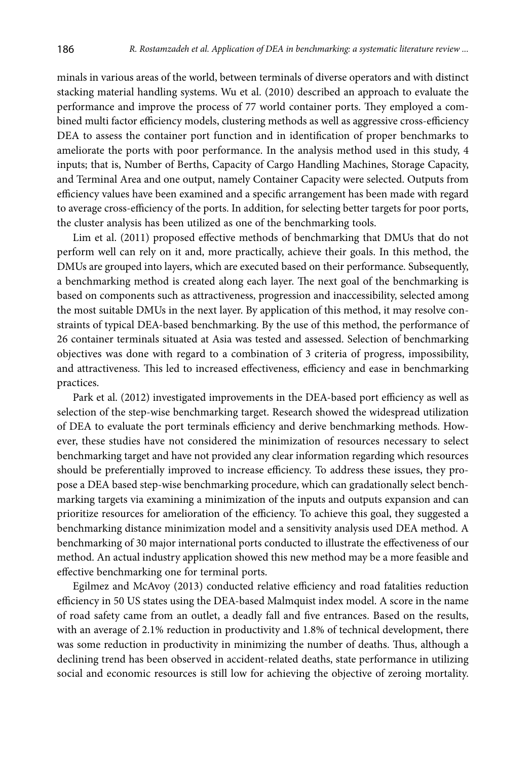minals in various areas of the world, between terminals of diverse operators and with distinct stacking material handling systems. Wu et al. (2010) described an approach to evaluate the performance and improve the process of 77 world container ports. They employed a combined multi factor efficiency models, clustering methods as well as aggressive cross-efficiency DEA to assess the container port function and in identification of proper benchmarks to ameliorate the ports with poor performance. In the analysis method used in this study, 4 inputs; that is, Number of Berths, Capacity of Cargo Handling Machines, Storage Capacity, and Terminal Area and one output, namely Container Capacity were selected. Outputs from efficiency values have been examined and a specific arrangement has been made with regard to average cross-efficiency of the ports. In addition, for selecting better targets for poor ports, the cluster analysis has been utilized as one of the benchmarking tools.

Lim et al. (2011) proposed effective methods of benchmarking that DMUs that do not perform well can rely on it and, more practically, achieve their goals. In this method, the DMUs are grouped into layers, which are executed based on their performance. Subsequently, a benchmarking method is created along each layer. The next goal of the benchmarking is based on components such as attractiveness, progression and inaccessibility, selected among the most suitable DMUs in the next layer. By application of this method, it may resolve constraints of typical DEA-based benchmarking. By the use of this method, the performance of 26 container terminals situated at Asia was tested and assessed. Selection of benchmarking objectives was done with regard to a combination of 3 criteria of progress, impossibility, and attractiveness. This led to increased effectiveness, efficiency and ease in benchmarking practices.

Park et al. (2012) investigated improvements in the DEA-based port efficiency as well as selection of the step-wise benchmarking target. Research showed the widespread utilization of DEA to evaluate the port terminals efficiency and derive benchmarking methods. However, these studies have not considered the minimization of resources necessary to select benchmarking target and have not provided any clear information regarding which resources should be preferentially improved to increase efficiency. To address these issues, they propose a DEA based step-wise benchmarking procedure, which can gradationally select benchmarking targets via examining a minimization of the inputs and outputs expansion and can prioritize resources for amelioration of the efficiency. To achieve this goal, they suggested a benchmarking distance minimization model and a sensitivity analysis used DEA method. A benchmarking of 30 major international ports conducted to illustrate the effectiveness of our method. An actual industry application showed this new method may be a more feasible and effective benchmarking one for terminal ports.

Egilmez and McAvoy (2013) conducted relative efficiency and road fatalities reduction efficiency in 50 US states using the DEA-based Malmquist index model. A score in the name of road safety came from an outlet, a deadly fall and five entrances. Based on the results, with an average of 2.1% reduction in productivity and 1.8% of technical development, there was some reduction in productivity in minimizing the number of deaths. Thus, although a declining trend has been observed in accident-related deaths, state performance in utilizing social and economic resources is still low for achieving the objective of zeroing mortality.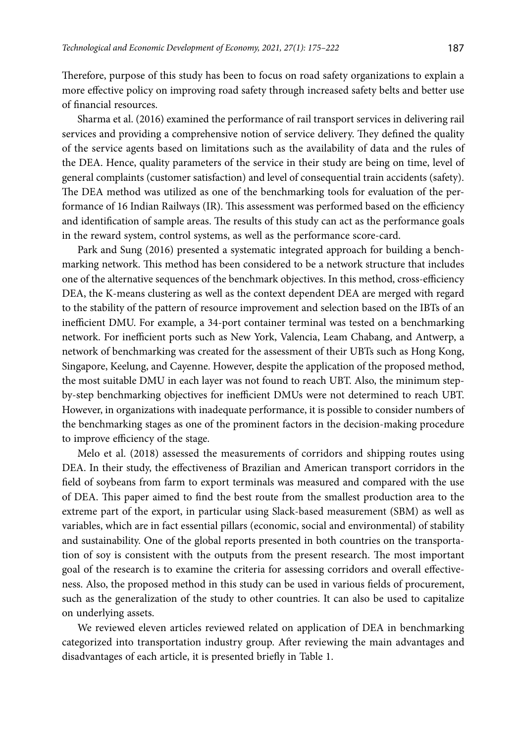Therefore, purpose of this study has been to focus on road safety organizations to explain a more effective policy on improving road safety through increased safety belts and better use of financial resources.

Sharma et al. (2016) examined the performance of rail transport services in delivering rail services and providing a comprehensive notion of service delivery. They defined the quality of the service agents based on limitations such as the availability of data and the rules of the DEA. Hence, quality parameters of the service in their study are being on time, level of general complaints (customer satisfaction) and level of consequential train accidents (safety). The DEA method was utilized as one of the benchmarking tools for evaluation of the performance of 16 Indian Railways (IR). This assessment was performed based on the efficiency and identification of sample areas. The results of this study can act as the performance goals in the reward system, control systems, as well as the performance score-card.

Park and Sung (2016) presented a systematic integrated approach for building a benchmarking network. This method has been considered to be a network structure that includes one of the alternative sequences of the benchmark objectives. In this method, cross-efficiency DEA, the K-means clustering as well as the context dependent DEA are merged with regard to the stability of the pattern of resource improvement and selection based on the IBTs of an inefficient DMU. For example, a 34-port container terminal was tested on a benchmarking network. For inefficient ports such as New York, Valencia, Leam Chabang, and Antwerp, a network of benchmarking was created for the assessment of their UBTs such as Hong Kong, Singapore, Keelung, and Cayenne. However, despite the application of the proposed method, the most suitable DMU in each layer was not found to reach UBT. Also, the minimum step-by-step benchmarking objectives for inefficient DMUs were not determined to reach UBT. However, in organizations with inadequate performance, it is possible to consider numbers of the benchmarking stages as one of the prominent factors in the decision-making procedure to improve efficiency of the stage.

Melo et al. (2018) assessed the measurements of corridors and shipping routes using DEA. In their study, the effectiveness of Brazilian and American transport corridors in the field of soybeans from farm to export terminals was measured and compared with the use of DEA. This paper aimed to find the best route from the smallest production area to the extreme part of the export, in particular using Slack-based measurement (SBM) as well as variables, which are in fact essential pillars (economic, social and environmental) of stability and sustainability. One of the global reports presented in both countries on the transportation of soy is consistent with the outputs from the present research. The most important goal of the research is to examine the criteria for assessing corridors and overall effectiveness. Also, the proposed method in this study can be used in various fields of procurement, such as the generalization of the study to other countries. It can also be used to capitalize on underlying assets.

We reviewed eleven articles reviewed related on application of DEA in benchmarking categorized into transportation industry group. After reviewing the main advantages and disadvantages of each article, it is presented briefly in Table 1.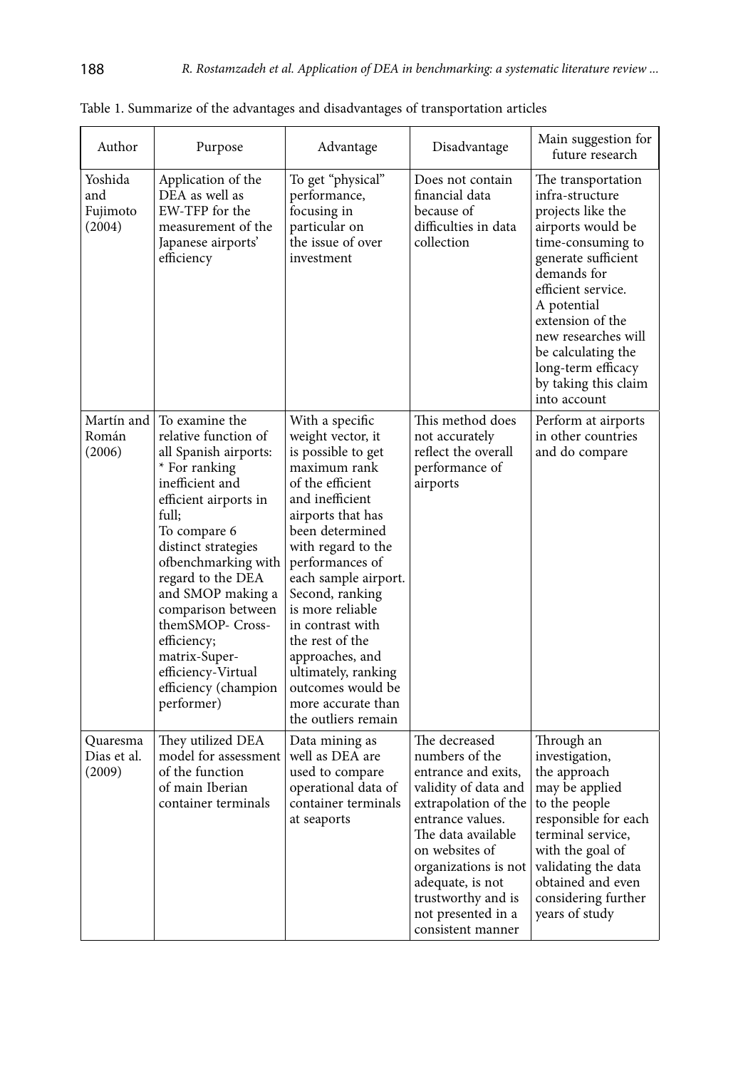Table 1. Summarize of the advantages and disadvantages of transportation articles

| Author | Purpose | Advantage | Disadvantage | Main suggestion for future research |
|---|---|---|---|---|
| Yoshida and Fujimoto (2004) | Application of the DEA as well as EW-TFP for the measurement of the Japanese airports' efficiency | To get "physical" performance, focusing in particular on the issue of over investment | Does not contain financial data because of difficulties in data collection | The transportation infra-structure projects like the airports would be time-consuming to generate sufficient demands for efficient service. A potential extension of the new researches will be calculating the long-term efficacy by taking this claim into account |
| Martín and Román (2006) | To examine the relative function of all Spanish airports: * For ranking inefficient and efficient airports in full; To compare 6 distinct strategies ofbenchmarking with regard to the DEA and SMOP making a comparison between themSMOP- Cross-efficiency; matrix-Super-efficiency-Virtual efficiency (champion performer) | With a specific weight vector, it is possible to get maximum rank of the efficient and inefficient airports that has been determined with regard to the performances of each sample airport. Second, ranking is more reliable in contrast with the rest of the approaches, and ultimately, ranking outcomes would be more accurate than the outliers remain | This method does not accurately reflect the overall performance of airports | Perform at airports in other countries and do compare |
| Quaresma Dias et al. (2009) | They utilized DEA model for assessment of the function of main Iberian container terminals | Data mining as well as DEA are used to compare operational data of container terminals at seaports | The decreased numbers of the entrance and exits, validity of data and extrapolation of the entrance values. The data available on websites of organizations is not adequate, is not trustworthy and is not presented in a consistent manner | Through an investigation, the approach may be applied to the people responsible for each terminal service, with the goal of validating the data obtained and even considering further years of study |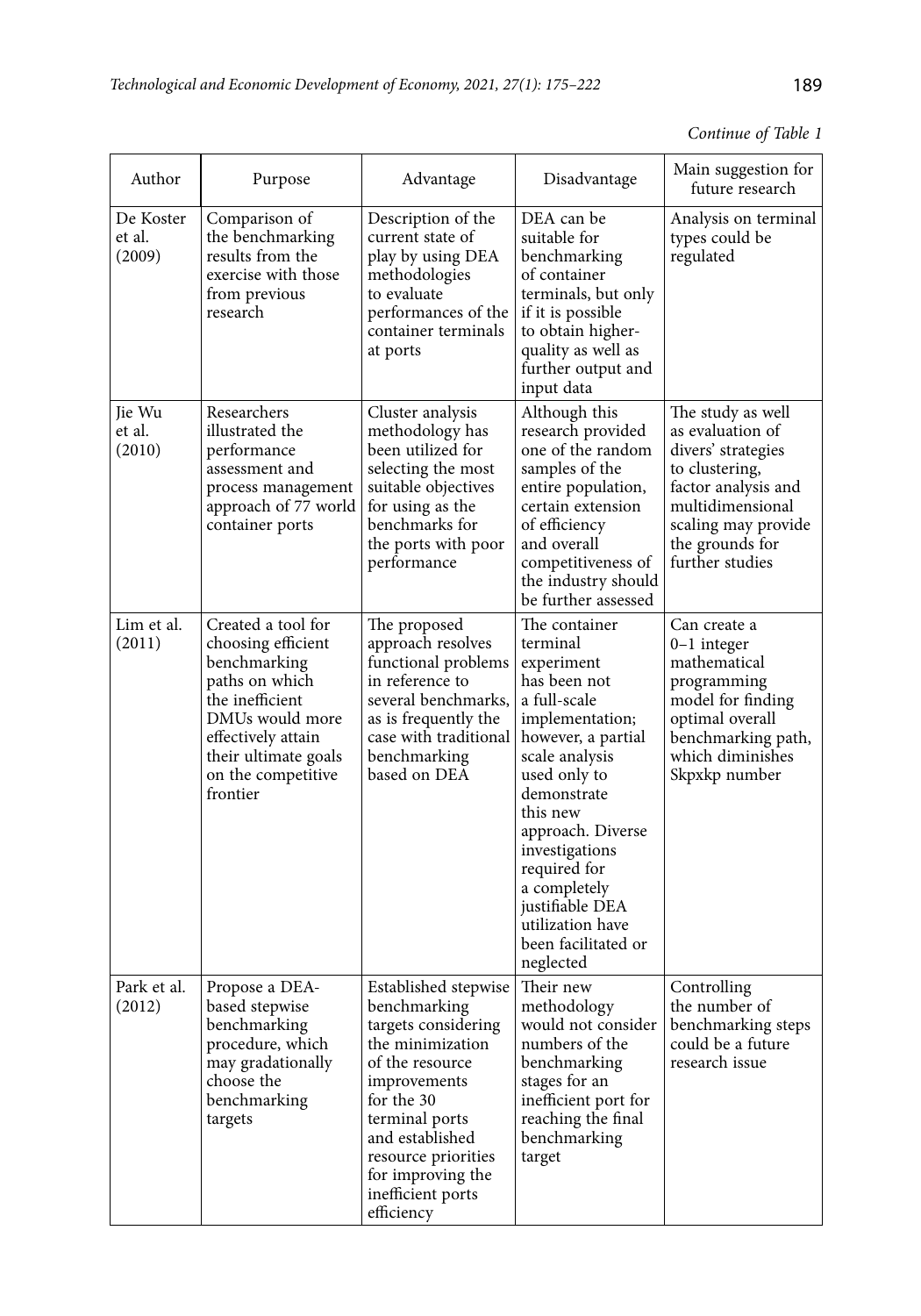*Continue of Table 1*

| Author | Purpose | Advantage | Disadvantage | Main suggestion for future research |
|---|---|---|---|---|
| De Koster et al. (2009) | Comparison of the benchmarking results from the exercise with those from previous research | Description of the current state of play by using DEA methodologies to evaluate performances of the container terminals at ports | DEA can be suitable for benchmarking of container terminals, but only if it is possible to obtain higher-quality as well as further output and input data | Analysis on terminal types could be regulated |
| Jie Wu et al. (2010) | Researchers illustrated the performance assessment and process management approach of 77 world container ports | Cluster analysis methodology has been utilized for selecting the most suitable objectives for using as the benchmarks for the ports with poor performance | Although this research provided one of the random samples of the entire population, certain extension of efficiency and overall competitiveness of the industry should be further assessed | The study as well as evaluation of divers' strategies to clustering, factor analysis and multidimensional scaling may provide the grounds for further studies |
| Lim et al. (2011) | Created a tool for choosing efficient benchmarking paths on which the inefficient DMUs would more effectively attain their ultimate goals on the competitive frontier | The proposed approach resolves functional problems in reference to several benchmarks, as is frequently the case with traditional benchmarking based on DEA | The container terminal experiment has been not a full-scale implementation; however, a partial scale analysis used only to demonstrate this new approach. Diverse investigations required for a completely justifiable DEA utilization have been facilitated or neglected | Can create a 0–1 integer mathematical programming model for finding optimal overall benchmarking path, which diminishes Skpxkp number |
| Park et al. (2012) | Propose a DEA-based stepwise benchmarking procedure, which may gradationally choose the benchmarking targets | Established stepwise benchmarking targets considering the minimization of the resource improvements for the 30 terminal ports and established resource priorities for improving the inefficient ports efficiency | Their new methodology would not consider numbers of the benchmarking stages for an inefficient port for reaching the final benchmarking target | Controlling the number of benchmarking steps could be a future research issue |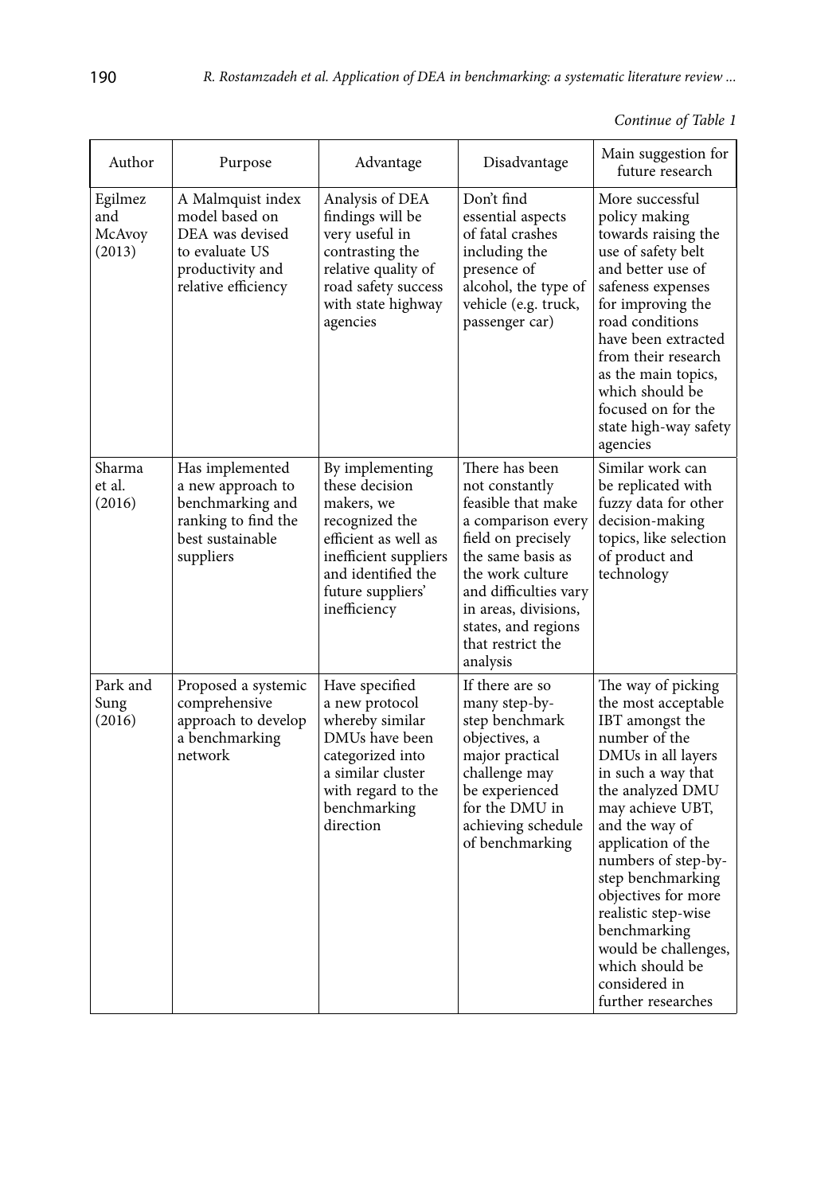*Continue of Table 1*

| Author | Purpose | Advantage | Disadvantage | Main suggestion for future research |
|---|---|---|---|---|
| Egilmez and McAvoy (2013) | A Malmquist index model based on DEA was devised to evaluate US productivity and relative efficiency | Analysis of DEA findings will be very useful in contrasting the relative quality of road safety success with state highway agencies | Don't find essential aspects of fatal crashes including the presence of alcohol, the type of vehicle (e.g. truck, passenger car) | More successful policy making towards raising the use of safety belt and better use of safeness expenses for improving the road conditions have been extracted from their research as the main topics, which should be focused on for the state high-way safety agencies |
| Sharma et al. (2016) | Has implemented a new approach to benchmarking and ranking to find the best sustainable suppliers | By implementing these decision makers, we recognized the efficient as well as inefficient suppliers and identified the future suppliers' inefficiency | There has been not constantly feasible that make a comparison every field on precisely the same basis as the work culture and difficulties vary in areas, divisions, states, and regions that restrict the analysis | Similar work can be replicated with fuzzy data for other decision-making topics, like selection of product and technology |
| Park and Sung (2016) | Proposed a systemic comprehensive approach to develop a benchmarking network | Have specified a new protocol whereby similar DMUs have been categorized into a similar cluster with regard to the benchmarking direction | If there are so many step-by-step benchmark objectives, a major practical challenge may be experienced for the DMU in achieving schedule of benchmarking | The way of picking the most acceptable IBT amongst the number of the DMUs in all layers in such a way that the analyzed DMU may achieve UBT, and the way of application of the numbers of step-by-step benchmarking objectives for more realistic step-wise benchmarking would be challenges, which should be considered in further researches |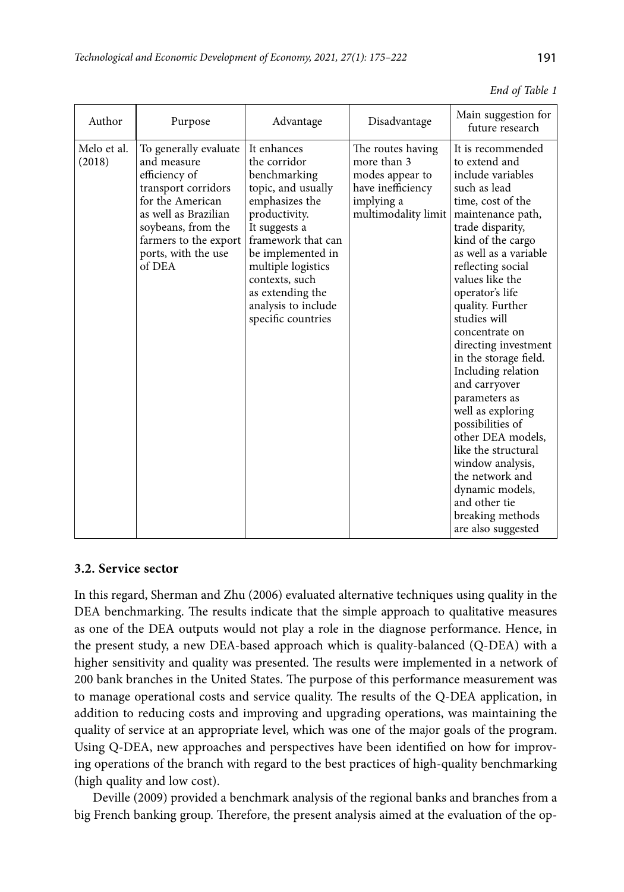*End of Table 1*

| Author | Purpose | Advantage | Disadvantage | Main suggestion for future research |
|---|---|---|---|---|
| Melo et al. (2018) | To generally evaluate and measure efficiency of transport corridors for the American as well as Brazilian soybeans, from the farmers to the export ports, with the use of DEA | It enhances the corridor benchmarking topic, and usually emphasizes the productivity. It suggests a framework that can be implemented in multiple logistics contexts, such as extending the analysis to include specific countries | The routes having more than 3 modes appear to have inefficiency implying a multimodality limit | It is recommended to extend and include variables such as lead time, cost of the maintenance path, trade disparity, kind of the cargo as well as a variable reflecting social values like the operator's life quality. Further studies will concentrate on directing investment in the storage field. Including relation and carryover parameters as well as exploring possibilities of other DEA models, like the structural window analysis, the network and dynamic models, and other tie breaking methods are also suggested |

### 3.2. Service sector

In this regard, Sherman and Zhu (2006) evaluated alternative techniques using quality in the DEA benchmarking. The results indicate that the simple approach to qualitative measures as one of the DEA outputs would not play a role in the diagnose performance. Hence, in the present study, a new DEA-based approach which is quality-balanced (Q-DEA) with a higher sensitivity and quality was presented. The results were implemented in a network of 200 bank branches in the United States. The purpose of this performance measurement was to manage operational costs and service quality. The results of the Q-DEA application, in addition to reducing costs and improving and upgrading operations, was maintaining the quality of service at an appropriate level, which was one of the major goals of the program. Using Q-DEA, new approaches and perspectives have been identified on how for improving operations of the branch with regard to the best practices of high-quality benchmarking (high quality and low cost).

Deville (2009) provided a benchmark analysis of the regional banks and branches from a big French banking group. Therefore, the present analysis aimed at the evaluation of the op-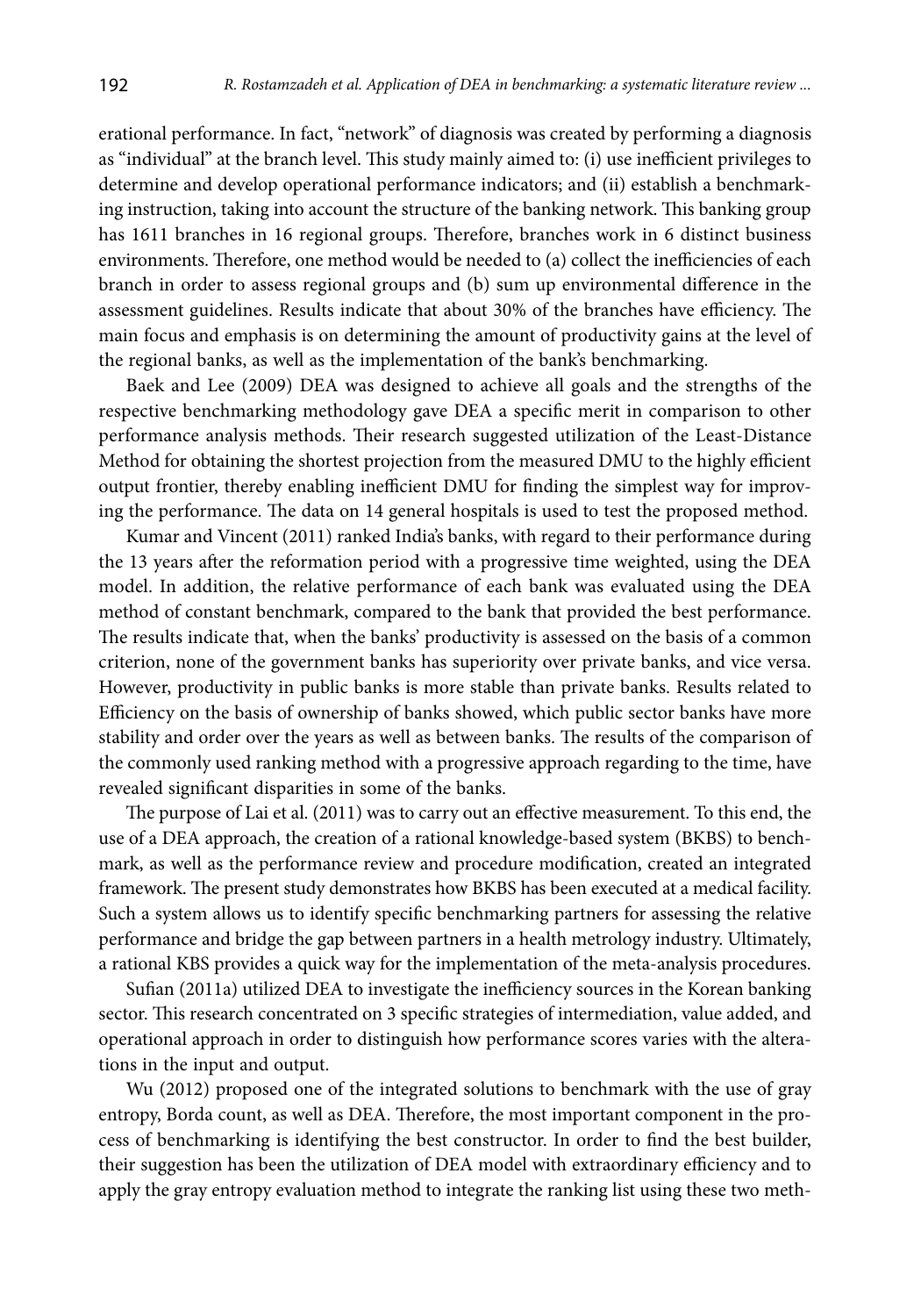erational performance. In fact, "network" of diagnosis was created by performing a diagnosis as "individual" at the branch level. This study mainly aimed to: (i) use inefficient privileges to determine and develop operational performance indicators; and (ii) establish a benchmarking instruction, taking into account the structure of the banking network. This banking group has 1611 branches in 16 regional groups. Therefore, branches work in 6 distinct business environments. Therefore, one method would be needed to (a) collect the inefficiencies of each branch in order to assess regional groups and (b) sum up environmental difference in the assessment guidelines. Results indicate that about 30% of the branches have efficiency. The main focus and emphasis is on determining the amount of productivity gains at the level of the regional banks, as well as the implementation of the bank's benchmarking.

Baek and Lee (2009) DEA was designed to achieve all goals and the strengths of the respective benchmarking methodology gave DEA a specific merit in comparison to other performance analysis methods. Their research suggested utilization of the Least-Distance Method for obtaining the shortest projection from the measured DMU to the highly efficient output frontier, thereby enabling inefficient DMU for finding the simplest way for improving the performance. The data on 14 general hospitals is used to test the proposed method.

Kumar and Vincent (2011) ranked India's banks, with regard to their performance during the 13 years after the reformation period with a progressive time weighted, using the DEA model. In addition, the relative performance of each bank was evaluated using the DEA method of constant benchmark, compared to the bank that provided the best performance. The results indicate that, when the banks' productivity is assessed on the basis of a common criterion, none of the government banks has superiority over private banks, and vice versa. However, productivity in public banks is more stable than private banks. Results related to Efficiency on the basis of ownership of banks showed, which public sector banks have more stability and order over the years as well as between banks. The results of the comparison of the commonly used ranking method with a progressive approach regarding to the time, have revealed significant disparities in some of the banks.

The purpose of Lai et al. (2011) was to carry out an effective measurement. To this end, the use of a DEA approach, the creation of a rational knowledge-based system (BKBS) to benchmark, as well as the performance review and procedure modification, created an integrated framework. The present study demonstrates how BKBS has been executed at a medical facility. Such a system allows us to identify specific benchmarking partners for assessing the relative performance and bridge the gap between partners in a health metrology industry. Ultimately, a rational KBS provides a quick way for the implementation of the meta-analysis procedures.

Sufian (2011a) utilized DEA to investigate the inefficiency sources in the Korean banking sector. This research concentrated on 3 specific strategies of intermediation, value added, and operational approach in order to distinguish how performance scores varies with the alterations in the input and output.

Wu (2012) proposed one of the integrated solutions to benchmark with the use of gray entropy, Borda count, as well as DEA. Therefore, the most important component in the process of benchmarking is identifying the best constructor. In order to find the best builder, their suggestion has been the utilization of DEA model with extraordinary efficiency and to apply the gray entropy evaluation method to integrate the ranking list using these two meth-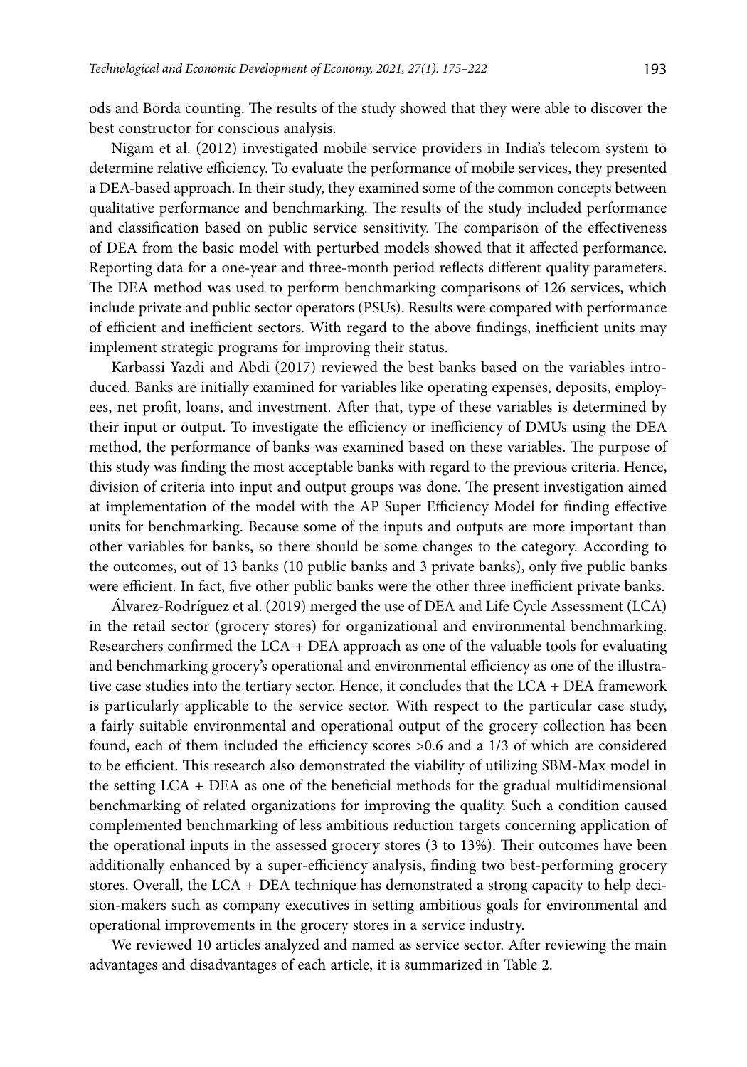ods and Borda counting. The results of the study showed that they were able to discover the best constructor for conscious analysis.

Nigam et al. (2012) investigated mobile service providers in India's telecom system to determine relative efficiency. To evaluate the performance of mobile services, they presented a DEA-based approach. In their study, they examined some of the common concepts between qualitative performance and benchmarking. The results of the study included performance and classification based on public service sensitivity. The comparison of the effectiveness of DEA from the basic model with perturbed models showed that it affected performance. Reporting data for a one-year and three-month period reflects different quality parameters. The DEA method was used to perform benchmarking comparisons of 126 services, which include private and public sector operators (PSUs). Results were compared with performance of efficient and inefficient sectors. With regard to the above findings, inefficient units may implement strategic programs for improving their status.

Karbassi Yazdi and Abdi (2017) reviewed the best banks based on the variables introduced. Banks are initially examined for variables like operating expenses, deposits, employees, net profit, loans, and investment. After that, type of these variables is determined by their input or output. To investigate the efficiency or inefficiency of DMUs using the DEA method, the performance of banks was examined based on these variables. The purpose of this study was finding the most acceptable banks with regard to the previous criteria. Hence, division of criteria into input and output groups was done. The present investigation aimed at implementation of the model with the AP Super Efficiency Model for finding effective units for benchmarking. Because some of the inputs and outputs are more important than other variables for banks, so there should be some changes to the category. According to the outcomes, out of 13 banks (10 public banks and 3 private banks), only five public banks were efficient. In fact, five other public banks were the other three inefficient private banks.

Álvarez-Rodríguez et al. (2019) merged the use of DEA and Life Cycle Assessment (LCA) in the retail sector (grocery stores) for organizational and environmental benchmarking. Researchers confirmed the LCA + DEA approach as one of the valuable tools for evaluating and benchmarking grocery's operational and environmental efficiency as one of the illustrative case studies into the tertiary sector. Hence, it concludes that the LCA + DEA framework is particularly applicable to the service sector. With respect to the particular case study, a fairly suitable environmental and operational output of the grocery collection has been found, each of them included the efficiency scores >0.6 and a 1/3 of which are considered to be efficient. This research also demonstrated the viability of utilizing SBM-Max model in the setting LCA + DEA as one of the beneficial methods for the gradual multidimensional benchmarking of related organizations for improving the quality. Such a condition caused complemented benchmarking of less ambitious reduction targets concerning application of the operational inputs in the assessed grocery stores (3 to 13%). Their outcomes have been additionally enhanced by a super-efficiency analysis, finding two best-performing grocery stores. Overall, the LCA + DEA technique has demonstrated a strong capacity to help decision-makers such as company executives in setting ambitious goals for environmental and operational improvements in the grocery stores in a service industry.

We reviewed 10 articles analyzed and named as service sector. After reviewing the main advantages and disadvantages of each article, it is summarized in Table 2.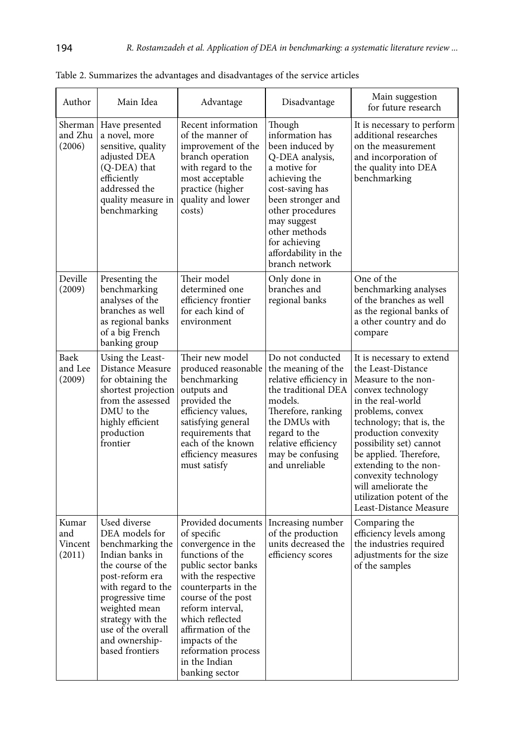Table 2. Summarizes the advantages and disadvantages of the service articles

| Author | Main Idea | Advantage | Disadvantage | Main suggestion for future research |
|---|---|---|---|---|
| Sherman and Zhu (2006) | Have presented a novel, more sensitive, quality adjusted DEA (Q-DEA) that efficiently addressed the quality measure in benchmarking | Recent information of the manner of improvement of the branch operation with regard to the most acceptable practice (higher quality and lower costs) | Though information has been induced by Q-DEA analysis, a motive for achieving the cost-saving has been stronger and other procedures may suggest other methods for achieving affordability in the branch network | It is necessary to perform additional researches on the measurement and incorporation of the quality into DEA benchmarking |
| Deville (2009) | Presenting the benchmarking analyses of the branches as well as regional banks of a big French banking group | Their model determined one efficiency frontier for each kind of environment | Only done in branches and regional banks | One of the benchmarking analyses of the branches as well as the regional banks of a other country and do compare |
| Baek and Lee (2009) | Using the Least-Distance Measure for obtaining the shortest projection from the assessed DMU to the highly efficient production frontier | Their new model produced reasonable benchmarking outputs and provided the efficiency values, satisfying general requirements that each of the known efficiency measures must satisfy | Do not conducted the meaning of the relative efficiency in the traditional DEA models. Therefore, ranking the DMUs with regard to the relative efficiency may be confusing and unreliable | It is necessary to extend the Least-Distance Measure to the non-convex technology in the real-world problems, convex technology; that is, the production convexity possibility set) cannot be applied. Therefore, extending to the non-convexity technology will ameliorate the utilization potent of the Least-Distance Measure |
| Kumar and Vincent (2011) | Used diverse DEA models for benchmarking the Indian banks in the course of the post-reform era with regard to the progressive time weighted mean strategy with the use of the overall and ownership-based frontiers | Provided documents of specific convergence in the functions of the public sector banks with the respective counterparts in the course of the post reform interval, which reflected affirmation of the impacts of the reformation process in the Indian banking sector | Increasing number of the production units decreased the efficiency scores | Comparing the efficiency levels among the industries required adjustments for the size of the samples |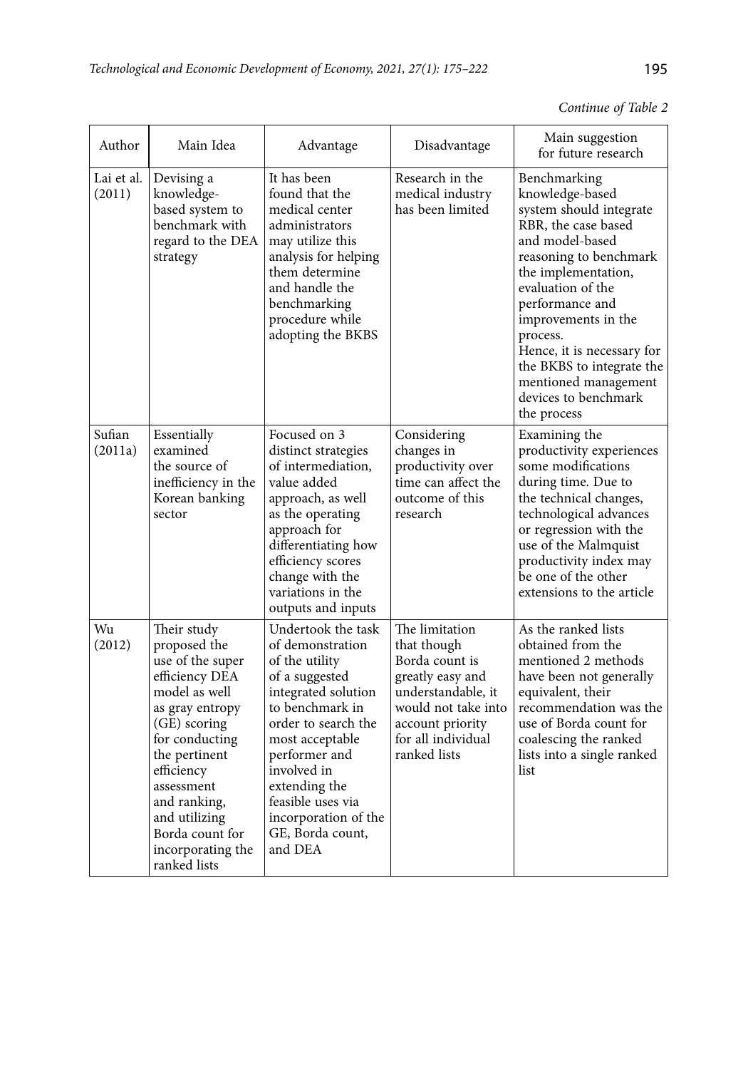*Continue of Table 2*

| Author | Main Idea | Advantage | Disadvantage | Main suggestion for future research |
|---|---|---|---|---|
| Lai et al. (2011) | Devising a knowledge-based system to benchmark with regard to the DEA strategy | It has been found that the medical center administrators may utilize this analysis for helping them determine and handle the benchmarking procedure while adopting the BKBS | Research in the medical industry has been limited | Benchmarking knowledge-based system should integrate RBR, the case based and model-based reasoning to benchmark the implementation, evaluation of the performance and improvements in the process. Hence, it is necessary for the BKBS to integrate the mentioned management devices to benchmark the process |
| Sufian (2011a) | Essentially examined the source of inefficiency in the Korean banking sector | Focused on 3 distinct strategies of intermediation, value added approach, as well as the operating approach for differentiating how efficiency scores change with the variations in the outputs and inputs | Considering changes in productivity over time can affect the outcome of this research | Examining the productivity experiences some modifications during time. Due to the technical changes, technological advances or regression with the use of the Malmquist productivity index may be one of the other extensions to the article |
| Wu (2012) | Their study proposed the use of the super efficiency DEA model as well as gray entropy (GE) scoring for conducting the pertinent efficiency assessment and ranking, and utilizing Borda count for incorporating the ranked lists | Undertook the task of demonstration of the utility of a suggested integrated solution to benchmark in order to search the most acceptable performer and involved in extending the feasible uses via incorporation of the GE, Borda count, and DEA | The limitation that though Borda count is greatly easy and understandable, it would not take into account priority for all individual ranked lists | As the ranked lists obtained from the mentioned 2 methods have been not generally equivalent, their recommendation was the use of Borda count for coalescing the ranked lists into a single ranked list |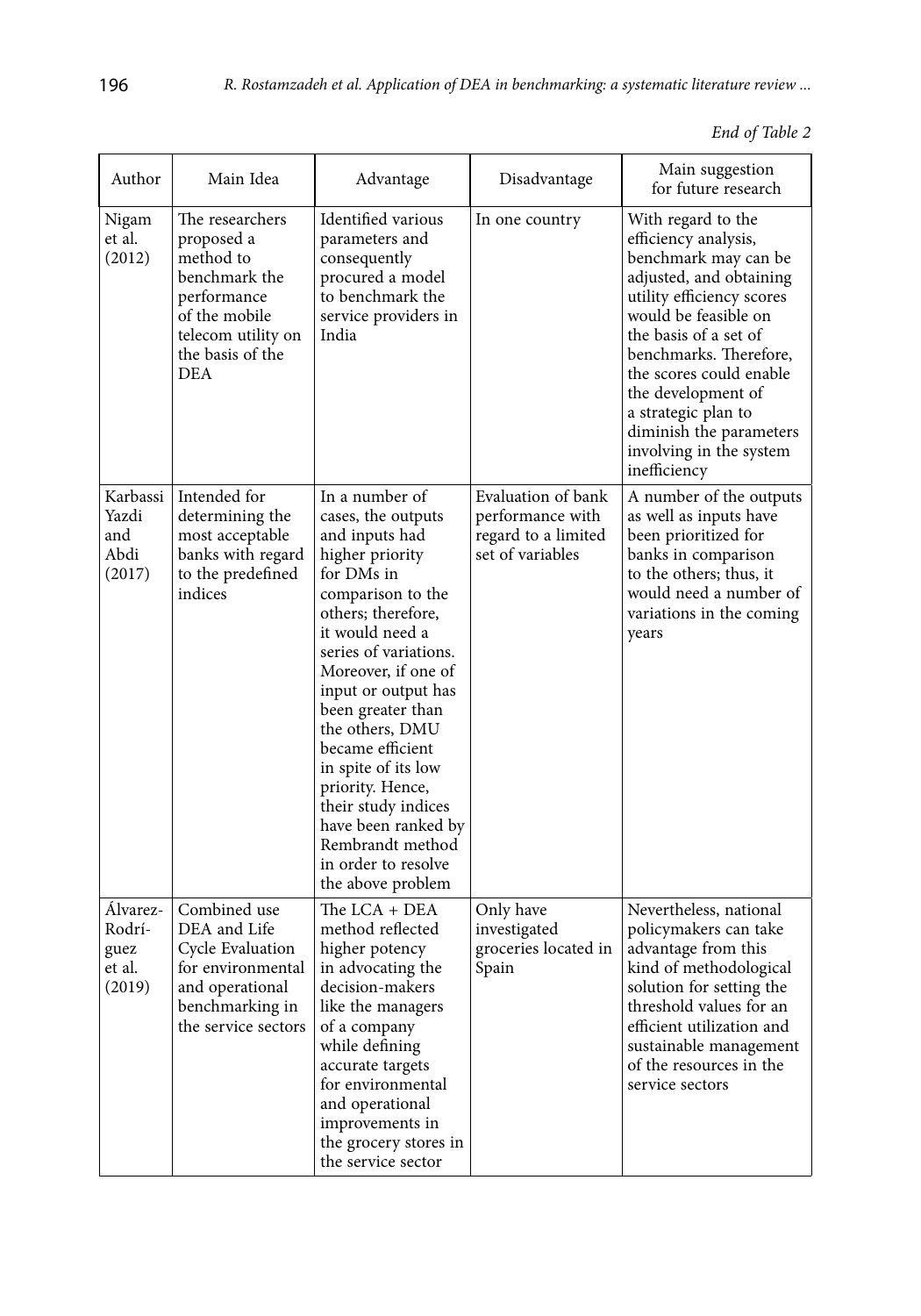*End of Table 2*

| Author | Main Idea | Advantage | Disadvantage | Main suggestion for future research |
|---|---|---|---|---|
| Nigam et al. (2012) | The researchers proposed a method to benchmark the performance of the mobile telecom utility on the basis of the DEA | Identified various parameters and consequently procured a model to benchmark the service providers in India | In one country | With regard to the efficiency analysis, benchmark may can be adjusted, and obtaining utility efficiency scores would be feasible on the basis of a set of benchmarks. Therefore, the scores could enable the development of a strategic plan to diminish the parameters involving in the system inefficiency |
| Karbassi Yazdi and Abdi (2017) | Intended for determining the most acceptable banks with regard to the predefined indices | In a number of cases, the outputs and inputs had higher priority for DMs in comparison to the others; therefore, it would need a series of variations. Moreover, if one of input or output has been greater than the others, DMU became efficient in spite of its low priority. Hence, their study indices have been ranked by Rembrandt method in order to resolve the above problem | Evaluation of bank performance with regard to a limited set of variables | A number of the outputs as well as inputs have been prioritized for banks in comparison to the others; thus, it would need a number of variations in the coming years |
| Álvarez-Rodríguez et al. (2019) | Combined use DEA and Life Cycle Evaluation for environmental and operational benchmarking in the service sectors | The LCA + DEA method reflected higher potency in advocating the decision-makers like the managers of a company while defining accurate targets for environmental and operational improvements in the grocery stores in the service sector | Only have investigated groceries located in Spain | Nevertheless, national policymakers can take advantage from this kind of methodological solution for setting the threshold values for an efficient utilization and sustainable management of the resources in the service sectors |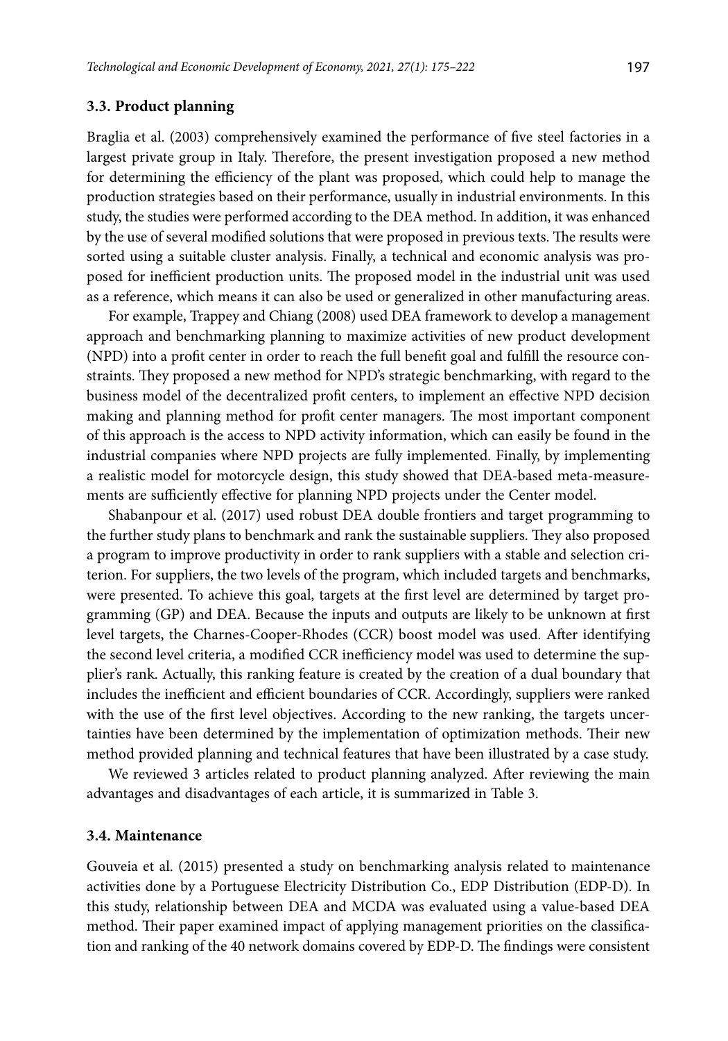### 3.3. Product planning

Braglia et al. (2003) comprehensively examined the performance of five steel factories in a largest private group in Italy. Therefore, the present investigation proposed a new method for determining the efficiency of the plant was proposed, which could help to manage the production strategies based on their performance, usually in industrial environments. In this study, the studies were performed according to the DEA method. In addition, it was enhanced by the use of several modified solutions that were proposed in previous texts. The results were sorted using a suitable cluster analysis. Finally, a technical and economic analysis was proposed for inefficient production units. The proposed model in the industrial unit was used as a reference, which means it can also be used or generalized in other manufacturing areas.

For example, Trappey and Chiang (2008) used DEA framework to develop a management approach and benchmarking planning to maximize activities of new product development (NPD) into a profit center in order to reach the full benefit goal and fulfill the resource constraints. They proposed a new method for NPD's strategic benchmarking, with regard to the business model of the decentralized profit centers, to implement an effective NPD decision making and planning method for profit center managers. The most important component of this approach is the access to NPD activity information, which can easily be found in the industrial companies where NPD projects are fully implemented. Finally, by implementing a realistic model for motorcycle design, this study showed that DEA-based meta-measurements are sufficiently effective for planning NPD projects under the Center model.

Shabanpour et al. (2017) used robust DEA double frontiers and target programming to the further study plans to benchmark and rank the sustainable suppliers. They also proposed a program to improve productivity in order to rank suppliers with a stable and selection criterion. For suppliers, the two levels of the program, which included targets and benchmarks, were presented. To achieve this goal, targets at the first level are determined by target programming (GP) and DEA. Because the inputs and outputs are likely to be unknown at first level targets, the Charnes-Cooper-Rhodes (CCR) boost model was used. After identifying the second level criteria, a modified CCR inefficiency model was used to determine the supplier's rank. Actually, this ranking feature is created by the creation of a dual boundary that includes the inefficient and efficient boundaries of CCR. Accordingly, suppliers were ranked with the use of the first level objectives. According to the new ranking, the targets uncertainties have been determined by the implementation of optimization methods. Their new method provided planning and technical features that have been illustrated by a case study.

We reviewed 3 articles related to product planning analyzed. After reviewing the main advantages and disadvantages of each article, it is summarized in Table 3.

### 3.4. Maintenance

Gouveia et al. (2015) presented a study on benchmarking analysis related to maintenance activities done by a Portuguese Electricity Distribution Co., EDP Distribution (EDP-D). In this study, relationship between DEA and MCDA was evaluated using a value-based DEA method. Their paper examined impact of applying management priorities on the classification and ranking of the 40 network domains covered by EDP-D. The findings were consistent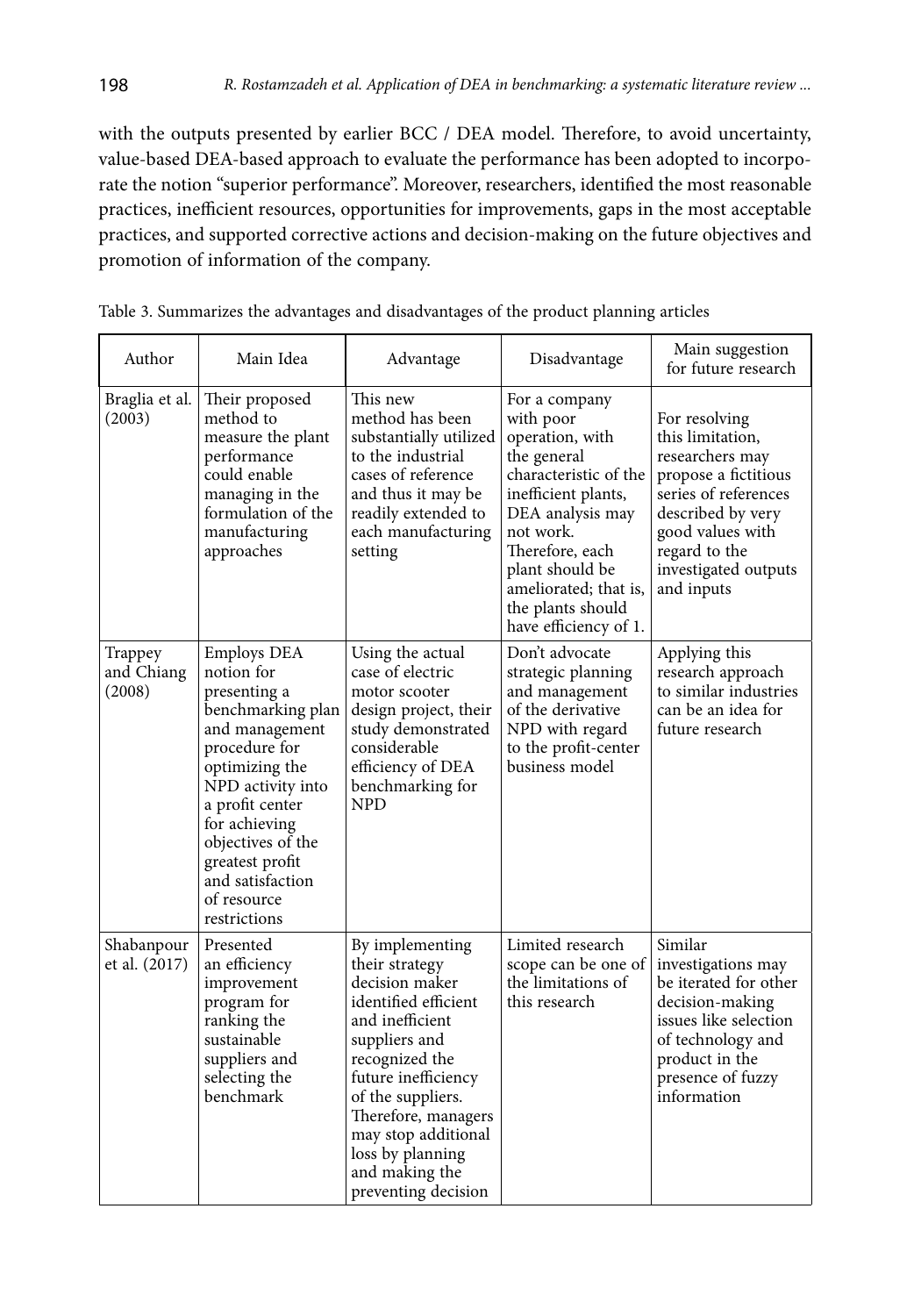with the outputs presented by earlier BCC / DEA model. Therefore, to avoid uncertainty, value-based DEA-based approach to evaluate the performance has been adopted to incorporate the notion "superior performance". Moreover, researchers, identified the most reasonable practices, inefficient resources, opportunities for improvements, gaps in the most acceptable practices, and supported corrective actions and decision-making on the future objectives and promotion of information of the company.

Table 3. Summarizes the advantages and disadvantages of the product planning articles

| Author | Main Idea | Advantage | Disadvantage | Main suggestion for future research |
|---|---|---|---|---|
| Braglia et al. (2003) | Their proposed method to measure the plant performance could enable managing in the formulation of the manufacturing approaches | This new method has been substantially utilized to the industrial cases of reference and thus it may be readily extended to each manufacturing setting | For a company with poor operation, with the general characteristic of the inefficient plants, DEA analysis may not work. Therefore, each plant should be ameliorated; that is, the plants should have efficiency of 1. | For resolving this limitation, researchers may propose a fictitious series of references described by very good values with regard to the investigated outputs and inputs |
| Trappey and Chiang (2008) | Employs DEA notion for presenting a benchmarking plan and management procedure for optimizing the NPD activity into a profit center for achieving objectives of the greatest profit and satisfaction of resource restrictions | Using the actual case of electric motor scooter design project, their study demonstrated considerable efficiency of DEA benchmarking for NPD | Don't advocate strategic planning and management of the derivative NPD with regard to the profit-center business model | Applying this research approach to similar industries can be an idea for future research |
| Shabanpour et al. (2017) | Presented an efficiency improvement program for ranking the sustainable suppliers and selecting the benchmark | By implementing their strategy decision maker identified efficient and inefficient suppliers and recognized the future inefficiency of the suppliers. Therefore, managers may stop additional loss by planning and making the preventing decision | Limited research scope can be one of the limitations of this research | Similar investigations may be iterated for other decision-making issues like selection of technology and product in the presence of fuzzy information |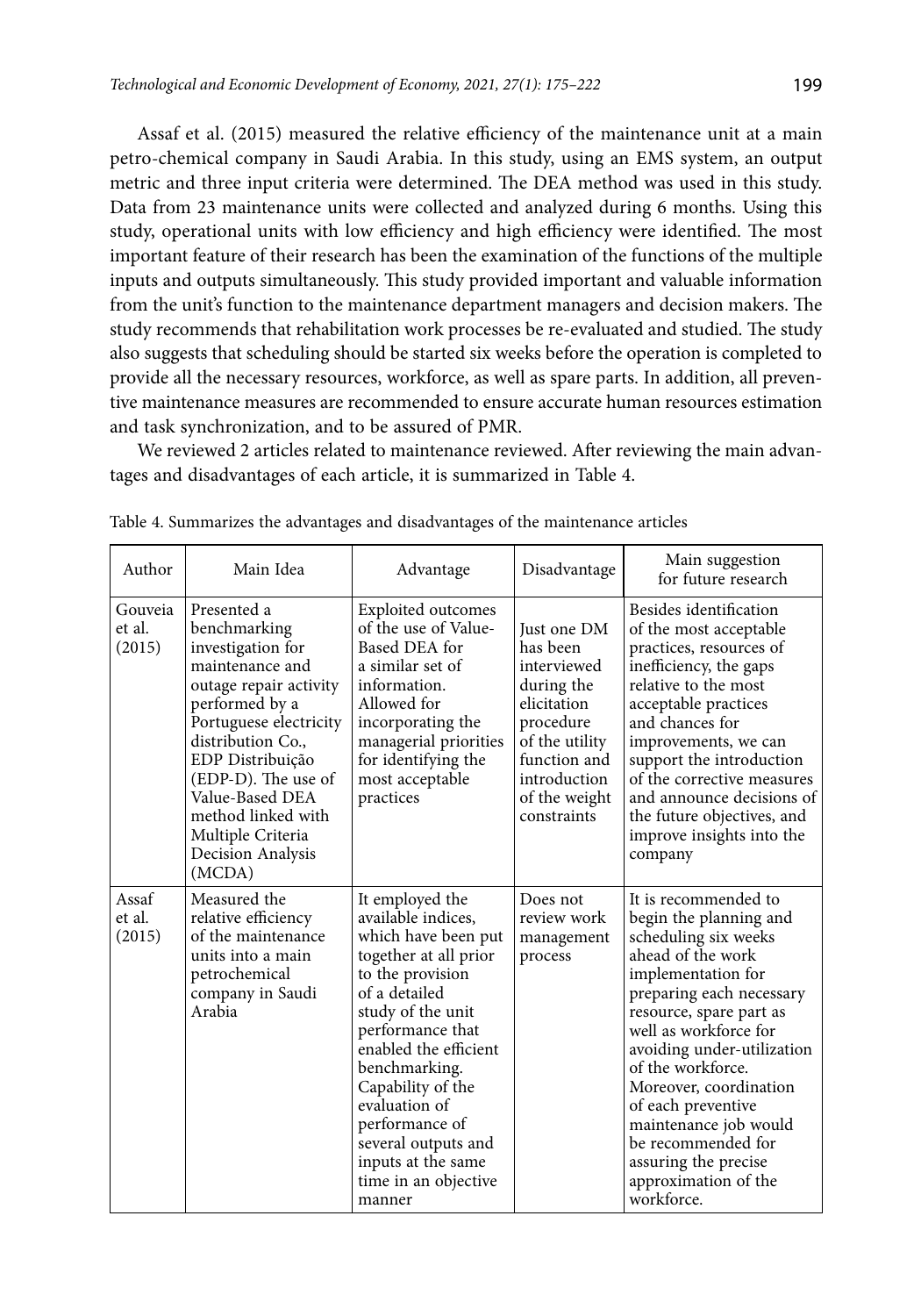Assaf et al. (2015) measured the relative efficiency of the maintenance unit at a main petro-chemical company in Saudi Arabia. In this study, using an EMS system, an output metric and three input criteria were determined. The DEA method was used in this study. Data from 23 maintenance units were collected and analyzed during 6 months. Using this study, operational units with low efficiency and high efficiency were identified. The most important feature of their research has been the examination of the functions of the multiple inputs and outputs simultaneously. This study provided important and valuable information from the unit's function to the maintenance department managers and decision makers. The study recommends that rehabilitation work processes be re-evaluated and studied. The study also suggests that scheduling should be started six weeks before the operation is completed to provide all the necessary resources, workforce, as well as spare parts. In addition, all preventive maintenance measures are recommended to ensure accurate human resources estimation and task synchronization, and to be assured of PMR.

We reviewed 2 articles related to maintenance reviewed. After reviewing the main advantages and disadvantages of each article, it is summarized in Table 4.

Table 4. Summarizes the advantages and disadvantages of the maintenance articles

| Author | Main Idea | Advantage | Disadvantage | Main suggestion for future research |
|---|---|---|---|---|
| Gouveia et al. (2015) | Presented a benchmarking investigation for maintenance and outage repair activity performed by a Portuguese electricity distribution Co., EDP Distribuição (EDP-D). The use of Value-Based DEA method linked with Multiple Criteria Decision Analysis (MCDA) | Exploited outcomes of the use of Value-Based DEA for a similar set of information. Allowed for incorporating the managerial priorities for identifying the most acceptable practices | Just one DM has been interviewed during the elicitation procedure of the utility function and introduction of the weight constraints | Besides identification of the most acceptable practices, resources of inefficiency, the gaps relative to the most acceptable practices and chances for improvements, we can support the introduction of the corrective measures and announce decisions of the future objectives, and improve insights into the company |
| Assaf et al. (2015) | Measured the relative efficiency of the maintenance units into a main petrochemical company in Saudi Arabia | It employed the available indices, which have been put together at all prior to the provision of a detailed study of the unit performance that enabled the efficient benchmarking. Capability of the evaluation of performance of several outputs and inputs at the same time in an objective manner | Does not review work management process | It is recommended to begin the planning and scheduling six weeks ahead of the work implementation for preparing each necessary resource, spare part as well as workforce for avoiding under-utilization of the workforce. Moreover, coordination of each preventive maintenance job would be recommended for assuring the precise approximation of the workforce. |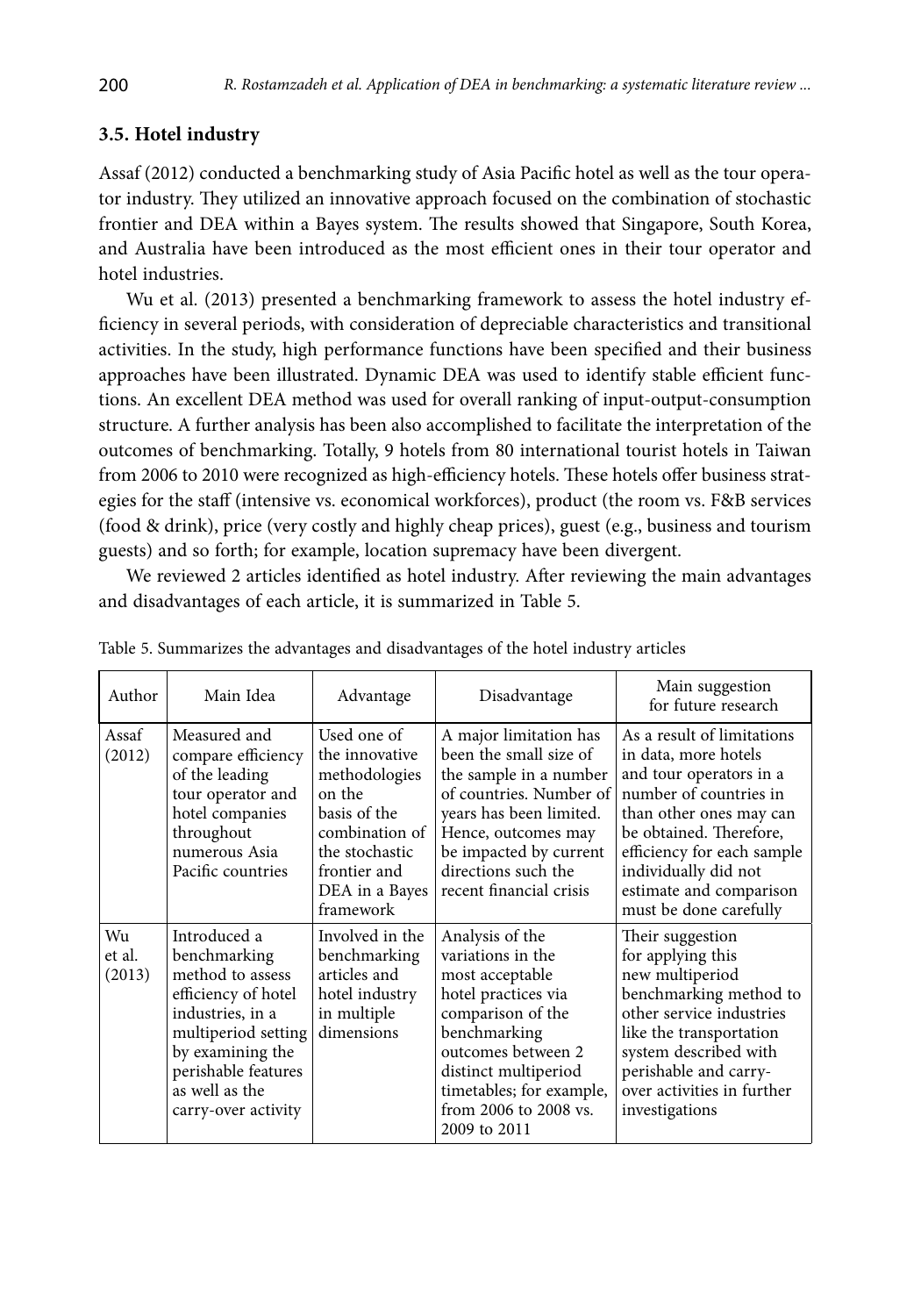### 3.5. Hotel industry

Assaf (2012) conducted a benchmarking study of Asia Pacific hotel as well as the tour operator industry. They utilized an innovative approach focused on the combination of stochastic frontier and DEA within a Bayes system. The results showed that Singapore, South Korea, and Australia have been introduced as the most efficient ones in their tour operator and hotel industries.

Wu et al. (2013) presented a benchmarking framework to assess the hotel industry efficiency in several periods, with consideration of depreciable characteristics and transitional activities. In the study, high performance functions have been specified and their business approaches have been illustrated. Dynamic DEA was used to identify stable efficient functions. An excellent DEA method was used for overall ranking of input-output-consumption structure. A further analysis has been also accomplished to facilitate the interpretation of the outcomes of benchmarking. Totally, 9 hotels from 80 international tourist hotels in Taiwan from 2006 to 2010 were recognized as high-efficiency hotels. These hotels offer business strategies for the staff (intensive vs. economical workforces), product (the room vs. F&B services (food & drink), price (very costly and highly cheap prices), guest (e.g., business and tourism guests) and so forth; for example, location supremacy have been divergent.

We reviewed 2 articles identified as hotel industry. After reviewing the main advantages and disadvantages of each article, it is summarized in Table 5.

Table 5. Summarizes the advantages and disadvantages of the hotel industry articles

| Author | Main Idea | Advantage | Disadvantage | Main suggestion for future research |
|---|---|---|---|---|
| Assaf (2012) | Measured and compare efficiency of the leading tour operator and hotel companies throughout numerous Asia Pacific countries | Used one of the innovative methodologies on the basis of the combination of the stochastic frontier and DEA in a Bayes framework | A major limitation has been the small size of the sample in a number of countries. Number of years has been limited. Hence, outcomes may be impacted by current directions such the recent financial crisis | As a result of limitations in data, more hotels and tour operators in a number of countries in than other ones may can be obtained. Therefore, efficiency for each sample individually did not estimate and comparison must be done carefully |
| Wu et al. (2013) | Introduced a benchmarking method to assess efficiency of hotel industries, in a multiperiod setting by examining the perishable features as well as the carry-over activity | Involved in the benchmarking articles and hotel industry in multiple dimensions | Analysis of the variations in the most acceptable hotel practices via comparison of the benchmarking outcomes between 2 distinct multiperiod timetables; for example, from 2006 to 2008 vs. 2009 to 2011 | Their suggestion for applying this new multiperiod benchmarking method to other service industries like the transportation system described with perishable and carry-over activities in further investigations |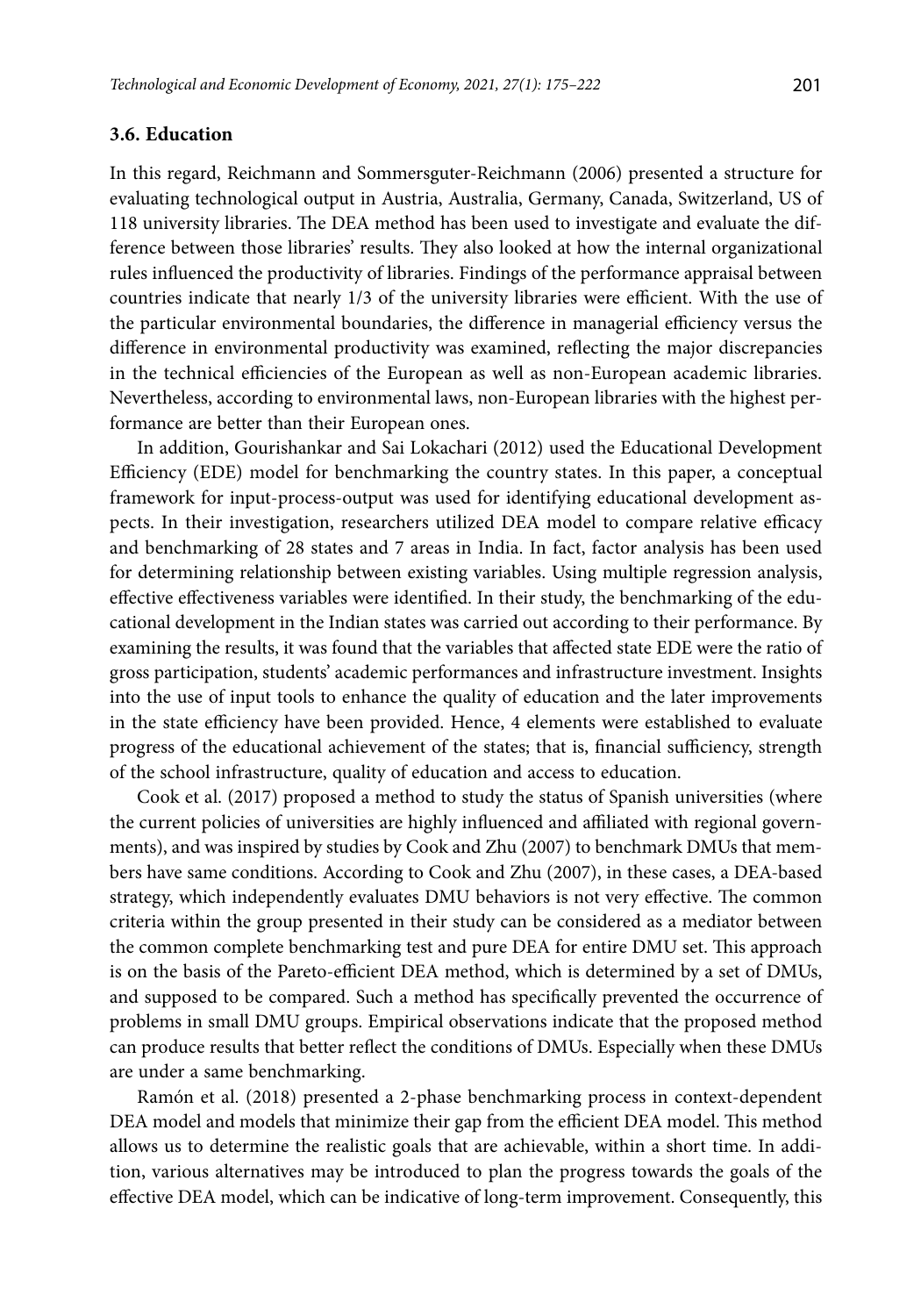### 3.6. Education

In this regard, Reichmann and Sommersguter-Reichmann (2006) presented a structure for evaluating technological output in Austria, Australia, Germany, Canada, Switzerland, US of 118 university libraries. The DEA method has been used to investigate and evaluate the difference between those libraries' results. They also looked at how the internal organizational rules influenced the productivity of libraries. Findings of the performance appraisal between countries indicate that nearly 1/3 of the university libraries were efficient. With the use of the particular environmental boundaries, the difference in managerial efficiency versus the difference in environmental productivity was examined, reflecting the major discrepancies in the technical efficiencies of the European as well as non-European academic libraries. Nevertheless, according to environmental laws, non-European libraries with the highest performance are better than their European ones.

In addition, Gourishankar and Sai Lokachari (2012) used the Educational Development Efficiency (EDE) model for benchmarking the country states. In this paper, a conceptual framework for input-process-output was used for identifying educational development aspects. In their investigation, researchers utilized DEA model to compare relative efficacy and benchmarking of 28 states and 7 areas in India. In fact, factor analysis has been used for determining relationship between existing variables. Using multiple regression analysis, effective effectiveness variables were identified. In their study, the benchmarking of the educational development in the Indian states was carried out according to their performance. By examining the results, it was found that the variables that affected state EDE were the ratio of gross participation, students' academic performances and infrastructure investment. Insights into the use of input tools to enhance the quality of education and the later improvements in the state efficiency have been provided. Hence, 4 elements were established to evaluate progress of the educational achievement of the states; that is, financial sufficiency, strength of the school infrastructure, quality of education and access to education.

Cook et al. (2017) proposed a method to study the status of Spanish universities (where the current policies of universities are highly influenced and affiliated with regional governments), and was inspired by studies by Cook and Zhu (2007) to benchmark DMUs that members have same conditions. According to Cook and Zhu (2007), in these cases, a DEA-based strategy, which independently evaluates DMU behaviors is not very effective. The common criteria within the group presented in their study can be considered as a mediator between the common complete benchmarking test and pure DEA for entire DMU set. This approach is on the basis of the Pareto-efficient DEA method, which is determined by a set of DMUs, and supposed to be compared. Such a method has specifically prevented the occurrence of problems in small DMU groups. Empirical observations indicate that the proposed method can produce results that better reflect the conditions of DMUs. Especially when these DMUs are under a same benchmarking.

Ramón et al. (2018) presented a 2-phase benchmarking process in context-dependent DEA model and models that minimize their gap from the efficient DEA model. This method allows us to determine the realistic goals that are achievable, within a short time. In addition, various alternatives may be introduced to plan the progress towards the goals of the effective DEA model, which can be indicative of long-term improvement. Consequently, this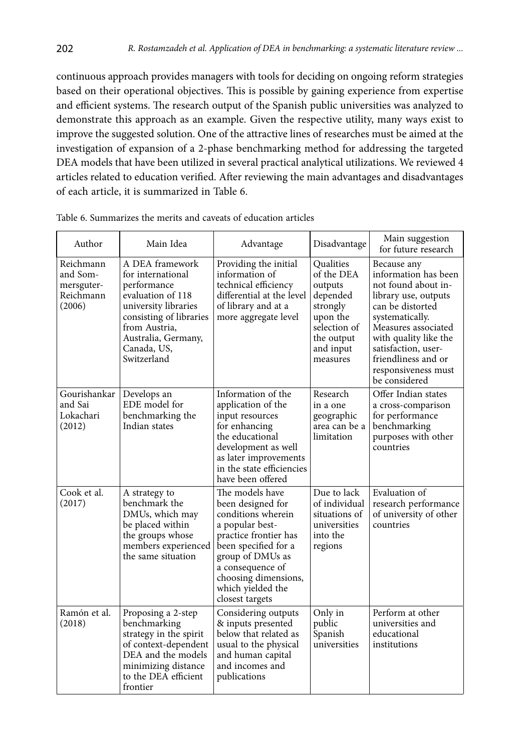continuous approach provides managers with tools for deciding on ongoing reform strategies based on their operational objectives. This is possible by gaining experience from expertise and efficient systems. The research output of the Spanish public universities was analyzed to demonstrate this approach as an example. Given the respective utility, many ways exist to improve the suggested solution. One of the attractive lines of researches must be aimed at the investigation of expansion of a 2-phase benchmarking method for addressing the targeted DEA models that have been utilized in several practical analytical utilizations. We reviewed 4 articles related to education verified. After reviewing the main advantages and disadvantages of each article, it is summarized in Table 6.

Table 6. Summarizes the merits and caveats of education articles

| Author | Main Idea | Advantage | Disadvantage | Main suggestion for future research |
|---|---|---|---|---|
| Reichmann and Sommersguter-Reichmann (2006) | A DEA framework for international performance evaluation of 118 university libraries consisting of libraries from Austria, Australia, Germany, Canada, US, Switzerland | Providing the initial information of technical efficiency differential at the level of library and at a more aggregate level | Qualities of the DEA outputs depended strongly upon the selection of the output and input measures | Because any information has been not found about in-library use, outputs can be distorted systematically. Measures associated with quality like the satisfaction, user-friendliness and or responsiveness must be considered |
| Gourishankar and Sai Lokachari (2012) | Develops an EDE model for benchmarking the Indian states | Information of the application of the input resources for enhancing the educational development as well as later improvements in the state efficiencies have been offered | Research in a one geographic area can be a limitation | Offer Indian states a cross-comparison for performance benchmarking purposes with other countries |
| Cook et al. (2017) | A strategy to benchmark the DMUs, which may be placed within the groups whose members experienced the same situation | The models have been designed for conditions wherein a popular best-practice frontier has been specified for a group of DMUs as a consequence of choosing dimensions, which yielded the closest targets | Due to lack of individual situations of universities into the regions | Evaluation of research performance of university of other countries |
| Ramón et al. (2018) | Proposing a 2-step benchmarking strategy in the spirit of context-dependent DEA and the models minimizing distance to the DEA efficient frontier | Considering outputs & inputs presented below that related as usual to the physical and human capital and incomes and publications | Only in public Spanish universities | Perform at other universities and educational institutions |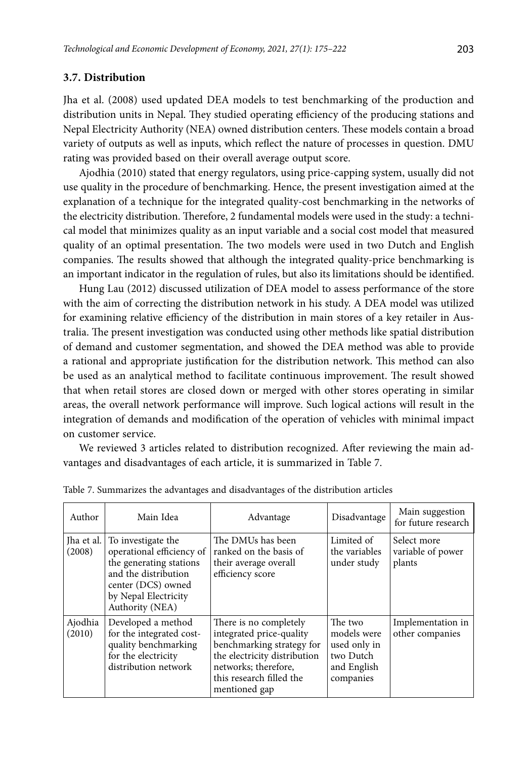### 3.7. Distribution

Jha et al. (2008) used updated DEA models to test benchmarking of the production and distribution units in Nepal. They studied operating efficiency of the producing stations and Nepal Electricity Authority (NEA) owned distribution centers. These models contain a broad variety of outputs as well as inputs, which reflect the nature of processes in question. DMU rating was provided based on their overall average output score.

Ajodhia (2010) stated that energy regulators, using price-capping system, usually did not use quality in the procedure of benchmarking. Hence, the present investigation aimed at the explanation of a technique for the integrated quality-cost benchmarking in the networks of the electricity distribution. Therefore, 2 fundamental models were used in the study: a technical model that minimizes quality as an input variable and a social cost model that measured quality of an optimal presentation. The two models were used in two Dutch and English companies. The results showed that although the integrated quality-price benchmarking is an important indicator in the regulation of rules, but also its limitations should be identified.

Hung Lau (2012) discussed utilization of DEA model to assess performance of the store with the aim of correcting the distribution network in his study. A DEA model was utilized for examining relative efficiency of the distribution in main stores of a key retailer in Australia. The present investigation was conducted using other methods like spatial distribution of demand and customer segmentation, and showed the DEA method was able to provide a rational and appropriate justification for the distribution network. This method can also be used as an analytical method to facilitate continuous improvement. The result showed that when retail stores are closed down or merged with other stores operating in similar areas, the overall network performance will improve. Such logical actions will result in the integration of demands and modification of the operation of vehicles with minimal impact on customer service.

We reviewed 3 articles related to distribution recognized. After reviewing the main advantages and disadvantages of each article, it is summarized in Table 7.

Table 7. Summarizes the advantages and disadvantages of the distribution articles

| Author | Main Idea | Advantage | Disadvantage | Main suggestion for future research |
|---|---|---|---|---|
| Jha et al. (2008) | To investigate the operational efficiency of the generating stations and the distribution center (DCS) owned by Nepal Electricity Authority (NEA) | The DMUs has been ranked on the basis of their average overall efficiency score | Limited of the variables under study | Select more variable of power plants |
| Ajodhia (2010) | Developed a method for the integrated cost-quality benchmarking for the electricity distribution network | There is no completely integrated price-quality benchmarking strategy for the electricity distribution networks; therefore, this research filled the mentioned gap | The two models were used only in two Dutch and English companies | Implementation in other companies |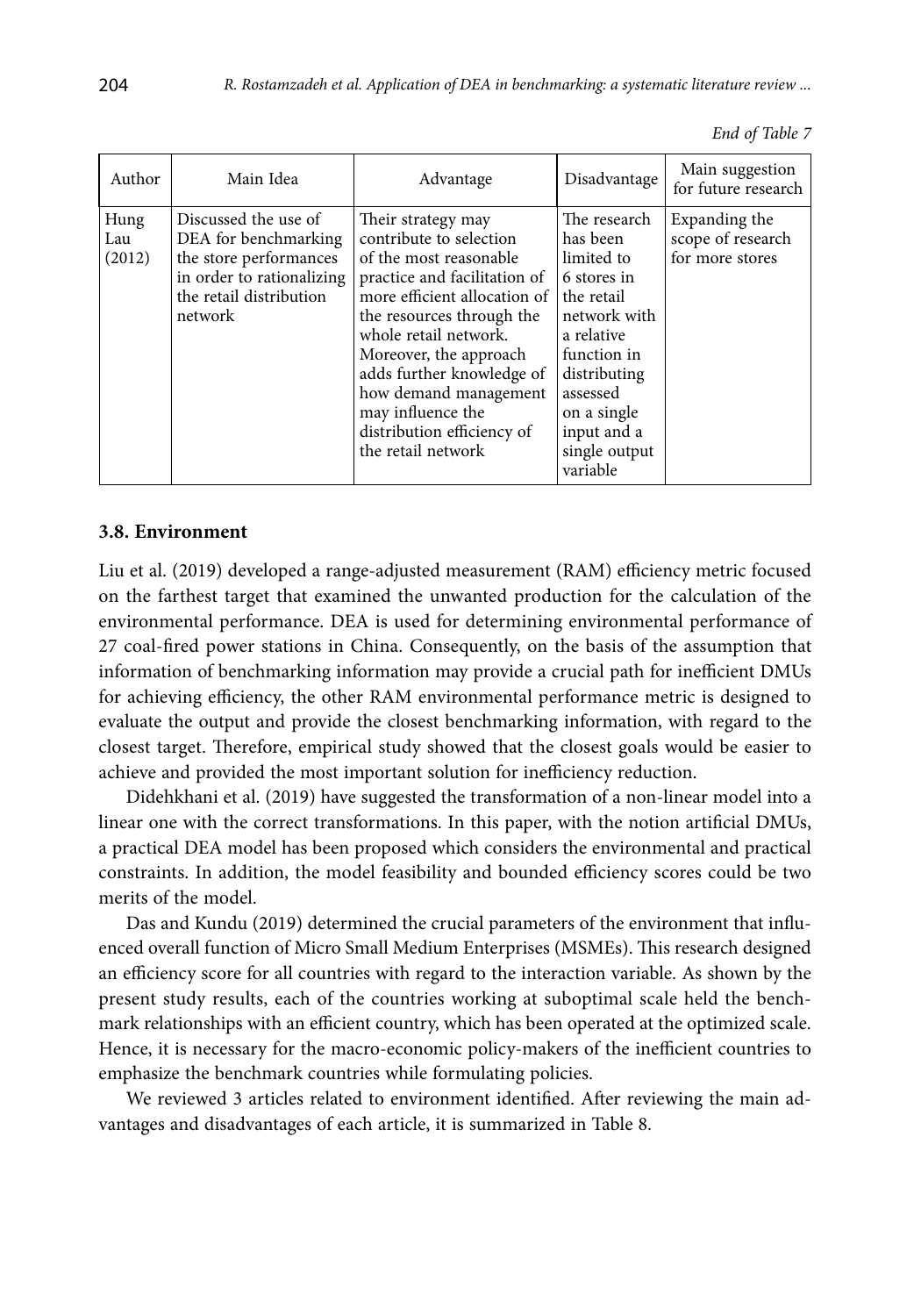*End of Table 7*

| Author | Main Idea | Advantage | Disadvantage | Main suggestion for future research |
|---|---|---|---|---|
| Hung Lau (2012) | Discussed the use of DEA for benchmarking the store performances in order to rationalizing the retail distribution network | Their strategy may contribute to selection of the most reasonable practice and facilitation of more efficient allocation of the resources through the whole retail network. Moreover, the approach adds further knowledge of how demand management may influence the distribution efficiency of the retail network | The research has been limited to 6 stores in the retail network with a relative function in distributing assessed on a single input and a single output variable | Expanding the scope of research for more stores |

### 3.8. Environment

Liu et al. (2019) developed a range-adjusted measurement (RAM) efficiency metric focused on the farthest target that examined the unwanted production for the calculation of the environmental performance. DEA is used for determining environmental performance of 27 coal-fired power stations in China. Consequently, on the basis of the assumption that information of benchmarking information may provide a crucial path for inefficient DMUs for achieving efficiency, the other RAM environmental performance metric is designed to evaluate the output and provide the closest benchmarking information, with regard to the closest target. Therefore, empirical study showed that the closest goals would be easier to achieve and provided the most important solution for inefficiency reduction.

Didehkhani et al. (2019) have suggested the transformation of a non-linear model into a linear one with the correct transformations. In this paper, with the notion artificial DMUs, a practical DEA model has been proposed which considers the environmental and practical constraints. In addition, the model feasibility and bounded efficiency scores could be two merits of the model.

Das and Kundu (2019) determined the crucial parameters of the environment that influenced overall function of Micro Small Medium Enterprises (MSMEs). This research designed an efficiency score for all countries with regard to the interaction variable. As shown by the present study results, each of the countries working at suboptimal scale held the benchmark relationships with an efficient country, which has been operated at the optimized scale. Hence, it is necessary for the macro-economic policy-makers of the inefficient countries to emphasize the benchmark countries while formulating policies.

We reviewed 3 articles related to environment identified. After reviewing the main advantages and disadvantages of each article, it is summarized in Table 8.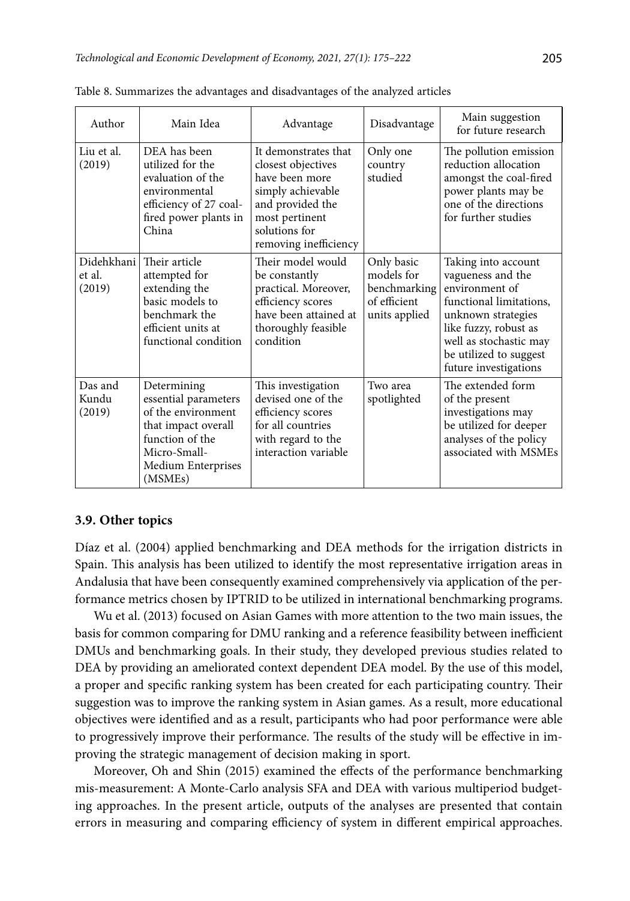Table 8. Summarizes the advantages and disadvantages of the analyzed articles

| Author | Main Idea | Advantage | Disadvantage | Main suggestion for future research |
|---|---|---|---|---|
| Liu et al. (2019) | DEA has been utilized for the evaluation of the environmental efficiency of 27 coal-fired power plants in China | It demonstrates that closest objectives have been more simply achievable and provided the most pertinent solutions for removing inefficiency | Only one country studied | The pollution emission reduction allocation amongst the coal-fired power plants may be one of the directions for further studies |
| Didehkhani et al. (2019) | Their article attempted for extending the basic models to benchmark the efficient units at functional condition | Their model would be constantly practical. Moreover, efficiency scores have been attained at thoroughly feasible condition | Only basic models for benchmarking of efficient units applied | Taking into account vagueness and the environment of functional limitations, unknown strategies like fuzzy, robust as well as stochastic may be utilized to suggest future investigations |
| Das and Kundu (2019) | Determining essential parameters of the environment that impact overall function of the Micro-Small-Medium Enterprises (MSMEs) | This investigation devised one of the efficiency scores for all countries with regard to the interaction variable | Two area spotlighted | The extended form of the present investigations may be utilized for deeper analyses of the policy associated with MSMEs |

### 3.9. Other topics

Díaz et al. (2004) applied benchmarking and DEA methods for the irrigation districts in Spain. This analysis has been utilized to identify the most representative irrigation areas in Andalusia that have been consequently examined comprehensively via application of the performance metrics chosen by IPTRID to be utilized in international benchmarking programs.

Wu et al. (2013) focused on Asian Games with more attention to the two main issues, the basis for common comparing for DMU ranking and a reference feasibility between inefficient DMUs and benchmarking goals. In their study, they developed previous studies related to DEA by providing an ameliorated context dependent DEA model. By the use of this model, a proper and specific ranking system has been created for each participating country. Their suggestion was to improve the ranking system in Asian games. As a result, more educational objectives were identified and as a result, participants who had poor performance were able to progressively improve their performance. The results of the study will be effective in improving the strategic management of decision making in sport.

Moreover, Oh and Shin (2015) examined the effects of the performance benchmarking mis-measurement: A Monte-Carlo analysis SFA and DEA with various multiperiod budgeting approaches. In the present article, outputs of the analyses are presented that contain errors in measuring and comparing efficiency of system in different empirical approaches.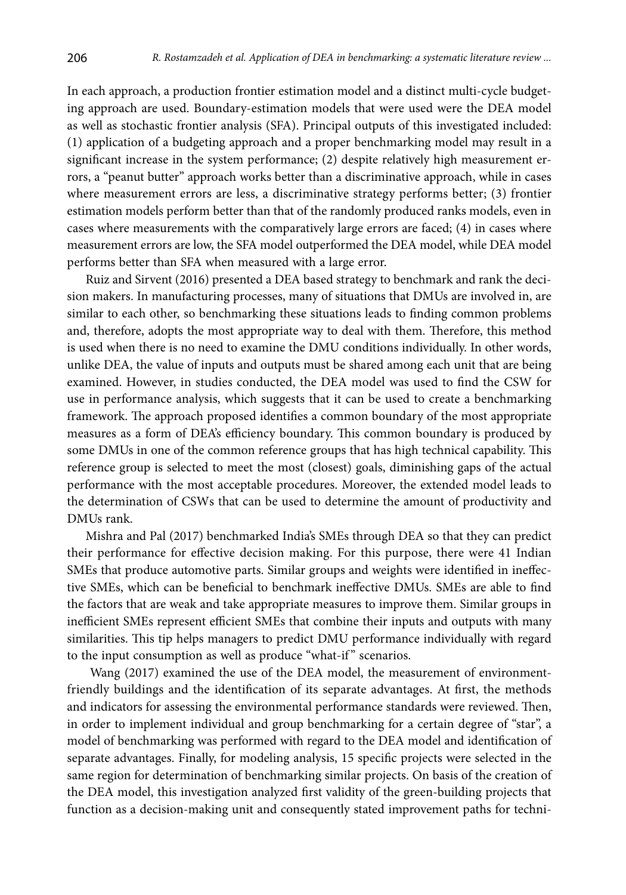In each approach, a production frontier estimation model and a distinct multi-cycle budgeting approach are used. Boundary-estimation models that were used were the DEA model as well as stochastic frontier analysis (SFA). Principal outputs of this investigated included: (1) application of a budgeting approach and a proper benchmarking model may result in a significant increase in the system performance; (2) despite relatively high measurement errors, a "peanut butter" approach works better than a discriminative approach, while in cases where measurement errors are less, a discriminative strategy performs better; (3) frontier estimation models perform better than that of the randomly produced ranks models, even in cases where measurements with the comparatively large errors are faced; (4) in cases where measurement errors are low, the SFA model outperformed the DEA model, while DEA model performs better than SFA when measured with a large error.

Ruiz and Sirvent (2016) presented a DEA based strategy to benchmark and rank the decision makers. In manufacturing processes, many of situations that DMUs are involved in, are similar to each other, so benchmarking these situations leads to finding common problems and, therefore, adopts the most appropriate way to deal with them. Therefore, this method is used when there is no need to examine the DMU conditions individually. In other words, unlike DEA, the value of inputs and outputs must be shared among each unit that are being examined. However, in studies conducted, the DEA model was used to find the CSW for use in performance analysis, which suggests that it can be used to create a benchmarking framework. The approach proposed identifies a common boundary of the most appropriate measures as a form of DEA's efficiency boundary. This common boundary is produced by some DMUs in one of the common reference groups that has high technical capability. This reference group is selected to meet the most (closest) goals, diminishing gaps of the actual performance with the most acceptable procedures. Moreover, the extended model leads to the determination of CSWs that can be used to determine the amount of productivity and DMUs rank.

Mishra and Pal (2017) benchmarked India's SMEs through DEA so that they can predict their performance for effective decision making. For this purpose, there were 41 Indian SMEs that produce automotive parts. Similar groups and weights were identified in ineffective SMEs, which can be beneficial to benchmark ineffective DMUs. SMEs are able to find the factors that are weak and take appropriate measures to improve them. Similar groups in inefficient SMEs represent efficient SMEs that combine their inputs and outputs with many similarities. This tip helps managers to predict DMU performance individually with regard to the input consumption as well as produce "what-if" scenarios.

Wang (2017) examined the use of the DEA model, the measurement of environment-friendly buildings and the identification of its separate advantages. At first, the methods and indicators for assessing the environmental performance standards were reviewed. Then, in order to implement individual and group benchmarking for a certain degree of "star", a model of benchmarking was performed with regard to the DEA model and identification of separate advantages. Finally, for modeling analysis, 15 specific projects were selected in the same region for determination of benchmarking similar projects. On basis of the creation of the DEA model, this investigation analyzed first validity of the green-building projects that function as a decision-making unit and consequently stated improvement paths for techni-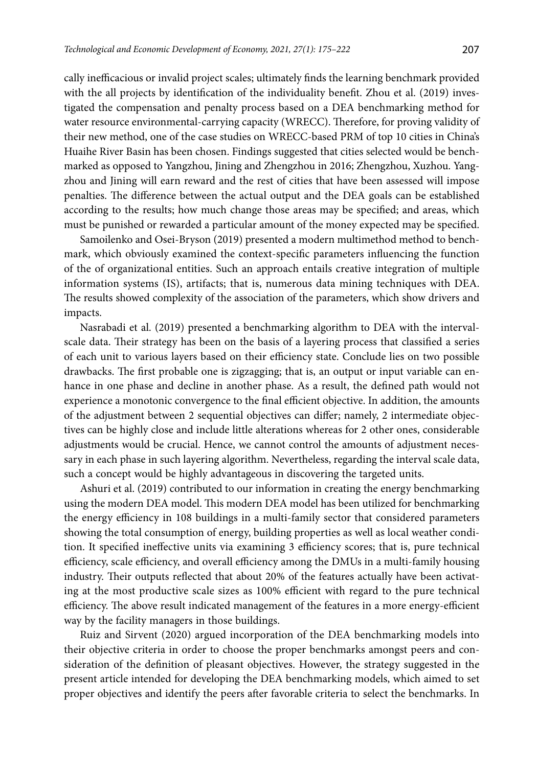cally inefficacious or invalid project scales; ultimately finds the learning benchmark provided with the all projects by identification of the individuality benefit. Zhou et al. (2019) investigated the compensation and penalty process based on a DEA benchmarking method for water resource environmental-carrying capacity (WRECC). Therefore, for proving validity of their new method, one of the case studies on WRECC-based PRM of top 10 cities in China's Huaihe River Basin has been chosen. Findings suggested that cities selected would be benchmarked as opposed to Yangzhou, Jining and Zhengzhou in 2016; Zhengzhou, Xuzhou. Yangzhou and Jining will earn reward and the rest of cities that have been assessed will impose penalties. The difference between the actual output and the DEA goals can be established according to the results; how much change those areas may be specified; and areas, which must be punished or rewarded a particular amount of the money expected may be specified.

Samoilenko and Osei-Bryson (2019) presented a modern multimethod method to benchmark, which obviously examined the context-specific parameters influencing the function of the of organizational entities. Such an approach entails creative integration of multiple information systems (IS), artifacts; that is, numerous data mining techniques with DEA. The results showed complexity of the association of the parameters, which show drivers and impacts.

Nasrabadi et al. (2019) presented a benchmarking algorithm to DEA with the interval-scale data. Their strategy has been on the basis of a layering process that classified a series of each unit to various layers based on their efficiency state. Conclude lies on two possible drawbacks. The first probable one is zigzagging; that is, an output or input variable can enhance in one phase and decline in another phase. As a result, the defined path would not experience a monotonic convergence to the final efficient objective. In addition, the amounts of the adjustment between 2 sequential objectives can differ; namely, 2 intermediate objectives can be highly close and include little alterations whereas for 2 other ones, considerable adjustments would be crucial. Hence, we cannot control the amounts of adjustment necessary in each phase in such layering algorithm. Nevertheless, regarding the interval scale data, such a concept would be highly advantageous in discovering the targeted units.

Ashuri et al. (2019) contributed to our information in creating the energy benchmarking using the modern DEA model. This modern DEA model has been utilized for benchmarking the energy efficiency in 108 buildings in a multi-family sector that considered parameters showing the total consumption of energy, building properties as well as local weather condition. It specified ineffective units via examining 3 efficiency scores; that is, pure technical efficiency, scale efficiency, and overall efficiency among the DMUs in a multi-family housing industry. Their outputs reflected that about 20% of the features actually have been activating at the most productive scale sizes as 100% efficient with regard to the pure technical efficiency. The above result indicated management of the features in a more energy-efficient way by the facility managers in those buildings.

Ruiz and Sirvent (2020) argued incorporation of the DEA benchmarking models into their objective criteria in order to choose the proper benchmarks amongst peers and consideration of the definition of pleasant objectives. However, the strategy suggested in the present article intended for developing the DEA benchmarking models, which aimed to set proper objectives and identify the peers after favorable criteria to select the benchmarks. In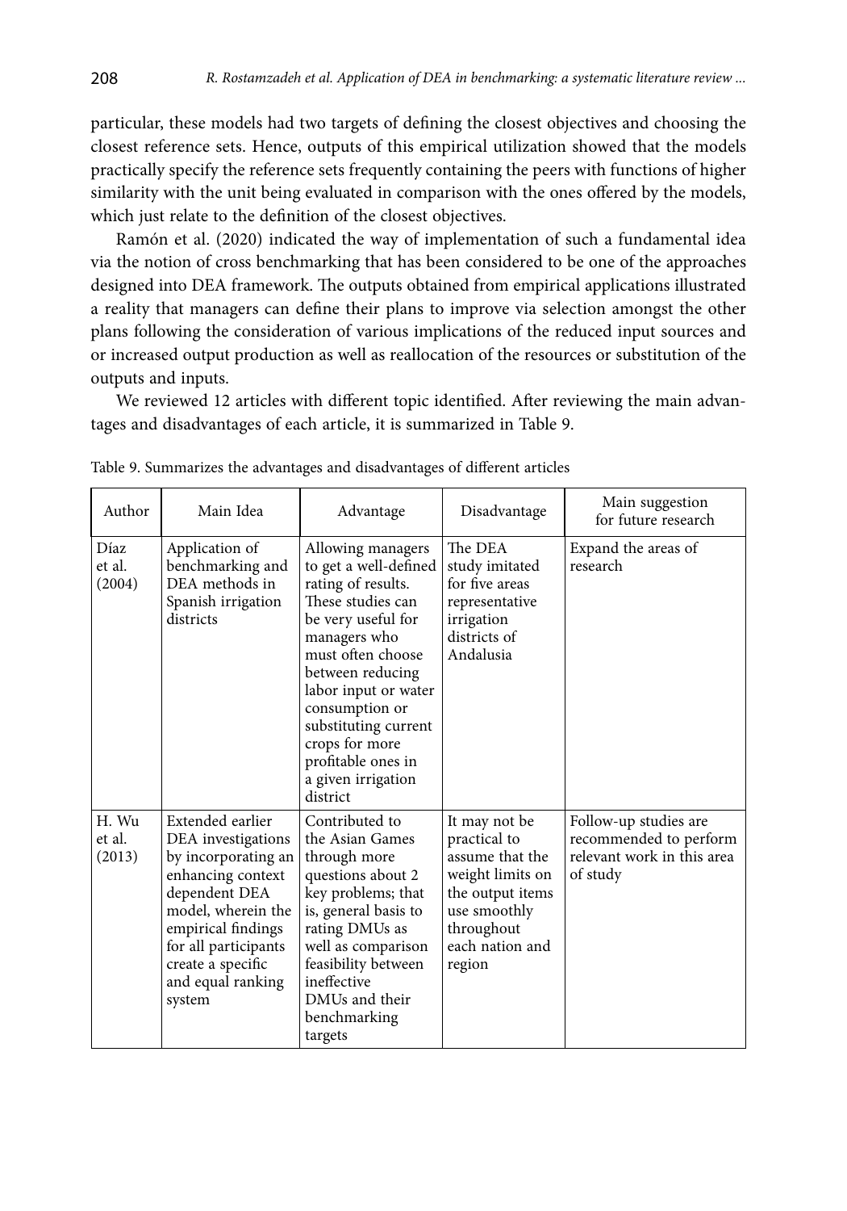particular, these models had two targets of defining the closest objectives and choosing the closest reference sets. Hence, outputs of this empirical utilization showed that the models practically specify the reference sets frequently containing the peers with functions of higher similarity with the unit being evaluated in comparison with the ones offered by the models, which just relate to the definition of the closest objectives.

Ramón et al. (2020) indicated the way of implementation of such a fundamental idea via the notion of cross benchmarking that has been considered to be one of the approaches designed into DEA framework. The outputs obtained from empirical applications illustrated a reality that managers can define their plans to improve via selection amongst the other plans following the consideration of various implications of the reduced input sources and or increased output production as well as reallocation of the resources or substitution of the outputs and inputs.

We reviewed 12 articles with different topic identified. After reviewing the main advantages and disadvantages of each article, it is summarized in Table 9.

Table 9. Summarizes the advantages and disadvantages of different articles

| Author | Main Idea | Advantage | Disadvantage | Main suggestion for future research |
|---|---|---|---|---|
| Díaz et al. (2004) | Application of benchmarking and DEA methods in Spanish irrigation districts | Allowing managers to get a well-defined rating of results. These studies can be very useful for managers who must often choose between reducing labor input or water consumption or substituting current crops for more profitable ones in a given irrigation district | The DEA study imitated for five areas representative irrigation districts of Andalusia | Expand the areas of research |
| H. Wu et al. (2013) | Extended earlier DEA investigations by incorporating an enhancing context dependent DEA model, wherein the empirical findings for all participants create a specific and equal ranking system | Contributed to the Asian Games through more questions about 2 key problems; that is, general basis to rating DMUs as well as comparison feasibility between ineffective DMUs and their benchmarking targets | It may not be practical to assume that the weight limits on the output items use smoothly throughout each nation and region | Follow-up studies are recommended to perform relevant work in this area of study |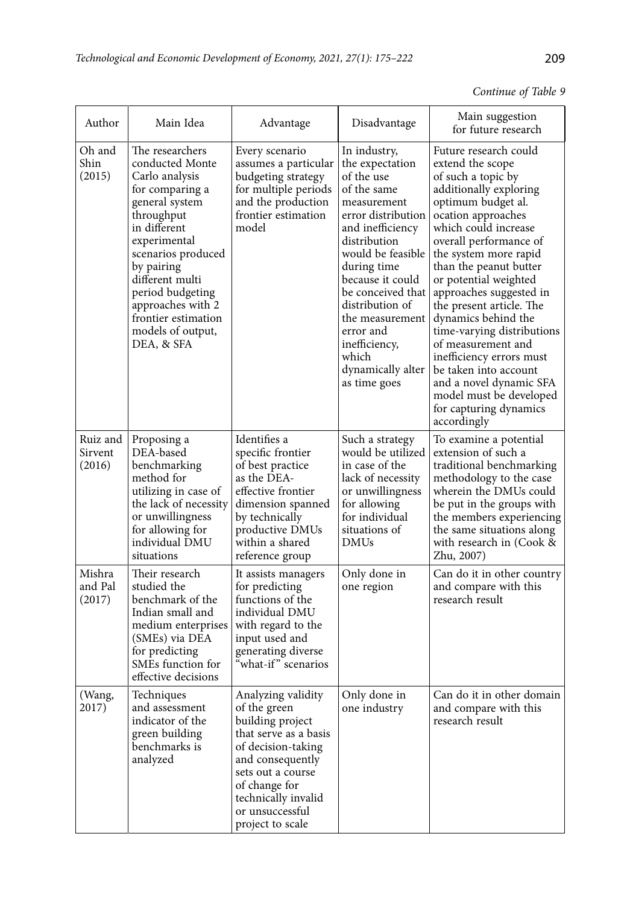*Continue of Table 9*

| Author | Main Idea | Advantage | Disadvantage | Main suggestion for future research |
|---|---|---|---|---|
| Oh and Shin (2015) | The researchers conducted Monte Carlo analysis for comparing a general system throughput in different experimental scenarios produced by pairing different multi period budgeting approaches with 2 frontier estimation models of output, DEA, & SFA | Every scenario assumes a particular budgeting strategy for multiple periods and the production frontier estimation model | In industry, the expectation of the use of the same measurement error distribution and inefficiency distribution would be feasible during time because it could be conceived that distribution of the measurement error and inefficiency, which dynamically alter as time goes | Future research could extend the scope of such a topic by additionally exploring optimum budget al. ocation approaches which could increase overall performance of the system more rapid than the peanut butter or potential weighted approaches suggested in the present article. The dynamics behind the time-varying distributions of measurement and inefficiency errors must be taken into account and a novel dynamic SFA model must be developed for capturing dynamics accordingly |
| Ruiz and Sirvent (2016) | Proposing a DEA-based benchmarking method for utilizing in case of the lack of necessity or unwillingness for allowing for individual DMU situations | Identifies a specific frontier of best practice as the DEA-effective frontier dimension spanned by technically productive DMUs within a shared reference group | Such a strategy would be utilized in case of the lack of necessity or unwillingness for allowing for individual situations of DMUs | To examine a potential extension of such a traditional benchmarking methodology to the case wherein the DMUs could be put in the groups with the members experiencing the same situations along with research in (Cook & Zhu, 2007) |
| Mishra and Pal (2017) | Their research studied the benchmark of the Indian small and medium enterprises (SMEs) via DEA for predicting SMEs function for effective decisions | It assists managers for predicting functions of the individual DMU with regard to the input used and generating diverse "what-if" scenarios | Only done in one region | Can do it in other country and compare with this research result |
| (Wang, 2017) | Techniques and assessment indicator of the green building benchmarks is analyzed | Analyzing validity of the green building project that serve as a basis of decision-taking and consequently sets out a course of change for technically invalid or unsuccessful project to scale | Only done in one industry | Can do it in other domain and compare with this research result |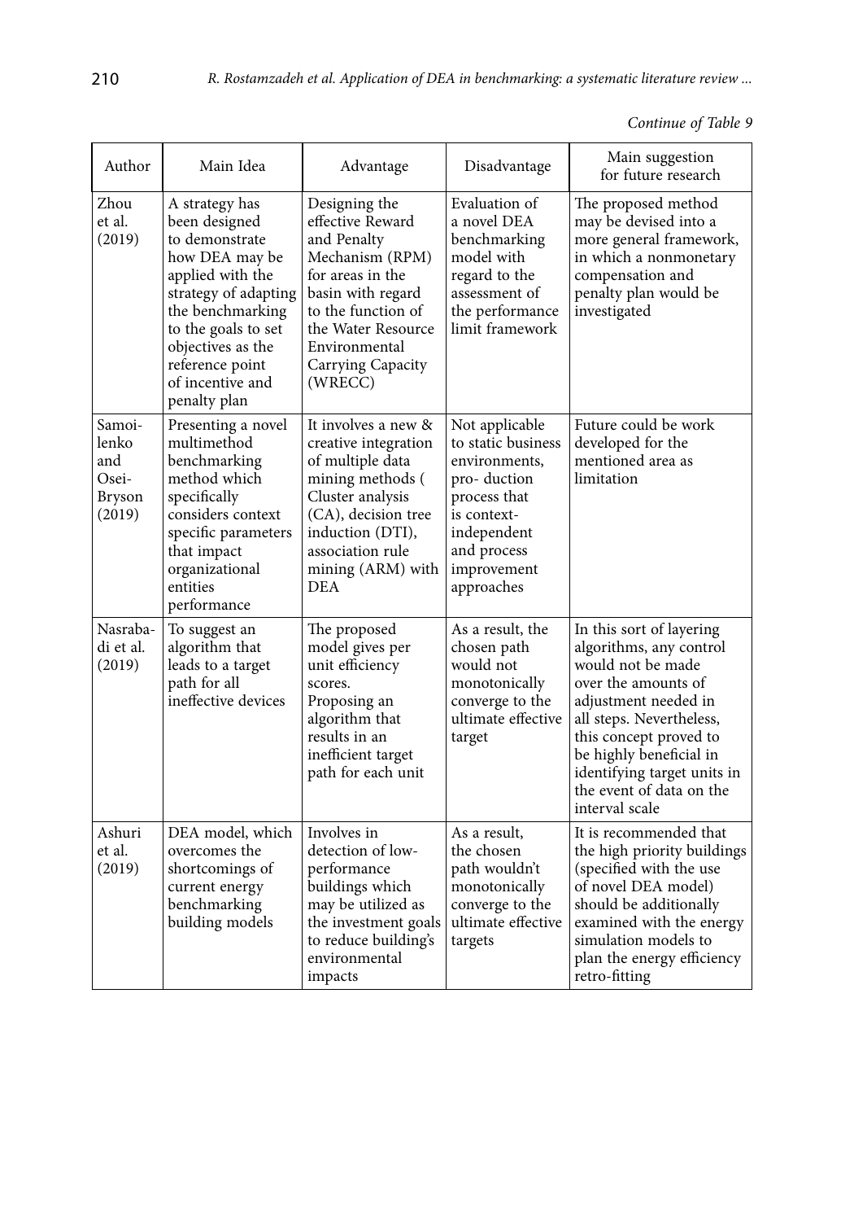*Continue of Table 9*

| Author | Main Idea | Advantage | Disadvantage | Main suggestion for future research |
|---|---|---|---|---|
| Zhou et al. (2019) | A strategy has been designed to demonstrate how DEA may be applied with the strategy of adapting the benchmarking to the goals to set objectives as the reference point of incentive and penalty plan | Designing the effective Reward and Penalty Mechanism (RPM) for areas in the basin with regard to the function of the Water Resource Environmental Carrying Capacity (WRECC) | Evaluation of a novel DEA benchmarking model with regard to the assessment of the performance limit framework | The proposed method may be devised into a more general framework, in which a nonmonetary compensation and penalty plan would be investigated |
| Samoilenko and Osei-Bryson (2019) | Presenting a novel multimethod benchmarking method which specifically considers context specific parameters that impact organizational entities performance | It involves a new & creative integration of multiple data mining methods ( Cluster analysis (CA), decision tree induction (DTI), association rule mining (ARM) with DEA | Not applicable to static business environments, pro- duction process that is context-independent and process improvement approaches | Future could be work developed for the mentioned area as limitation |
| Nasrabadi et al. (2019) | To suggest an algorithm that leads to a target path for all ineffective devices | The proposed model gives per unit efficiency scores. Proposing an algorithm that results in an inefficient target path for each unit | As a result, the chosen path would not monotonically converge to the ultimate effective target | In this sort of layering algorithms, any control would not be made over the amounts of adjustment needed in all steps. Nevertheless, this concept proved to be highly beneficial in identifying target units in the event of data on the interval scale |
| Ashuri et al. (2019) | DEA model, which overcomes the shortcomings of current energy benchmarking building models | Involves in detection of low-performance buildings which may be utilized as the investment goals to reduce building's environmental impacts | As a result, the chosen path wouldn't monotonically converge to the ultimate effective targets | It is recommended that the high priority buildings (specified with the use of novel DEA model) should be additionally examined with the energy simulation models to plan the energy efficiency retro-fitting |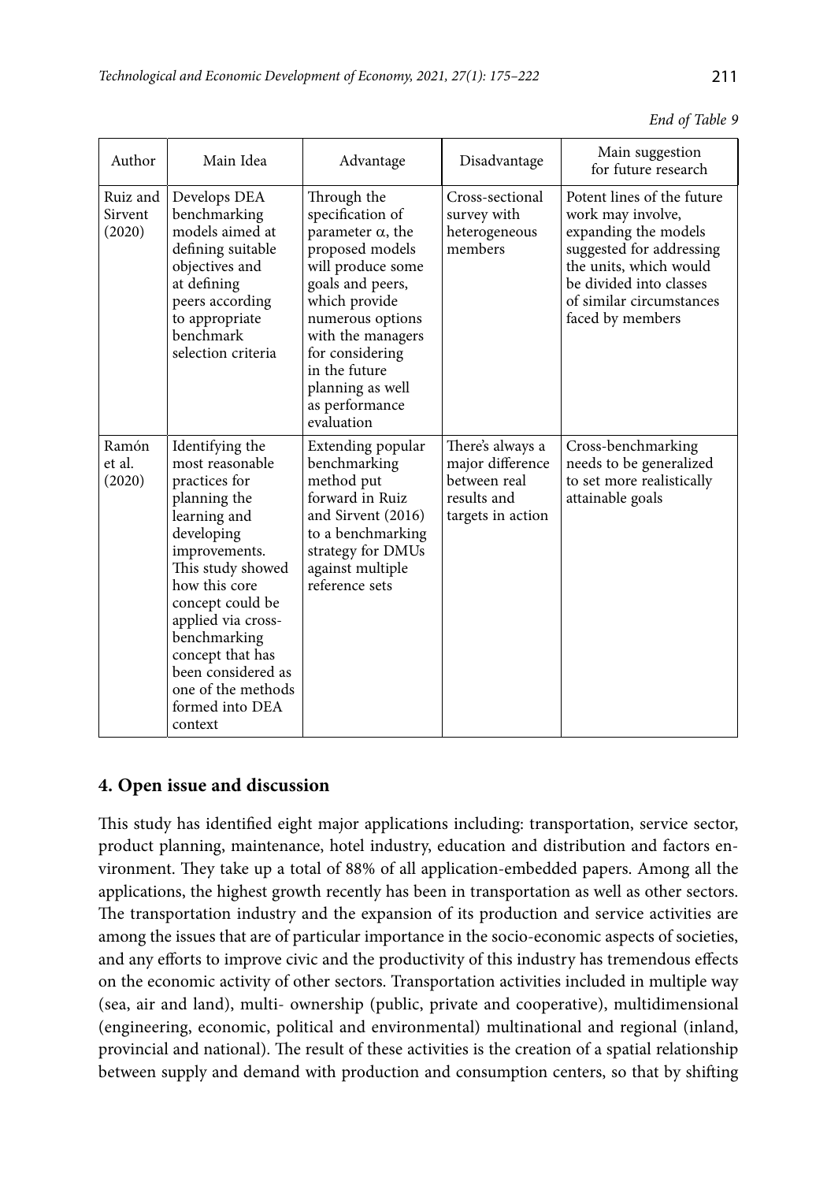*End of Table 9*

| Author | Main Idea | Advantage | Disadvantage | Main suggestion for future research |
|---|---|---|---|---|
| Ruiz and Sirvent (2020) | Develops DEA benchmarking models aimed at defining suitable objectives and at defining peers according to appropriate benchmark selection criteria | Through the specification of parameter $\alpha$, the proposed models will produce some goals and peers, which provide numerous options with the managers for considering in the future planning as well as performance evaluation | Cross-sectional survey with heterogeneous members | Potent lines of the future work may involve, expanding the models suggested for addressing the units, which would be divided into classes of similar circumstances faced by members |
| Ramón et al. (2020) | Identifying the most reasonable practices for planning the learning and developing improvements. This study showed how this core concept could be applied via cross-benchmarking concept that has been considered as one of the methods formed into DEA context | Extending popular benchmarking method put forward in Ruiz and Sirvent (2016) to a benchmarking strategy for DMUs against multiple reference sets | There's always a major difference between real results and targets in action | Cross-benchmarking needs to be generalized to set more realistically attainable goals |

## 4. Open issue and discussion

This study has identified eight major applications including: transportation, service sector, product planning, maintenance, hotel industry, education and distribution and factors environment. They take up a total of 88% of all application-embedded papers. Among all the applications, the highest growth recently has been in transportation as well as other sectors. The transportation industry and the expansion of its production and service activities are among the issues that are of particular importance in the socio-economic aspects of societies, and any efforts to improve civic and the productivity of this industry has tremendous effects on the economic activity of other sectors. Transportation activities included in multiple way (sea, air and land), multi- ownership (public, private and cooperative), multidimensional (engineering, economic, political and environmental) multinational and regional (inland, provincial and national). The result of these activities is the creation of a spatial relationship between supply and demand with production and consumption centers, so that by shifting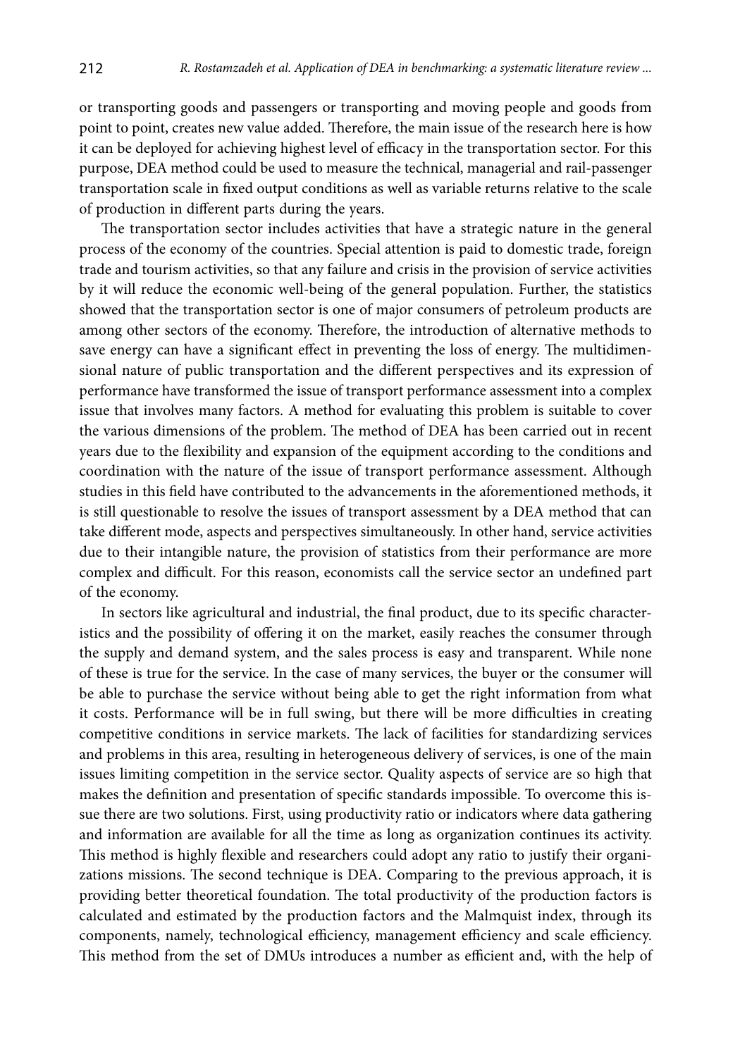or transporting goods and passengers or transporting and moving people and goods from point to point, creates new value added. Therefore, the main issue of the research here is how it can be deployed for achieving highest level of efficacy in the transportation sector. For this purpose, DEA method could be used to measure the technical, managerial and rail-passenger transportation scale in fixed output conditions as well as variable returns relative to the scale of production in different parts during the years.

The transportation sector includes activities that have a strategic nature in the general process of the economy of the countries. Special attention is paid to domestic trade, foreign trade and tourism activities, so that any failure and crisis in the provision of service activities by it will reduce the economic well-being of the general population. Further, the statistics showed that the transportation sector is one of major consumers of petroleum products are among other sectors of the economy. Therefore, the introduction of alternative methods to save energy can have a significant effect in preventing the loss of energy. The multidimensional nature of public transportation and the different perspectives and its expression of performance have transformed the issue of transport performance assessment into a complex issue that involves many factors. A method for evaluating this problem is suitable to cover the various dimensions of the problem. The method of DEA has been carried out in recent years due to the flexibility and expansion of the equipment according to the conditions and coordination with the nature of the issue of transport performance assessment. Although studies in this field have contributed to the advancements in the aforementioned methods, it is still questionable to resolve the issues of transport assessment by a DEA method that can take different mode, aspects and perspectives simultaneously. In other hand, service activities due to their intangible nature, the provision of statistics from their performance are more complex and difficult. For this reason, economists call the service sector an undefined part of the economy.

In sectors like agricultural and industrial, the final product, due to its specific characteristics and the possibility of offering it on the market, easily reaches the consumer through the supply and demand system, and the sales process is easy and transparent. While none of these is true for the service. In the case of many services, the buyer or the consumer will be able to purchase the service without being able to get the right information from what it costs. Performance will be in full swing, but there will be more difficulties in creating competitive conditions in service markets. The lack of facilities for standardizing services and problems in this area, resulting in heterogeneous delivery of services, is one of the main issues limiting competition in the service sector. Quality aspects of service are so high that makes the definition and presentation of specific standards impossible. To overcome this issue there are two solutions. First, using productivity ratio or indicators where data gathering and information are available for all the time as long as organization continues its activity. This method is highly flexible and researchers could adopt any ratio to justify their organizations missions. The second technique is DEA. Comparing to the previous approach, it is providing better theoretical foundation. The total productivity of the production factors is calculated and estimated by the production factors and the Malmquist index, through its components, namely, technological efficiency, management efficiency and scale efficiency. This method from the set of DMUs introduces a number as efficient and, with the help of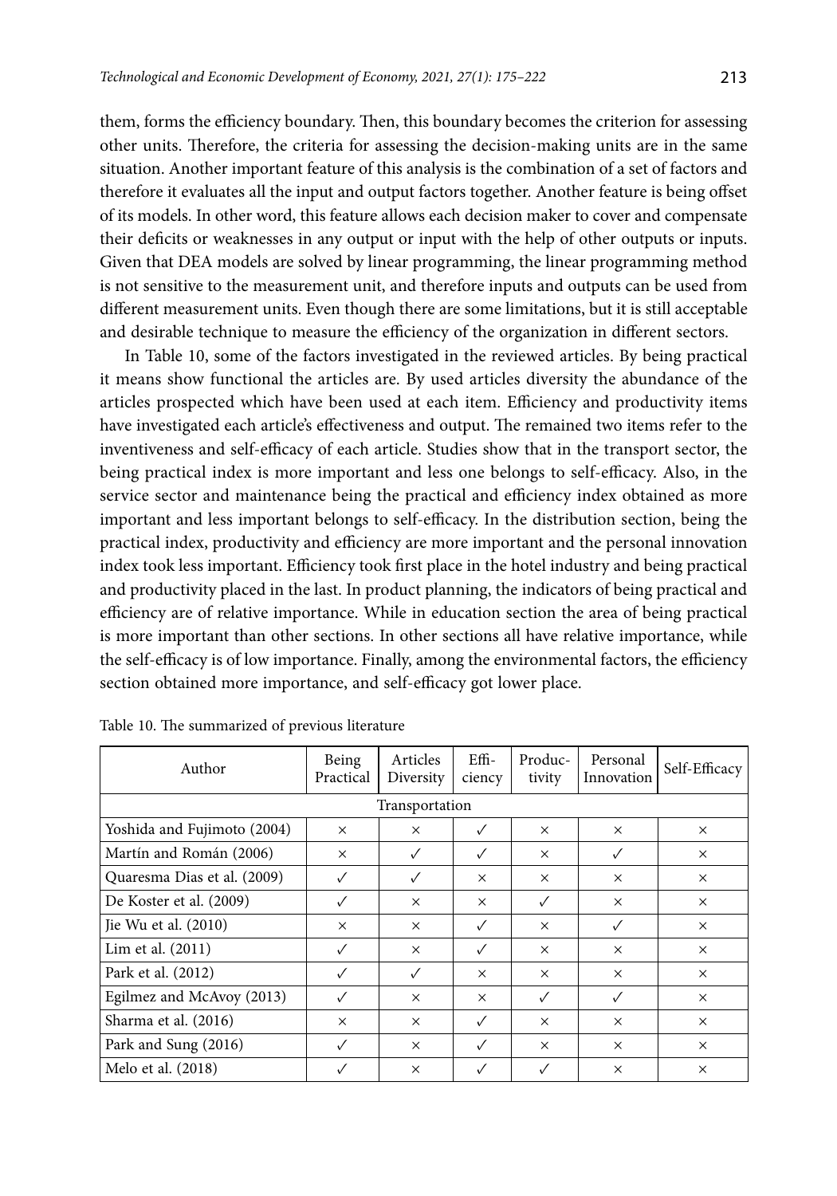them, forms the efficiency boundary. Then, this boundary becomes the criterion for assessing other units. Therefore, the criteria for assessing the decision-making units are in the same situation. Another important feature of this analysis is the combination of a set of factors and therefore it evaluates all the input and output factors together. Another feature is being offset of its models. In other word, this feature allows each decision maker to cover and compensate their deficits or weaknesses in any output or input with the help of other outputs or inputs. Given that DEA models are solved by linear programming, the linear programming method is not sensitive to the measurement unit, and therefore inputs and outputs can be used from different measurement units. Even though there are some limitations, but it is still acceptable and desirable technique to measure the efficiency of the organization in different sectors.

In Table 10, some of the factors investigated in the reviewed articles. By being practical it means show functional the articles are. By used articles diversity the abundance of the articles prospected which have been used at each item. Efficiency and productivity items have investigated each article's effectiveness and output. The remained two items refer to the inventiveness and self-efficacy of each article. Studies show that in the transport sector, the being practical index is more important and less one belongs to self-efficacy. Also, in the service sector and maintenance being the practical and efficiency index obtained as more important and less important belongs to self-efficacy. In the distribution section, being the practical index, productivity and efficiency are more important and the personal innovation index took less important. Efficiency took first place in the hotel industry and being practical and productivity placed in the last. In product planning, the indicators of being practical and efficiency are of relative importance. While in education section the area of being practical is more important than other sections. In other sections all have relative importance, while the self-efficacy is of low importance. Finally, among the environmental factors, the efficiency section obtained more importance, and self-efficacy got lower place.

Table 10. The summarized of previous literature

| Author | Being Practical | Articles Diversity | Efficiency | Productivity | Personal Innovation | Self-Efficacy |
|---|---|---|---|---|---|---|
| Transportation | | | | | | |
| Yoshida and Fujimoto (2004) | × | × | ✓ | × | × | × |
| Martín and Román (2006) | × | ✓ | ✓ | × | ✓ | × |
| Quaresma Dias et al. (2009) | ✓ | ✓ | × | × | × | × |
| De Koster et al. (2009) | ✓ | × | × | ✓ | × | × |
| Jie Wu et al. (2010) | × | × | ✓ | × | ✓ | × |
| Lim et al. (2011) | ✓ | × | ✓ | × | × | × |
| Park et al. (2012) | ✓ | ✓ | × | × | × | × |
| Egilmez and McAvoy (2013) | ✓ | × | × | ✓ | ✓ | × |
| Sharma et al. (2016) | × | × | ✓ | × | × | × |
| Park and Sung (2016) | ✓ | × | ✓ | × | × | × |
| Melo et al. (2018) | ✓ | × | ✓ | ✓ | × | × |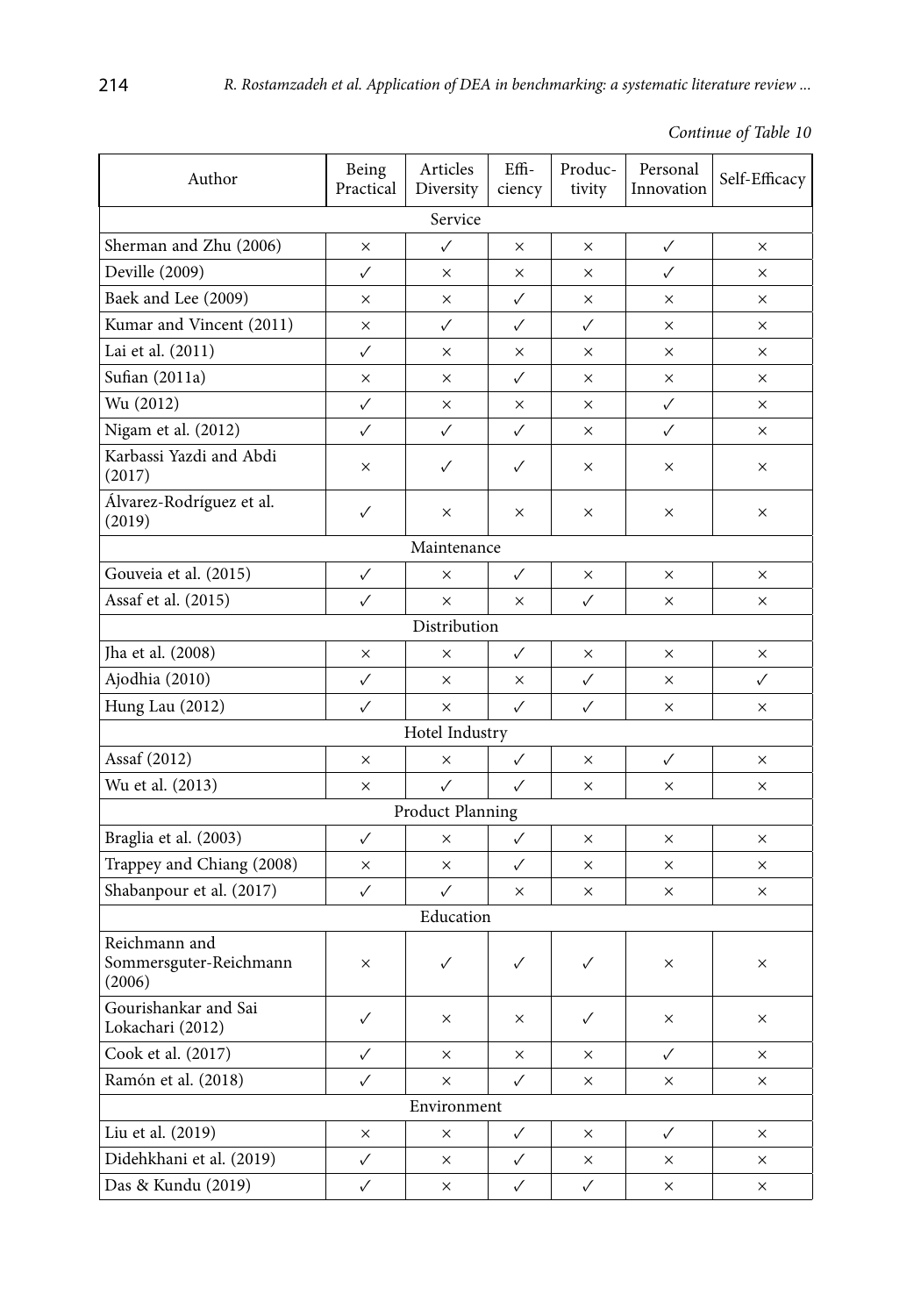*Continue of Table 10*

| Author | Being Practical | Articles Diversity | Efficiency | Productivity | Personal Innovation | Self-Efficacy |
|---|---|---|---|---|---|---|
| **Service** | | | | | | |
| Sherman and Zhu (2006) | × | ✓ | × | × | ✓ | × |
| Deville (2009) | ✓ | × | × | × | ✓ | × |
| Baek and Lee (2009) | × | × | ✓ | × | × | × |
| Kumar and Vincent (2011) | × | ✓ | ✓ | ✓ | × | × |
| Lai et al. (2011) | ✓ | × | × | × | × | × |
| Sufian (2011a) | × | × | ✓ | × | × | × |
| Wu (2012) | ✓ | × | × | × | ✓ | × |
| Nigam et al. (2012) | ✓ | ✓ | ✓ | × | ✓ | × |
| Karbassi Yazdi and Abdi (2017) | × | ✓ | ✓ | × | × | × |
| Álvarez-Rodríguez et al. (2019) | ✓ | × | × | × | × | × |
| **Maintenance** | | | | | | |
| Gouveia et al. (2015) | ✓ | × | ✓ | × | × | × |
| Assaf et al. (2015) | ✓ | × | × | ✓ | × | × |
| **Distribution** | | | | | | |
| Jha et al. (2008) | × | × | ✓ | × | × | × |
| Ajodhia (2010) | ✓ | × | × | ✓ | × | ✓ |
| Hung Lau (2012) | ✓ | × | ✓ | ✓ | × | × |
| **Hotel Industry** | | | | | | |
| Assaf (2012) | × | × | ✓ | × | ✓ | × |
| Wu et al. (2013) | × | ✓ | ✓ | × | × | × |
| **Product Planning** | | | | | | |
| Braglia et al. (2003) | ✓ | × | ✓ | × | × | × |
| Trappey and Chiang (2008) | × | × | ✓ | × | × | × |
| Shabanpour et al. (2017) | ✓ | ✓ | × | × | × | × |
| **Education** | | | | | | |
| Reichmann and Sommersguter-Reichmann (2006) | × | ✓ | ✓ | ✓ | × | × |
| Gourishankar and Sai Lokachari (2012) | ✓ | × | × | ✓ | × | × |
| Cook et al. (2017) | ✓ | × | × | × | ✓ | × |
| Ramón et al. (2018) | ✓ | × | ✓ | × | × | × |
| **Environment** | | | | | | |
| Liu et al. (2019) | × | × | ✓ | × | ✓ | × |
| Didehkhani et al. (2019) | ✓ | × | ✓ | × | × | × |
| Das & Kundu (2019) | ✓ | × | ✓ | ✓ | × | × |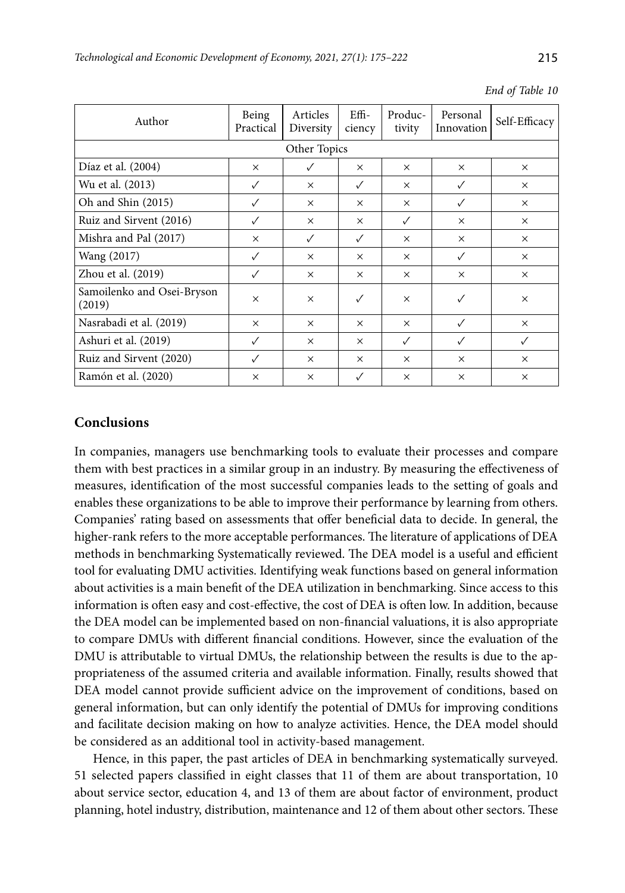*End of Table 10*

| Author | Being Practical | Articles Diversity | Efficiency | Productivity | Personal Innovation | Self-Efficacy |
|---|---|---|---|---|---|---|
| Other Topics | | | | | | |
| Díaz et al. (2004) | × | ✓ | × | × | × | × |
| Wu et al. (2013) | ✓ | × | ✓ | × | ✓ | × |
| Oh and Shin (2015) | ✓ | × | × | × | ✓ | × |
| Ruiz and Sirvent (2016) | ✓ | × | × | ✓ | × | × |
| Mishra and Pal (2017) | × | ✓ | ✓ | × | × | × |
| Wang (2017) | ✓ | × | × | × | ✓ | × |
| Zhou et al. (2019) | ✓ | × | × | × | × | × |
| Samoilenko and Osei-Bryson (2019) | × | × | ✓ | × | ✓ | × |
| Nasrabadi et al. (2019) | × | × | × | × | ✓ | × |
| Ashuri et al. (2019) | ✓ | × | × | ✓ | ✓ | ✓ |
| Ruiz and Sirvent (2020) | ✓ | × | × | × | × | × |
| Ramón et al. (2020) | × | × | ✓ | × | × | × |

## Conclusions

In companies, managers use benchmarking tools to evaluate their processes and compare them with best practices in a similar group in an industry. By measuring the effectiveness of measures, identification of the most successful companies leads to the setting of goals and enables these organizations to be able to improve their performance by learning from others. Companies' rating based on assessments that offer beneficial data to decide. In general, the higher-rank refers to the more acceptable performances. The literature of applications of DEA methods in benchmarking Systematically reviewed. The DEA model is a useful and efficient tool for evaluating DMU activities. Identifying weak functions based on general information about activities is a main benefit of the DEA utilization in benchmarking. Since access to this information is often easy and cost-effective, the cost of DEA is often low. In addition, because the DEA model can be implemented based on non-financial valuations, it is also appropriate to compare DMUs with different financial conditions. However, since the evaluation of the DMU is attributable to virtual DMUs, the relationship between the results is due to the appropriateness of the assumed criteria and available information. Finally, results showed that DEA model cannot provide sufficient advice on the improvement of conditions, based on general information, but can only identify the potential of DMUs for improving conditions and facilitate decision making on how to analyze activities. Hence, the DEA model should be considered as an additional tool in activity-based management.

Hence, in this paper, the past articles of DEA in benchmarking systematically surveyed. 51 selected papers classified in eight classes that 11 of them are about transportation, 10 about service sector, education 4, and 13 of them are about factor of environment, product planning, hotel industry, distribution, maintenance and 12 of them about other sectors. These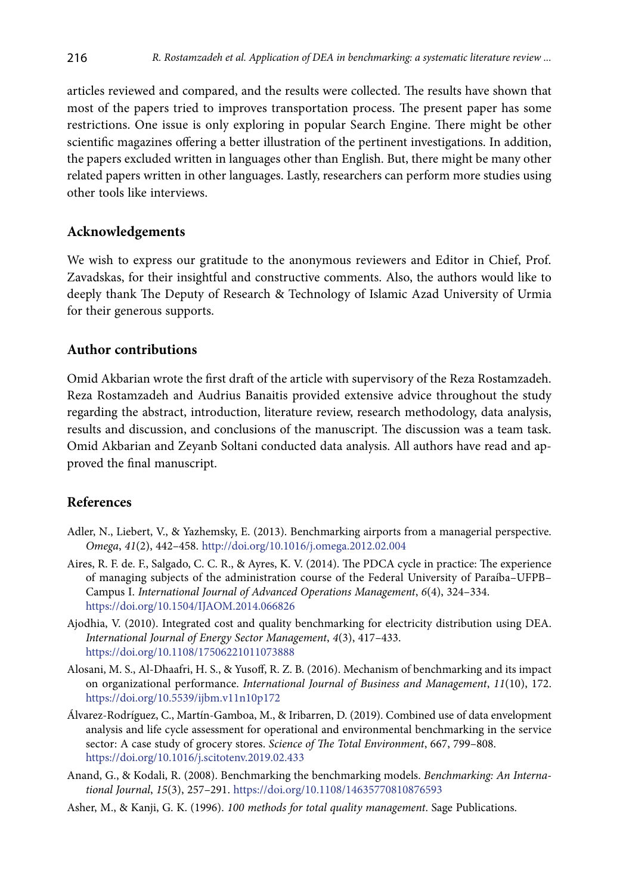articles reviewed and compared, and the results were collected. The results have shown that most of the papers tried to improves transportation process. The present paper has some restrictions. One issue is only exploring in popular Search Engine. There might be other scientific magazines offering a better illustration of the pertinent investigations. In addition, the papers excluded written in languages other than English. But, there might be many other related papers written in other languages. Lastly, researchers can perform more studies using other tools like interviews.

## Acknowledgements

We wish to express our gratitude to the anonymous reviewers and Editor in Chief, Prof. Zavadskas, for their insightful and constructive comments. Also, the authors would like to deeply thank The Deputy of Research & Technology of Islamic Azad University of Urmia for their generous supports.

## Author contributions

Omid Akbarian wrote the first draft of the article with supervisory of the Reza Rostamzadeh. Reza Rostamzadeh and Audrius Banaitis provided extensive advice throughout the study regarding the abstract, introduction, literature review, research methodology, data analysis, results and discussion, and conclusions of the manuscript. The discussion was a team task. Omid Akbarian and Zeyanb Soltani conducted data analysis. All authors have read and approved the final manuscript.

## References

Adler, N., Liebert, V., & Yazhemsky, E. (2013). Benchmarking airports from a managerial perspective. *Omega*, *41*(2), 442–458. http://doi.org/10.1016/j.omega.2012.02.004

Aires, R. F. de. F., Salgado, C. C. R., & Ayres, K. V. (2014). The PDCA cycle in practice: The experience of managing subjects of the administration course of the Federal University of Paraíba–UFPB–Campus I. *International Journal of Advanced Operations Management*, *6*(4), 324–334. https://doi.org/10.1504/IJAOM.2014.066826

Ajodhia, V. (2010). Integrated cost and quality benchmarking for electricity distribution using DEA. *International Journal of Energy Sector Management*, *4*(3), 417–433. https://doi.org/10.1108/17506221011073888

Alosani, M. S., Al-Dhaafri, H. S., & Yusoff, R. Z. B. (2016). Mechanism of benchmarking and its impact on organizational performance. *International Journal of Business and Management*, *11*(10), 172. https://doi.org/10.5539/ijbm.v11n10p172

Álvarez-Rodríguez, C., Martín-Gamboa, M., & Iribarren, D. (2019). Combined use of data envelopment analysis and life cycle assessment for operational and environmental benchmarking in the service sector: A case study of grocery stores. *Science of The Total Environment*, 667, 799–808. https://doi.org/10.1016/j.scitotenv.2019.02.433

Anand, G., & Kodali, R. (2008). Benchmarking the benchmarking models. *Benchmarking: An International Journal*, *15*(3), 257–291. https://doi.org/10.1108/14635770810876593

Asher, M., & Kanji, G. K. (1996). *100 methods for total quality management*. Sage Publications.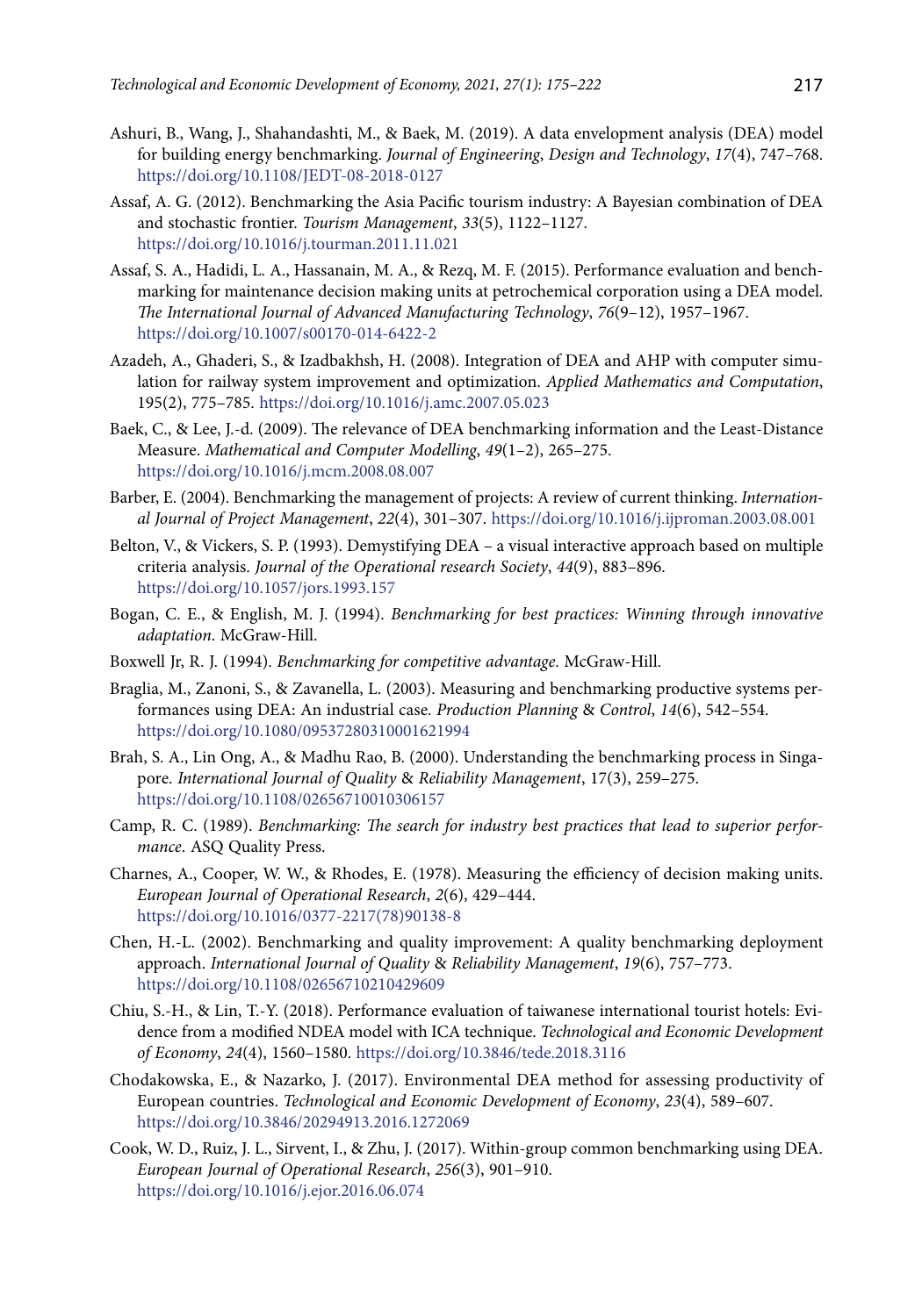Ashuri, B., Wang, J., Shahandashti, M., & Baek, M. (2019). A data envelopment analysis (DEA) model for building energy benchmarking. *Journal of Engineering, Design and Technology*, *17*(4), 747–768. https://doi.org/10.1108/JEDT-08-2018-0127

Assaf, A. G. (2012). Benchmarking the Asia Pacific tourism industry: A Bayesian combination of DEA and stochastic frontier. *Tourism Management*, *33*(5), 1122–1127. https://doi.org/10.1016/j.tourman.2011.11.021

Assaf, S. A., Hadidi, L. A., Hassanain, M. A., & Rezq, M. F. (2015). Performance evaluation and benchmarking for maintenance decision making units at petrochemical corporation using a DEA model. *The International Journal of Advanced Manufacturing Technology*, *76*(9–12), 1957–1967. https://doi.org/10.1007/s00170-014-6422-2

Azadeh, A., Ghaderi, S., & Izadbakhsh, H. (2008). Integration of DEA and AHP with computer simulation for railway system improvement and optimization. *Applied Mathematics and Computation*, 195(2), 775–785. https://doi.org/10.1016/j.amc.2007.05.023

Baek, C., & Lee, J.-d. (2009). The relevance of DEA benchmarking information and the Least-Distance Measure. *Mathematical and Computer Modelling*, *49*(1–2), 265–275. https://doi.org/10.1016/j.mcm.2008.08.007

Barber, E. (2004). Benchmarking the management of projects: A review of current thinking. *International Journal of Project Management*, *22*(4), 301–307. https://doi.org/10.1016/j.ijproman.2003.08.001

Belton, V., & Vickers, S. P. (1993). Demystifying DEA – a visual interactive approach based on multiple criteria analysis. *Journal of the Operational research Society*, *44*(9), 883–896. https://doi.org/10.1057/jors.1993.157

Bogan, C. E., & English, M. J. (1994). *Benchmarking for best practices: Winning through innovative adaptation*. McGraw-Hill.

Boxwell Jr, R. J. (1994). *Benchmarking for competitive advantage*. McGraw-Hill.

Braglia, M., Zanoni, S., & Zavanella, L. (2003). Measuring and benchmarking productive systems performances using DEA: An industrial case. *Production Planning & Control*, *14*(6), 542–554. https://doi.org/10.1080/09537280310001621994

Brah, S. A., Lin Ong, A., & Madhu Rao, B. (2000). Understanding the benchmarking process in Singapore. *International Journal of Quality & Reliability Management*, 17(3), 259–275. https://doi.org/10.1108/02656710010306157

Camp, R. C. (1989). *Benchmarking: The search for industry best practices that lead to superior performance*. ASQ Quality Press.

Charnes, A., Cooper, W. W., & Rhodes, E. (1978). Measuring the efficiency of decision making units. *European Journal of Operational Research*, *2*(6), 429–444. https://doi.org/10.1016/0377-2217(78)90138-8

Chen, H.-L. (2002). Benchmarking and quality improvement: A quality benchmarking deployment approach. *International Journal of Quality & Reliability Management*, *19*(6), 757–773. https://doi.org/10.1108/02656710210429609

Chiu, S.-H., & Lin, T.-Y. (2018). Performance evaluation of taiwanese international tourist hotels: Evidence from a modified NDEA model with ICA technique. *Technological and Economic Development of Economy*, *24*(4), 1560–1580. https://doi.org/10.3846/tede.2018.3116

Chodakowska, E., & Nazarko, J. (2017). Environmental DEA method for assessing productivity of European countries. *Technological and Economic Development of Economy*, *23*(4), 589–607. https://doi.org/10.3846/20294913.2016.1272069

Cook, W. D., Ruiz, J. L., Sirvent, I., & Zhu, J. (2017). Within-group common benchmarking using DEA. *European Journal of Operational Research*, *256*(3), 901–910. https://doi.org/10.1016/j.ejor.2016.06.074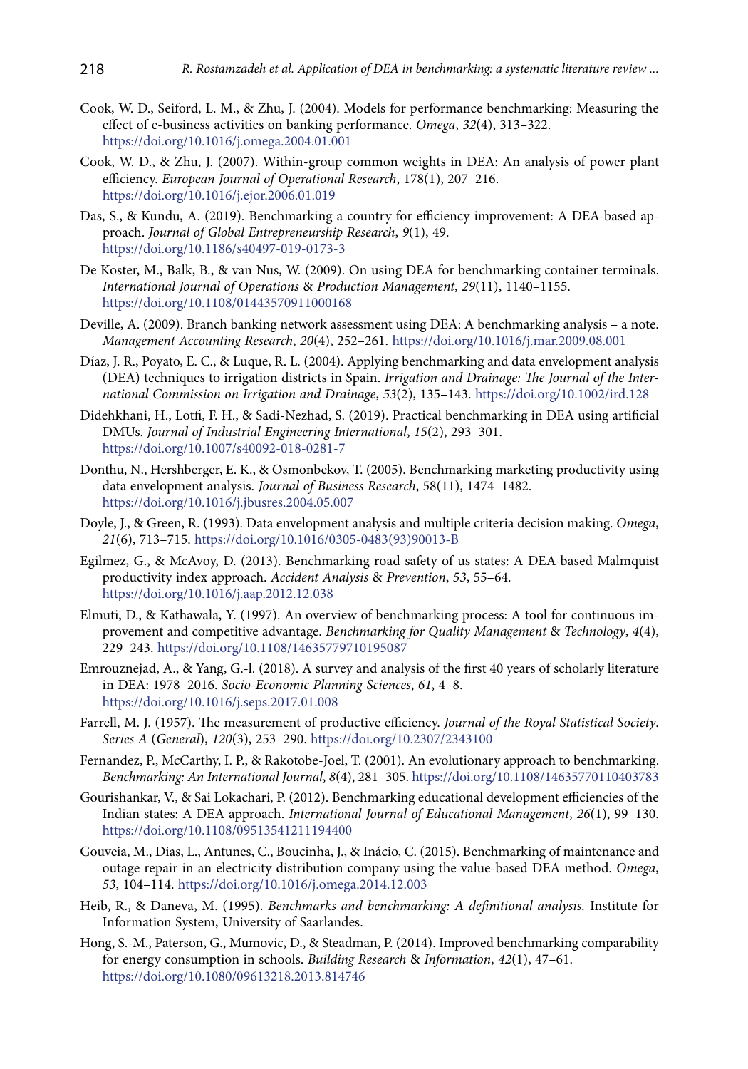Cook, W. D., Seiford, L. M., & Zhu, J. (2004). Models for performance benchmarking: Measuring the effect of e-business activities on banking performance. *Omega*, *32*(4), 313–322. https://doi.org/10.1016/j.omega.2004.01.001

Cook, W. D., & Zhu, J. (2007). Within-group common weights in DEA: An analysis of power plant efficiency. *European Journal of Operational Research*, 178(1), 207–216. https://doi.org/10.1016/j.ejor.2006.01.019

Das, S., & Kundu, A. (2019). Benchmarking a country for efficiency improvement: A DEA-based approach. *Journal of Global Entrepreneurship Research*, *9*(1), 49. https://doi.org/10.1186/s40497-019-0173-3

De Koster, M., Balk, B., & van Nus, W. (2009). On using DEA for benchmarking container terminals. *International Journal of Operations* & *Production Management*, *29*(11), 1140–1155. https://doi.org/10.1108/01443570911000168

Deville, A. (2009). Branch banking network assessment using DEA: A benchmarking analysis – a note. *Management Accounting Research*, *20*(4), 252–261. https://doi.org/10.1016/j.mar.2009.08.001

Díaz, J. R., Poyato, E. C., & Luque, R. L. (2004). Applying benchmarking and data envelopment analysis (DEA) techniques to irrigation districts in Spain. *Irrigation and Drainage: The Journal of the International Commission on Irrigation and Drainage*, *53*(2), 135–143. https://doi.org/10.1002/ird.128

Didehkhani, H., Lotfi, F. H., & Sadi-Nezhad, S. (2019). Practical benchmarking in DEA using artificial DMUs. *Journal of Industrial Engineering International*, *15*(2), 293–301. https://doi.org/10.1007/s40092-018-0281-7

Donthu, N., Hershberger, E. K., & Osmonbekov, T. (2005). Benchmarking marketing productivity using data envelopment analysis. *Journal of Business Research*, 58(11), 1474–1482. https://doi.org/10.1016/j.jbusres.2004.05.007

Doyle, J., & Green, R. (1993). Data envelopment analysis and multiple criteria decision making. *Omega*, *21*(6), 713–715. https://doi.org/10.1016/0305-0483(93)90013-B

Egilmez, G., & McAvoy, D. (2013). Benchmarking road safety of us states: A DEA-based Malmquist productivity index approach. *Accident Analysis* & *Prevention*, *53*, 55–64. https://doi.org/10.1016/j.aap.2012.12.038

Elmuti, D., & Kathawala, Y. (1997). An overview of benchmarking process: A tool for continuous improvement and competitive advantage. *Benchmarking for Quality Management* & *Technology*, *4*(4), 229–243. https://doi.org/10.1108/14635779710195087

Emrouznejad, A., & Yang, G.-l. (2018). A survey and analysis of the first 40 years of scholarly literature in DEA: 1978–2016. *Socio-Economic Planning Sciences*, *61*, 4–8. https://doi.org/10.1016/j.seps.2017.01.008

Farrell, M. J. (1957). The measurement of productive efficiency. *Journal of the Royal Statistical Society. Series A* (*General*), *120*(3), 253–290. https://doi.org/10.2307/2343100

Fernandez, P., McCarthy, I. P., & Rakotobe-Joel, T. (2001). An evolutionary approach to benchmarking. *Benchmarking: An International Journal*, *8*(4), 281–305. https://doi.org/10.1108/14635770110403783

Gourishankar, V., & Sai Lokachari, P. (2012). Benchmarking educational development efficiencies of the Indian states: A DEA approach. *International Journal of Educational Management*, *26*(1), 99–130. https://doi.org/10.1108/09513541211194400

Gouveia, M., Dias, L., Antunes, C., Boucinha, J., & Inácio, C. (2015). Benchmarking of maintenance and outage repair in an electricity distribution company using the value-based DEA method. *Omega*, *53*, 104–114. https://doi.org/10.1016/j.omega.2014.12.003

Heib, R., & Daneva, M. (1995). *Benchmarks and benchmarking: A definitional analysis.* Institute for Information System, University of Saarlandes.

Hong, S.-M., Paterson, G., Mumovic, D., & Steadman, P. (2014). Improved benchmarking comparability for energy consumption in schools. *Building Research* & *Information*, *42*(1), 47–61. https://doi.org/10.1080/09613218.2013.814746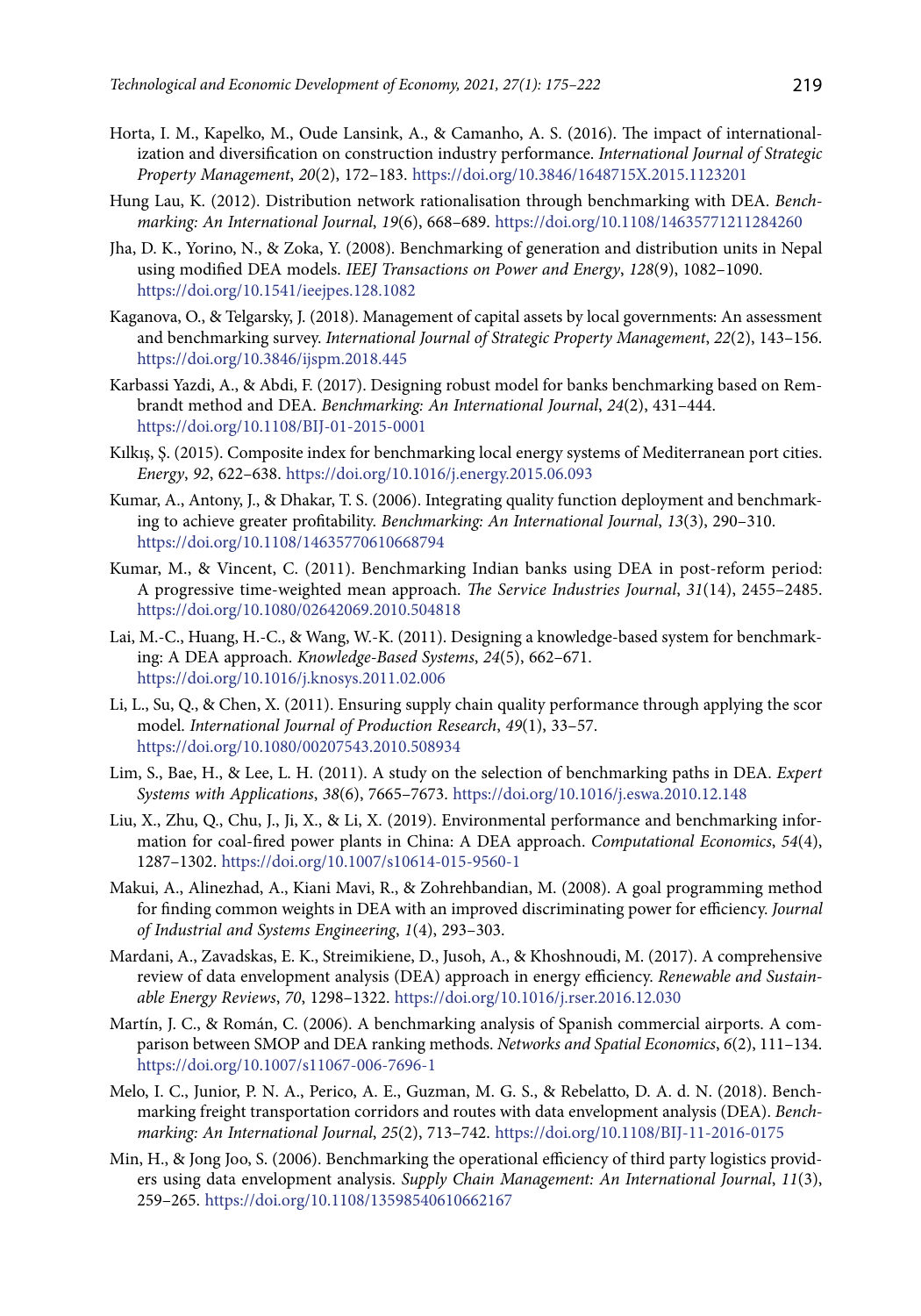Horta, I. M., Kapelko, M., Oude Lansink, A., & Camanho, A. S. (2016). The impact of internationalization and diversification on construction industry performance. *International Journal of Strategic Property Management*, *20*(2), 172–183. https://doi.org/10.3846/1648715X.2015.1123201

Hung Lau, K. (2012). Distribution network rationalisation through benchmarking with DEA. *Benchmarking: An International Journal*, *19*(6), 668–689. https://doi.org/10.1108/14635771211284260

Jha, D. K., Yorino, N., & Zoka, Y. (2008). Benchmarking of generation and distribution units in Nepal using modified DEA models. *IEEJ Transactions on Power and Energy*, *128*(9), 1082–1090. https://doi.org/10.1541/ieejpes.128.1082

Kaganova, O., & Telgarsky, J. (2018). Management of capital assets by local governments: An assessment and benchmarking survey. *International Journal of Strategic Property Management*, *22*(2), 143–156. https://doi.org/10.3846/ijspm.2018.445

Karbassi Yazdi, A., & Abdi, F. (2017). Designing robust model for banks benchmarking based on Rembrandt method and DEA. *Benchmarking: An International Journal*, *24*(2), 431–444. https://doi.org/10.1108/BIJ-01-2015-0001

Kılkış, Ş. (2015). Composite index for benchmarking local energy systems of Mediterranean port cities. *Energy*, *92*, 622–638. https://doi.org/10.1016/j.energy.2015.06.093

Kumar, A., Antony, J., & Dhakar, T. S. (2006). Integrating quality function deployment and benchmarking to achieve greater profitability. *Benchmarking: An International Journal*, *13*(3), 290–310. https://doi.org/10.1108/14635770610668794

Kumar, M., & Vincent, C. (2011). Benchmarking Indian banks using DEA in post-reform period: A progressive time-weighted mean approach. *The Service Industries Journal*, *31*(14), 2455–2485. https://doi.org/10.1080/02642069.2010.504818

Lai, M.-C., Huang, H.-C., & Wang, W.-K. (2011). Designing a knowledge-based system for benchmarking: A DEA approach. *Knowledge-Based Systems*, *24*(5), 662–671. https://doi.org/10.1016/j.knosys.2011.02.006

Li, L., Su, Q., & Chen, X. (2011). Ensuring supply chain quality performance through applying the scor model. *International Journal of Production Research*, *49*(1), 33–57. https://doi.org/10.1080/00207543.2010.508934

Lim, S., Bae, H., & Lee, L. H. (2011). A study on the selection of benchmarking paths in DEA. *Expert Systems with Applications*, *38*(6), 7665–7673. https://doi.org/10.1016/j.eswa.2010.12.148

Liu, X., Zhu, Q., Chu, J., Ji, X., & Li, X. (2019). Environmental performance and benchmarking information for coal-fired power plants in China: A DEA approach. *Computational Economics*, *54*(4), 1287–1302. https://doi.org/10.1007/s10614-015-9560-1

Makui, A., Alinezhad, A., Kiani Mavi, R., & Zohrehbandian, M. (2008). A goal programming method for finding common weights in DEA with an improved discriminating power for efficiency. *Journal of Industrial and Systems Engineering*, *1*(4), 293–303.

Mardani, A., Zavadskas, E. K., Streimikiene, D., Jusoh, A., & Khoshnoudi, M. (2017). A comprehensive review of data envelopment analysis (DEA) approach in energy efficiency. *Renewable and Sustainable Energy Reviews*, *70*, 1298–1322. https://doi.org/10.1016/j.rser.2016.12.030

Martín, J. C., & Román, C. (2006). A benchmarking analysis of Spanish commercial airports. A comparison between SMOP and DEA ranking methods. *Networks and Spatial Economics*, *6*(2), 111–134. https://doi.org/10.1007/s11067-006-7696-1

Melo, I. C., Junior, P. N. A., Perico, A. E., Guzman, M. G. S., & Rebelatto, D. A. d. N. (2018). Benchmarking freight transportation corridors and routes with data envelopment analysis (DEA). *Benchmarking: An International Journal*, *25*(2), 713–742. https://doi.org/10.1108/BIJ-11-2016-0175

Min, H., & Jong Joo, S. (2006). Benchmarking the operational efficiency of third party logistics providers using data envelopment analysis. *Supply Chain Management: An International Journal*, *11*(3), 259–265. https://doi.org/10.1108/13598540610662167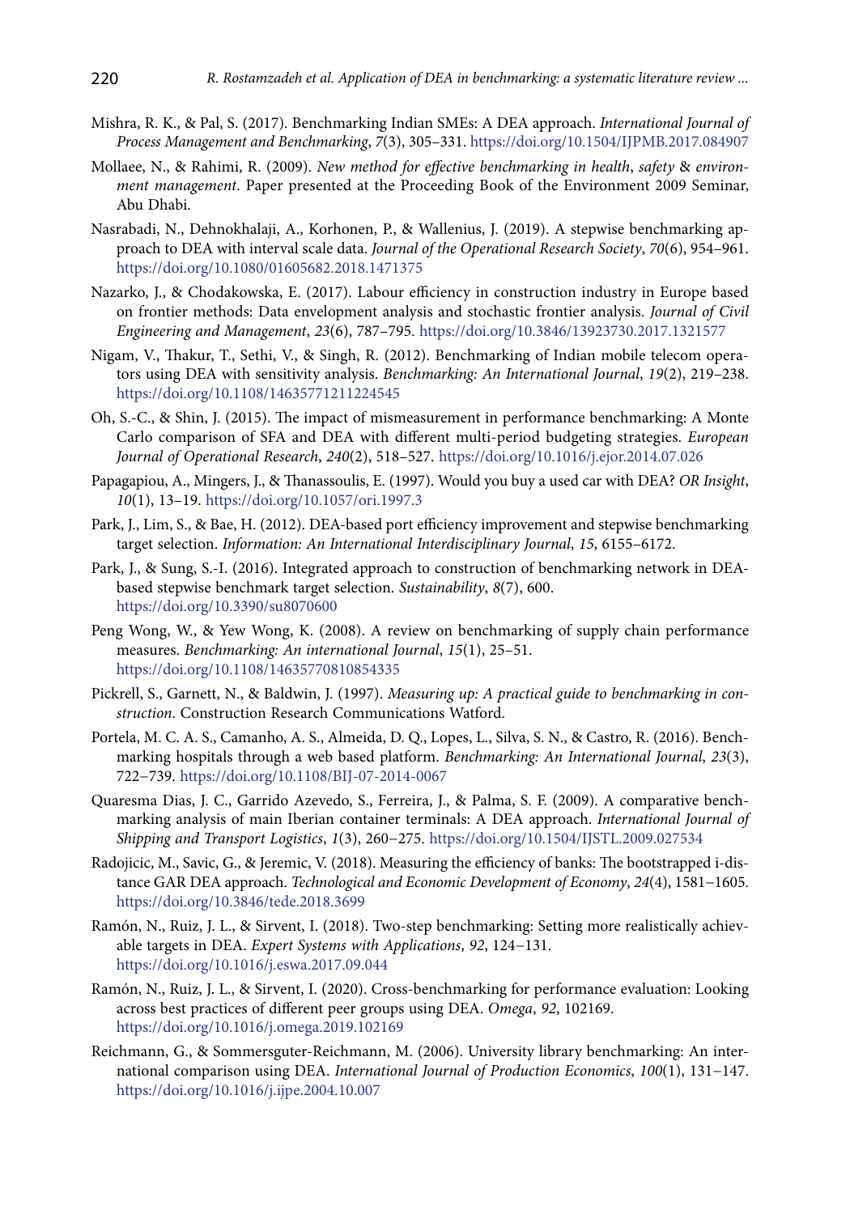Mishra, R. K., & Pal, S. (2017). Benchmarking Indian SMEs: A DEA approach. *International Journal of Process Management and Benchmarking*, *7*(3), 305–331. https://doi.org/10.1504/IJPMB.2017.084907

Mollaee, N., & Rahimi, R. (2009). *New method for effective benchmarking in health, safety & environment management*. Paper presented at the Proceeding Book of the Environment 2009 Seminar, Abu Dhabi.

Nasrabadi, N., Dehnokhalaji, A., Korhonen, P., & Wallenius, J. (2019). A stepwise benchmarking approach to DEA with interval scale data. *Journal of the Operational Research Society*, *70*(6), 954–961. https://doi.org/10.1080/01605682.2018.1471375

Nazarko, J., & Chodakowska, E. (2017). Labour efficiency in construction industry in Europe based on frontier methods: Data envelopment analysis and stochastic frontier analysis. *Journal of Civil Engineering and Management*, *23*(6), 787–795. https://doi.org/10.3846/13923730.2017.1321577

Nigam, V., Thakur, T., Sethi, V., & Singh, R. (2012). Benchmarking of Indian mobile telecom operators using DEA with sensitivity analysis. *Benchmarking: An International Journal*, *19*(2), 219–238. https://doi.org/10.1108/14635771211224545

Oh, S.-C., & Shin, J. (2015). The impact of mismeasurement in performance benchmarking: A Monte Carlo comparison of SFA and DEA with different multi-period budgeting strategies. *European Journal of Operational Research*, *240*(2), 518–527. https://doi.org/10.1016/j.ejor.2014.07.026

Papagapiou, A., Mingers, J., & Thanassoulis, E. (1997). Would you buy a used car with DEA? *OR Insight*, *10*(1), 13–19. https://doi.org/10.1057/ori.1997.3

Park, J., Lim, S., & Bae, H. (2012). DEA-based port efficiency improvement and stepwise benchmarking target selection. *Information: An International Interdisciplinary Journal*, *15*, 6155–6172.

Park, J., & Sung, S.-I. (2016). Integrated approach to construction of benchmarking network in DEA-based stepwise benchmark target selection. *Sustainability*, *8*(7), 600. https://doi.org/10.3390/su8070600

Peng Wong, W., & Yew Wong, K. (2008). A review on benchmarking of supply chain performance measures. *Benchmarking: An international Journal*, *15*(1), 25–51. https://doi.org/10.1108/14635770810854335

Pickrell, S., Garnett, N., & Baldwin, J. (1997). *Measuring up: A practical guide to benchmarking in construction*. Construction Research Communications Watford.

Portela, M. C. A. S., Camanho, A. S., Almeida, D. Q., Lopes, L., Silva, S. N., & Castro, R. (2016). Benchmarking hospitals through a web based platform. *Benchmarking: An International Journal*, *23*(3), 722–739. https://doi.org/10.1108/BIJ-07-2014-0067

Quaresma Dias, J. C., Garrido Azevedo, S., Ferreira, J., & Palma, S. F. (2009). A comparative benchmarking analysis of main Iberian container terminals: A DEA approach. *International Journal of Shipping and Transport Logistics*, *1*(3), 260–275. https://doi.org/10.1504/IJSTL.2009.027534

Radojicic, M., Savic, G., & Jeremic, V. (2018). Measuring the efficiency of banks: The bootstrapped i-distance GAR DEA approach. *Technological and Economic Development of Economy*, *24*(4), 1581–1605. https://doi.org/10.3846/tede.2018.3699

Ramón, N., Ruiz, J. L., & Sirvent, I. (2018). Two-step benchmarking: Setting more realistically achievable targets in DEA. *Expert Systems with Applications*, *92*, 124–131. https://doi.org/10.1016/j.eswa.2017.09.044

Ramón, N., Ruiz, J. L., & Sirvent, I. (2020). Cross-benchmarking for performance evaluation: Looking across best practices of different peer groups using DEA. *Omega*, *92*, 102169. https://doi.org/10.1016/j.omega.2019.102169

Reichmann, G., & Sommersguter-Reichmann, M. (2006). University library benchmarking: An international comparison using DEA. *International Journal of Production Economics*, *100*(1), 131–147. https://doi.org/10.1016/j.ijpe.2004.10.007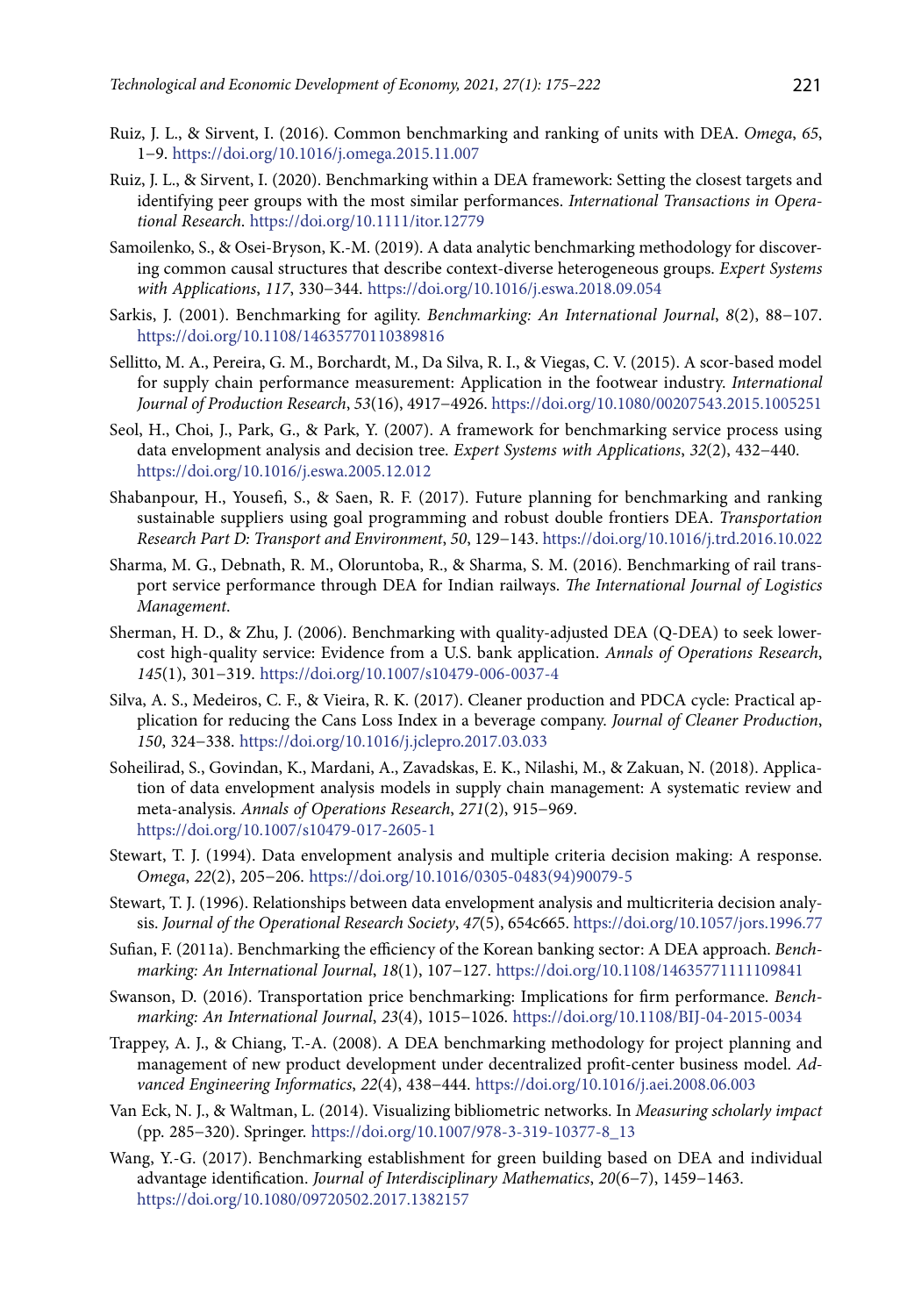Ruiz, J. L., & Sirvent, I. (2016). Common benchmarking and ranking of units with DEA. *Omega*, *65*, 1–9. https://doi.org/10.1016/j.omega.2015.11.007

Ruiz, J. L., & Sirvent, I. (2020). Benchmarking within a DEA framework: Setting the closest targets and identifying peer groups with the most similar performances. *International Transactions in Operational Research*. https://doi.org/10.1111/itor.12779

Samoilenko, S., & Osei-Bryson, K.-M. (2019). A data analytic benchmarking methodology for discovering common causal structures that describe context-diverse heterogeneous groups. *Expert Systems with Applications*, *117*, 330–344. https://doi.org/10.1016/j.eswa.2018.09.054

Sarkis, J. (2001). Benchmarking for agility. *Benchmarking: An International Journal*, *8*(2), 88–107. https://doi.org/10.1108/14635770110389816

Sellitto, M. A., Pereira, G. M., Borchardt, M., Da Silva, R. I., & Viegas, C. V. (2015). A scor-based model for supply chain performance measurement: Application in the footwear industry. *International Journal of Production Research*, *53*(16), 4917–4926. https://doi.org/10.1080/00207543.2015.1005251

Seol, H., Choi, J., Park, G., & Park, Y. (2007). A framework for benchmarking service process using data envelopment analysis and decision tree. *Expert Systems with Applications*, *32*(2), 432–440. https://doi.org/10.1016/j.eswa.2005.12.012

Shabanpour, H., Yousefi, S., & Saen, R. F. (2017). Future planning for benchmarking and ranking sustainable suppliers using goal programming and robust double frontiers DEA. *Transportation Research Part D: Transport and Environment*, *50*, 129–143. https://doi.org/10.1016/j.trd.2016.10.022

Sharma, M. G., Debnath, R. M., Oloruntoba, R., & Sharma, S. M. (2016). Benchmarking of rail transport service performance through DEA for Indian railways. *The International Journal of Logistics Management*.

Sherman, H. D., & Zhu, J. (2006). Benchmarking with quality-adjusted DEA (Q-DEA) to seek lower-cost high-quality service: Evidence from a U.S. bank application. *Annals of Operations Research*, *145*(1), 301–319. https://doi.org/10.1007/s10479-006-0037-4

Silva, A. S., Medeiros, C. F., & Vieira, R. K. (2017). Cleaner production and PDCA cycle: Practical application for reducing the Cans Loss Index in a beverage company. *Journal of Cleaner Production*, *150*, 324–338. https://doi.org/10.1016/j.jclepro.2017.03.033

Soheilirad, S., Govindan, K., Mardani, A., Zavadskas, E. K., Nilashi, M., & Zakuan, N. (2018). Application of data envelopment analysis models in supply chain management: A systematic review and meta-analysis. *Annals of Operations Research*, *271*(2), 915–969. https://doi.org/10.1007/s10479-017-2605-1

Stewart, T. J. (1994). Data envelopment analysis and multiple criteria decision making: A response. *Omega*, *22*(2), 205–206. https://doi.org/10.1016/0305-0483(94)90079-5

Stewart, T. J. (1996). Relationships between data envelopment analysis and multicriteria decision analysis. *Journal of the Operational Research Society*, *47*(5), 654c665. https://doi.org/10.1057/jors.1996.77

Sufian, F. (2011a). Benchmarking the efficiency of the Korean banking sector: A DEA approach. *Benchmarking: An International Journal*, *18*(1), 107–127. https://doi.org/10.1108/14635771111109841

Swanson, D. (2016). Transportation price benchmarking: Implications for firm performance. *Benchmarking: An International Journal*, *23*(4), 1015–1026. https://doi.org/10.1108/BIJ-04-2015-0034

Trappey, A. J., & Chiang, T.-A. (2008). A DEA benchmarking methodology for project planning and management of new product development under decentralized profit-center business model. *Advanced Engineering Informatics*, *22*(4), 438–444. https://doi.org/10.1016/j.aei.2008.06.003

Van Eck, N. J., & Waltman, L. (2014). Visualizing bibliometric networks. In *Measuring scholarly impact* (pp. 285–320). Springer. https://doi.org/10.1007/978-3-319-10377-8_13

Wang, Y.-G. (2017). Benchmarking establishment for green building based on DEA and individual advantage identification. *Journal of Interdisciplinary Mathematics*, *20*(6–7), 1459–1463. https://doi.org/10.1080/09720502.2017.1382157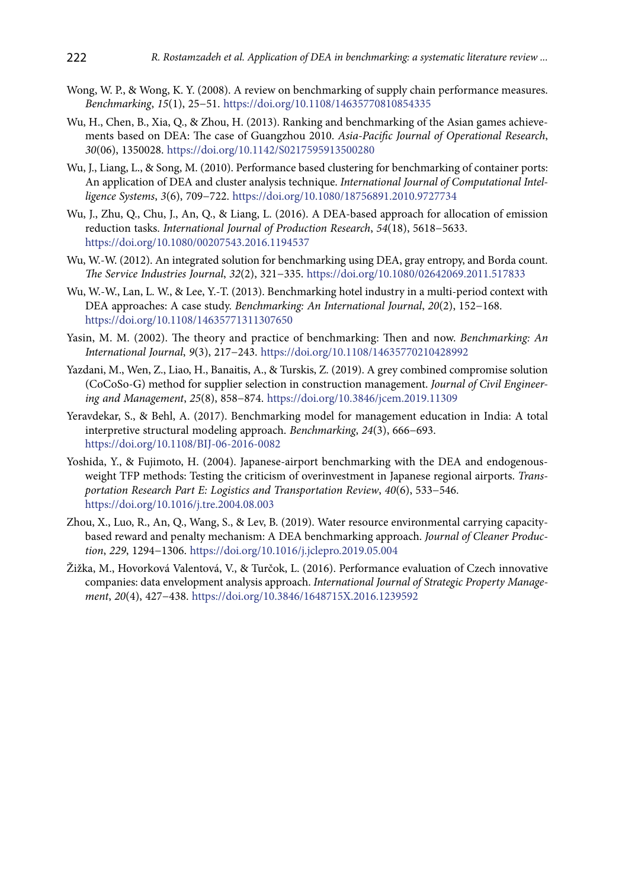Wong, W. P., & Wong, K. Y. (2008). A review on benchmarking of supply chain performance measures. *Benchmarking*, *15*(1), 25–51. https://doi.org/10.1108/14635770810854335

Wu, H., Chen, B., Xia, Q., & Zhou, H. (2013). Ranking and benchmarking of the Asian games achievements based on DEA: The case of Guangzhou 2010. *Asia-Pacific Journal of Operational Research*, *30*(06), 1350028. https://doi.org/10.1142/S0217595913500280

Wu, J., Liang, L., & Song, M. (2010). Performance based clustering for benchmarking of container ports: An application of DEA and cluster analysis technique. *International Journal of Computational Intelligence Systems*, *3*(6), 709–722. https://doi.org/10.1080/18756891.2010.9727734

Wu, J., Zhu, Q., Chu, J., An, Q., & Liang, L. (2016). A DEA-based approach for allocation of emission reduction tasks. *International Journal of Production Research*, *54*(18), 5618–5633. https://doi.org/10.1080/00207543.2016.1194537

Wu, W.-W. (2012). An integrated solution for benchmarking using DEA, gray entropy, and Borda count. *The Service Industries Journal*, *32*(2), 321–335. https://doi.org/10.1080/02642069.2011.517833

Wu, W.-W., Lan, L. W., & Lee, Y.-T. (2013). Benchmarking hotel industry in a multi-period context with DEA approaches: A case study. *Benchmarking: An International Journal*, *20*(2), 152–168. https://doi.org/10.1108/14635771311307650

Yasin, M. M. (2002). The theory and practice of benchmarking: Then and now. *Benchmarking: An International Journal*, *9*(3), 217–243. https://doi.org/10.1108/14635770210428992

Yazdani, M., Wen, Z., Liao, H., Banaitis, A., & Turskis, Z. (2019). A grey combined compromise solution (CoCoSo-G) method for supplier selection in construction management. *Journal of Civil Engineering and Management*, *25*(8), 858–874. https://doi.org/10.3846/jcem.2019.11309

Yeravdekar, S., & Behl, A. (2017). Benchmarking model for management education in India: A total interpretive structural modeling approach. *Benchmarking*, *24*(3), 666–693. https://doi.org/10.1108/BIJ-06-2016-0082

Yoshida, Y., & Fujimoto, H. (2004). Japanese-airport benchmarking with the DEA and endogenous-weight TFP methods: Testing the criticism of overinvestment in Japanese regional airports. *Transportation Research Part E: Logistics and Transportation Review*, *40*(6), 533–546. https://doi.org/10.1016/j.tre.2004.08.003

Zhou, X., Luo, R., An, Q., Wang, S., & Lev, B. (2019). Water resource environmental carrying capacity-based reward and penalty mechanism: A DEA benchmarking approach. *Journal of Cleaner Production*, *229*, 1294–1306. https://doi.org/10.1016/j.jclepro.2019.05.004

Žižka, M., Hovorková Valentová, V., & Turčok, L. (2016). Performance evaluation of Czech innovative companies: data envelopment analysis approach. *International Journal of Strategic Property Management*, *20*(4), 427–438. https://doi.org/10.3846/1648715X.2016.1239592